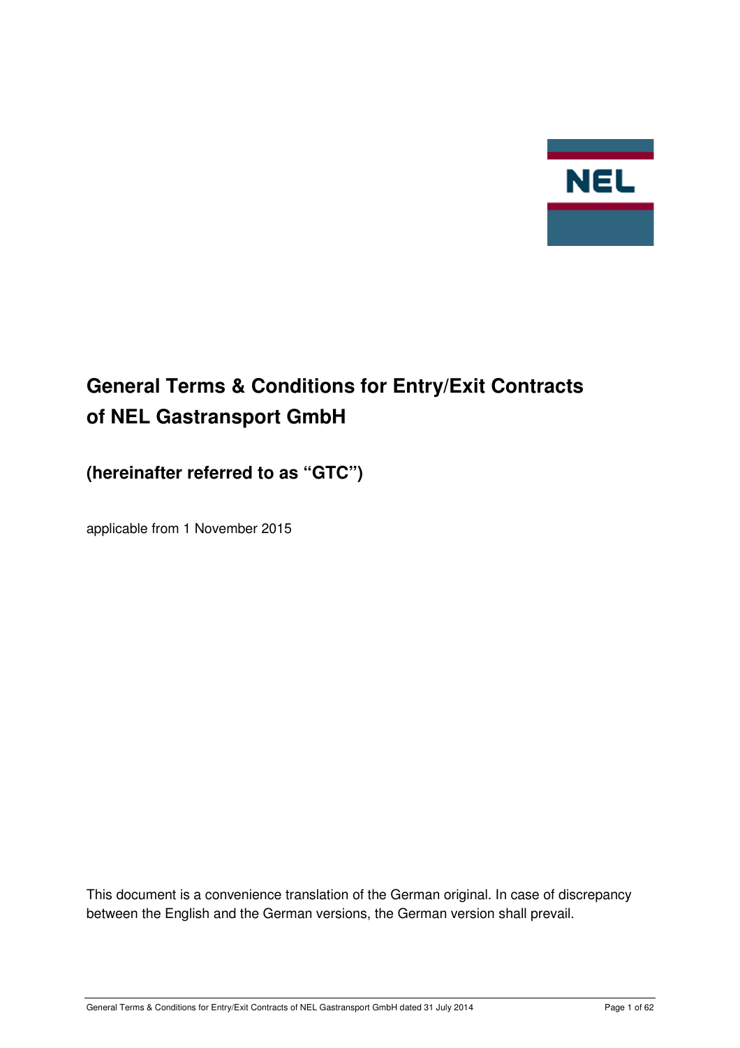# General Terms & Conditions for Entry/Exit Contracts of NEL Gastransport GmbH

## (hereinafter referred to as "GTC")

applicable from 1 November 2015

This document is a convenience translation of the German original. In case of discrepancy between the English and the German versions, the German version shall prevail.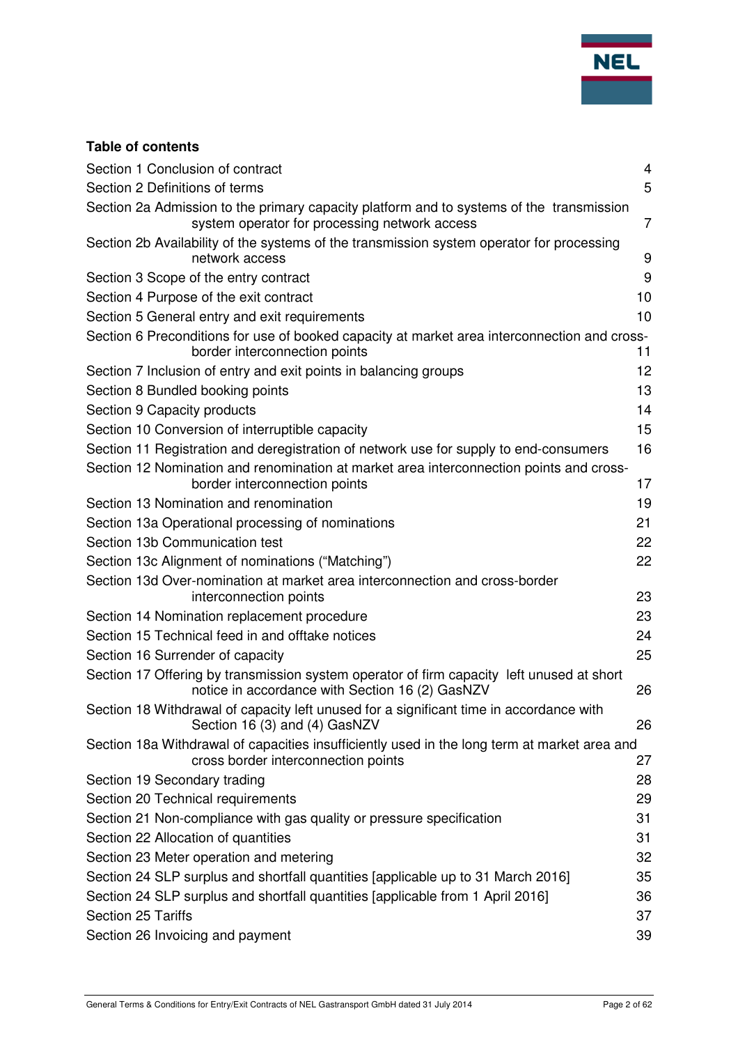**Table of contents**

| | |
|---|---|
| Section 1 Conclusion of contract | 4 |
| Section 2 Definitions of terms | 5 |
| Section 2a Admission to the primary capacity platform and to systems of the transmission system operator for processing network access | 7 |
| Section 2b Availability of the systems of the transmission system operator for processing network access | 9 |
| Section 3 Scope of the entry contract | 9 |
| Section 4 Purpose of the exit contract | 10 |
| Section 5 General entry and exit requirements | 10 |
| Section 6 Preconditions for use of booked capacity at market area interconnection and cross-border interconnection points | 11 |
| Section 7 Inclusion of entry and exit points in balancing groups | 12 |
| Section 8 Bundled booking points | 13 |
| Section 9 Capacity products | 14 |
| Section 10 Conversion of interruptible capacity | 15 |
| Section 11 Registration and deregistration of network use for supply to end-consumers | 16 |
| Section 12 Nomination and renomination at market area interconnection points and cross-border interconnection points | 17 |
| Section 13 Nomination and renomination | 19 |
| Section 13a Operational processing of nominations | 21 |
| Section 13b Communication test | 22 |
| Section 13c Alignment of nominations ("Matching") | 22 |
| Section 13d Over-nomination at market area interconnection and cross-border interconnection points | 23 |
| Section 14 Nomination replacement procedure | 23 |
| Section 15 Technical feed in and offtake notices | 24 |
| Section 16 Surrender of capacity | 25 |
| Section 17 Offering by transmission system operator of firm capacity left unused at short notice in accordance with Section 16 (2) GasNZV | 26 |
| Section 18 Withdrawal of capacity left unused for a significant time in accordance with Section 16 (3) and (4) GasNZV | 26 |
| Section 18a Withdrawal of capacities insufficiently used in the long term at market area and cross border interconnection points | 27 |
| Section 19 Secondary trading | 28 |
| Section 20 Technical requirements | 29 |
| Section 21 Non-compliance with gas quality or pressure specification | 31 |
| Section 22 Allocation of quantities | 31 |
| Section 23 Meter operation and metering | 32 |
| Section 24 SLP surplus and shortfall quantities [applicable up to 31 March 2016] | 35 |
| Section 24 SLP surplus and shortfall quantities [applicable from 1 April 2016] | 36 |
| Section 25 Tariffs | 37 |
| Section 26 Invoicing and payment | 39 |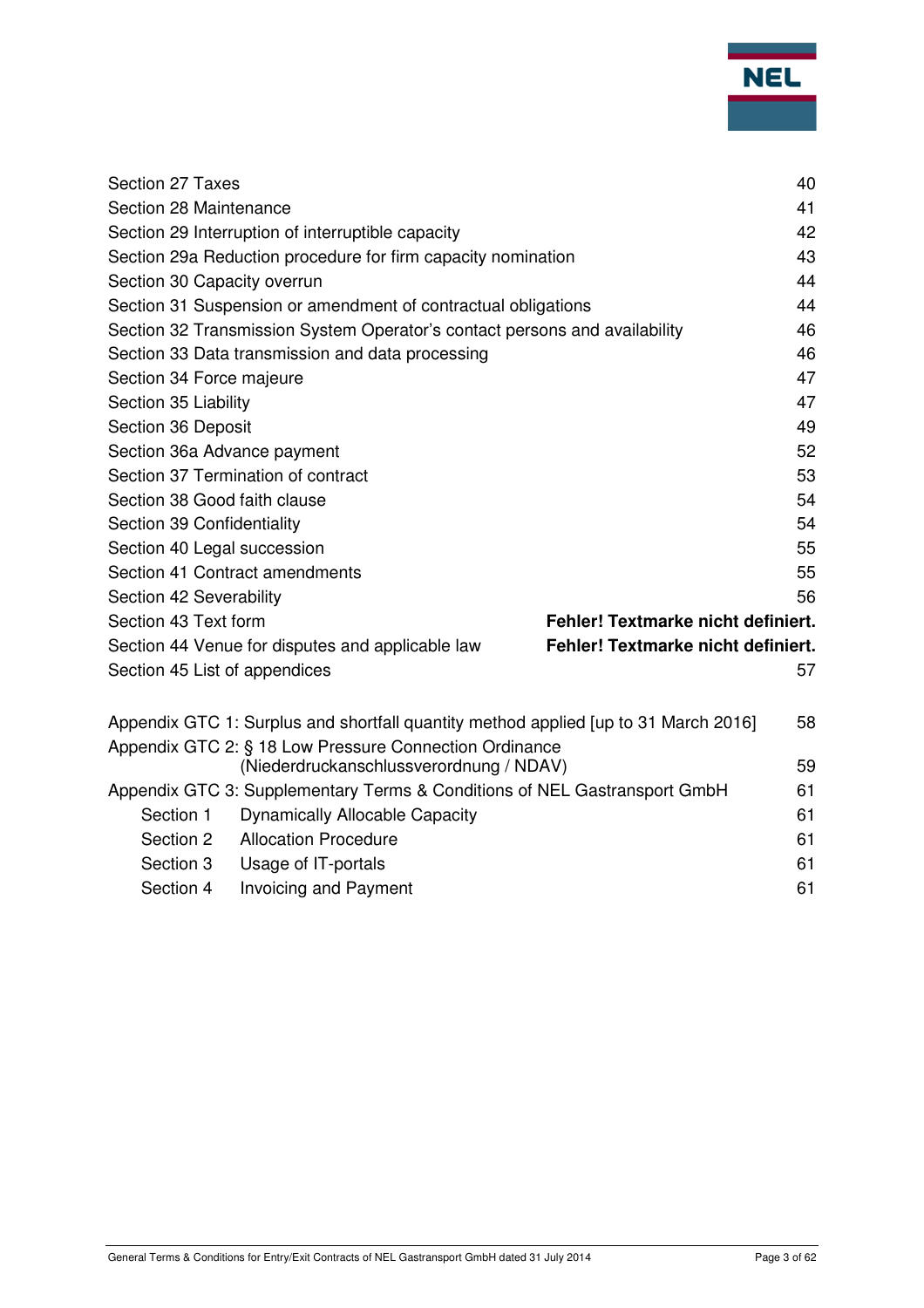| | |
|---|---|
| Section 27 Taxes | 40 |
| Section 28 Maintenance | 41 |
| Section 29 Interruption of interruptible capacity | 42 |
| Section 29a Reduction procedure for firm capacity nomination | 43 |
| Section 30 Capacity overrun | 44 |
| Section 31 Suspension or amendment of contractual obligations | 44 |
| Section 32 Transmission System Operator's contact persons and availability | 46 |
| Section 33 Data transmission and data processing | 46 |
| Section 34 Force majeure | 47 |
| Section 35 Liability | 47 |
| Section 36 Deposit | 49 |
| Section 36a Advance payment | 52 |
| Section 37 Termination of contract | 53 |
| Section 38 Good faith clause | 54 |
| Section 39 Confidentiality | 54 |
| Section 40 Legal succession | 55 |
| Section 41 Contract amendments | 55 |
| Section 42 Severability | 56 |
| Section 43 Text form | **Fehler! Textmarke nicht definiert.** |
| Section 44 Venue for disputes and applicable law | **Fehler! Textmarke nicht definiert.** |
| Section 45 List of appendices | 57 |

| | |
|---|---|
| Appendix GTC 1: Surplus and shortfall quantity method applied [up to 31 March 2016] | 58 |
| Appendix GTC 2: § 18 Low Pressure Connection Ordinance (Niederdruckanschlussverordnung / NDAV) | 59 |
| Appendix GTC 3: Supplementary Terms & Conditions of NEL Gastransport GmbH | 61 |
| Section 1 Dynamically Allocable Capacity | 61 |
| Section 2 Allocation Procedure | 61 |
| Section 3 Usage of IT-portals | 61 |
| Section 4 Invoicing and Payment | 61 |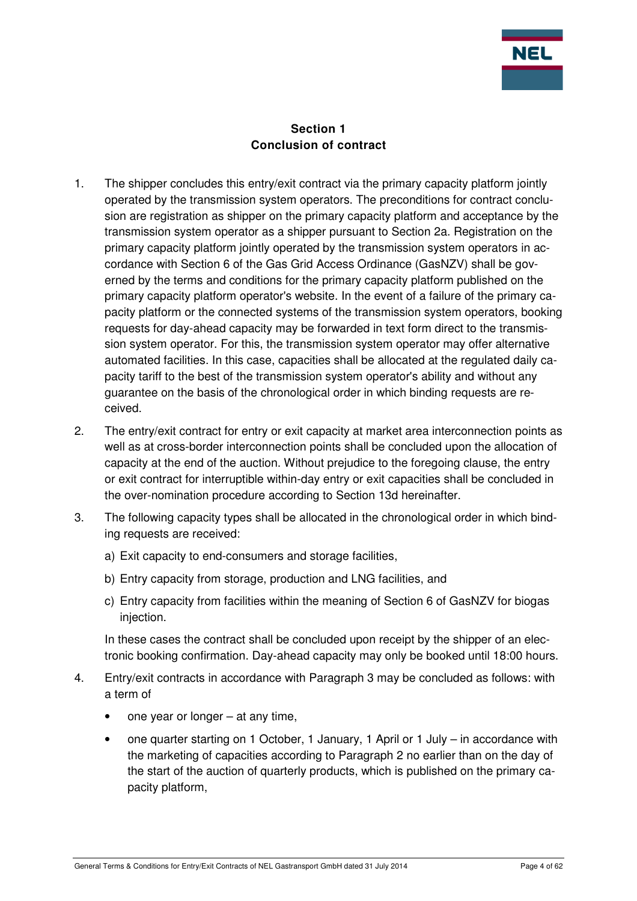## Section 1
## Conclusion of contract

1. The shipper concludes this entry/exit contract via the primary capacity platform jointly operated by the transmission system operators. The preconditions for contract conclusion are registration as shipper on the primary capacity platform and acceptance by the transmission system operator as a shipper pursuant to Section 2a. Registration on the primary capacity platform jointly operated by the transmission system operators in accordance with Section 6 of the Gas Grid Access Ordinance (GasNZV) shall be governed by the terms and conditions for the primary capacity platform published on the primary capacity platform operator's website. In the event of a failure of the primary capacity platform or the connected systems of the transmission system operators, booking requests for day-ahead capacity may be forwarded in text form direct to the transmission system operator. For this, the transmission system operator may offer alternative automated facilities. In this case, capacities shall be allocated at the regulated daily capacity tariff to the best of the transmission system operator's ability and without any guarantee on the basis of the chronological order in which binding requests are received.

2. The entry/exit contract for entry or exit capacity at market area interconnection points as well as at cross-border interconnection points shall be concluded upon the allocation of capacity at the end of the auction. Without prejudice to the foregoing clause, the entry or exit contract for interruptible within-day entry or exit capacities shall be concluded in the over-nomination procedure according to Section 13d hereinafter.

3. The following capacity types shall be allocated in the chronological order in which binding requests are received:

   a) Exit capacity to end-consumers and storage facilities,

   b) Entry capacity from storage, production and LNG facilities, and

   c) Entry capacity from facilities within the meaning of Section 6 of GasNZV for biogas injection.

   In these cases the contract shall be concluded upon receipt by the shipper of an electronic booking confirmation. Day-ahead capacity may only be booked until 18:00 hours.

4. Entry/exit contracts in accordance with Paragraph 3 may be concluded as follows: with a term of

   - one year or longer – at any time,
   - one quarter starting on 1 October, 1 January, 1 April or 1 July – in accordance with the marketing of capacities according to Paragraph 2 no earlier than on the day of the start of the auction of quarterly products, which is published on the primary capacity platform,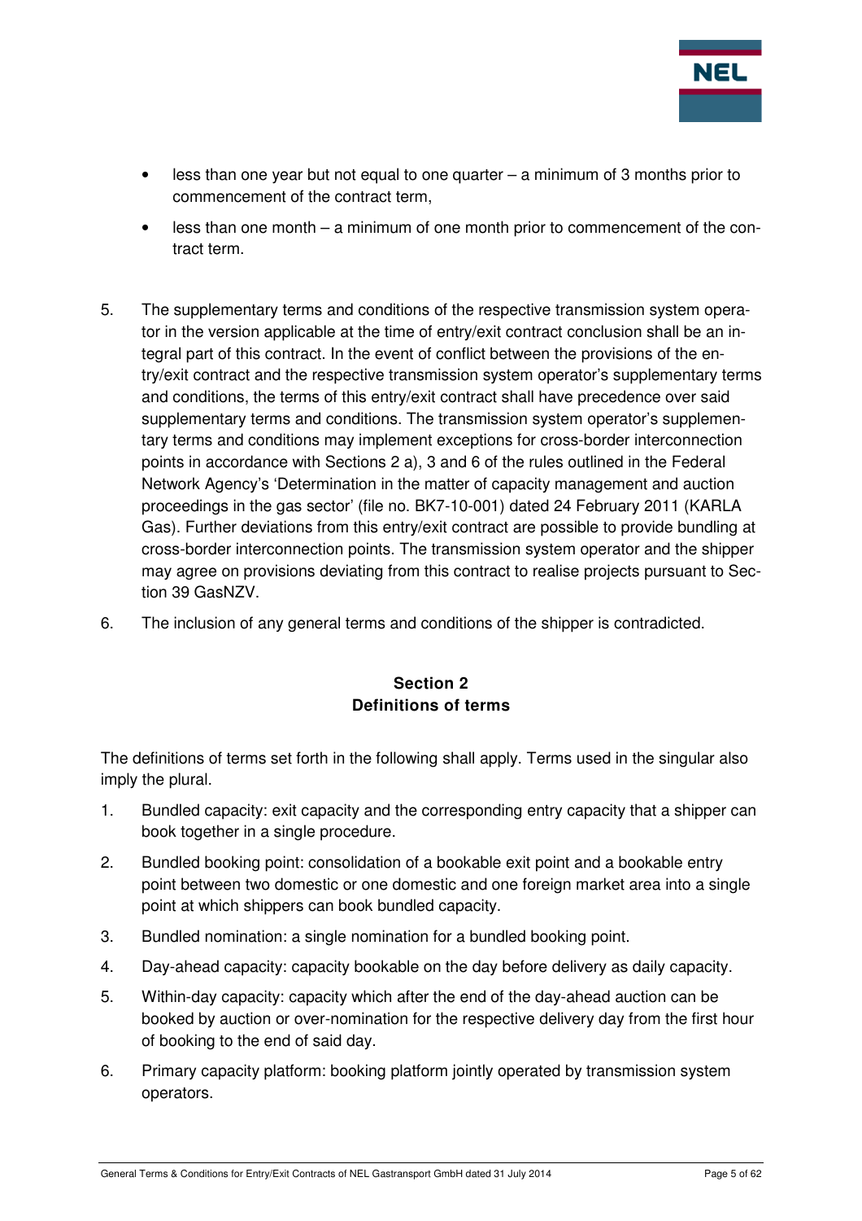- less than one year but not equal to one quarter – a minimum of 3 months prior to commencement of the contract term,
- less than one month – a minimum of one month prior to commencement of the contract term.

5. The supplementary terms and conditions of the respective transmission system operator in the version applicable at the time of entry/exit contract conclusion shall be an integral part of this contract. In the event of conflict between the provisions of the entry/exit contract and the respective transmission system operator's supplementary terms and conditions, the terms of this entry/exit contract shall have precedence over said supplementary terms and conditions. The transmission system operator's supplementary terms and conditions may implement exceptions for cross-border interconnection points in accordance with Sections 2 a), 3 and 6 of the rules outlined in the Federal Network Agency's 'Determination in the matter of capacity management and auction proceedings in the gas sector' (file no. BK7-10-001) dated 24 February 2011 (KARLA Gas). Further deviations from this entry/exit contract are possible to provide bundling at cross-border interconnection points. The transmission system operator and the shipper may agree on provisions deviating from this contract to realise projects pursuant to Section 39 GasNZV.

6. The inclusion of any general terms and conditions of the shipper is contradicted.

## Section 2
## Definitions of terms

The definitions of terms set forth in the following shall apply. Terms used in the singular also imply the plural.

1. Bundled capacity: exit capacity and the corresponding entry capacity that a shipper can book together in a single procedure.
2. Bundled booking point: consolidation of a bookable exit point and a bookable entry point between two domestic or one domestic and one foreign market area into a single point at which shippers can book bundled capacity.
3. Bundled nomination: a single nomination for a bundled booking point.
4. Day-ahead capacity: capacity bookable on the day before delivery as daily capacity.
5. Within-day capacity: capacity which after the end of the day-ahead auction can be booked by auction or over-nomination for the respective delivery day from the first hour of booking to the end of said day.
6. Primary capacity platform: booking platform jointly operated by transmission system operators.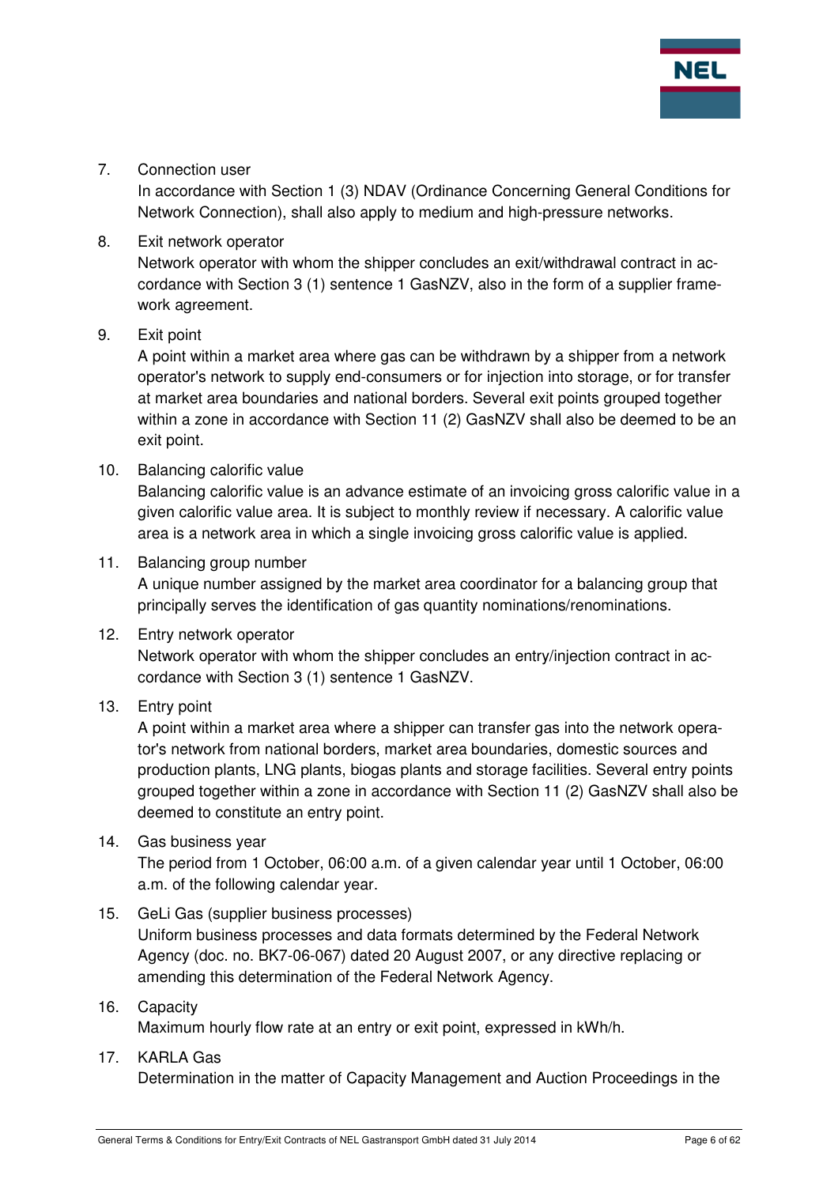7. Connection user

   In accordance with Section 1 (3) NDAV (Ordinance Concerning General Conditions for Network Connection), shall also apply to medium and high-pressure networks.

8. Exit network operator

   Network operator with whom the shipper concludes an exit/withdrawal contract in accordance with Section 3 (1) sentence 1 GasNZV, also in the form of a supplier framework agreement.

9. Exit point

   A point within a market area where gas can be withdrawn by a shipper from a network operator's network to supply end-consumers or for injection into storage, or for transfer at market area boundaries and national borders. Several exit points grouped together within a zone in accordance with Section 11 (2) GasNZV shall also be deemed to be an exit point.

10. Balancing calorific value

    Balancing calorific value is an advance estimate of an invoicing gross calorific value in a given calorific value area. It is subject to monthly review if necessary. A calorific value area is a network area in which a single invoicing gross calorific value is applied.

11. Balancing group number

    A unique number assigned by the market area coordinator for a balancing group that principally serves the identification of gas quantity nominations/renominations.

12. Entry network operator

    Network operator with whom the shipper concludes an entry/injection contract in accordance with Section 3 (1) sentence 1 GasNZV.

13. Entry point

    A point within a market area where a shipper can transfer gas into the network operator's network from national borders, market area boundaries, domestic sources and production plants, LNG plants, biogas plants and storage facilities. Several entry points grouped together within a zone in accordance with Section 11 (2) GasNZV shall also be deemed to constitute an entry point.

14. Gas business year

    The period from 1 October, 06:00 a.m. of a given calendar year until 1 October, 06:00 a.m. of the following calendar year.

15. GeLi Gas (supplier business processes)

    Uniform business processes and data formats determined by the Federal Network Agency (doc. no. BK7-06-067) dated 20 August 2007, or any directive replacing or amending this determination of the Federal Network Agency.

16. Capacity

    Maximum hourly flow rate at an entry or exit point, expressed in kWh/h.

17. KARLA Gas

    Determination in the matter of Capacity Management and Auction Proceedings in the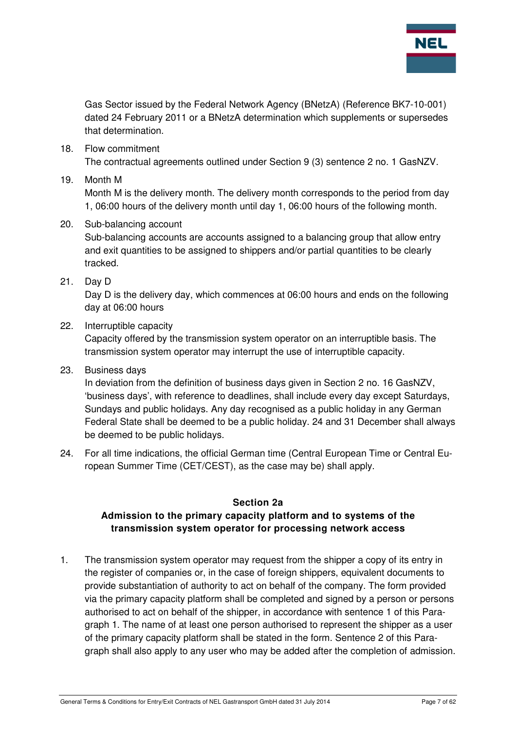Gas Sector issued by the Federal Network Agency (BNetzA) (Reference BK7-10-001) dated 24 February 2011 or a BNetzA determination which supplements or supersedes that determination.

18. Flow commitment
The contractual agreements outlined under Section 9 (3) sentence 2 no. 1 GasNZV.

19. Month M
Month M is the delivery month. The delivery month corresponds to the period from day 1, 06:00 hours of the delivery month until day 1, 06:00 hours of the following month.

20. Sub-balancing account
Sub-balancing accounts are accounts assigned to a balancing group that allow entry and exit quantities to be assigned to shippers and/or partial quantities to be clearly tracked.

21. Day D
Day D is the delivery day, which commences at 06:00 hours and ends on the following day at 06:00 hours

22. Interruptible capacity
Capacity offered by the transmission system operator on an interruptible basis. The transmission system operator may interrupt the use of interruptible capacity.

23. Business days
In deviation from the definition of business days given in Section 2 no. 16 GasNZV, 'business days', with reference to deadlines, shall include every day except Saturdays, Sundays and public holidays. Any day recognised as a public holiday in any German Federal State shall be deemed to be a public holiday. 24 and 31 December shall always be deemed to be public holidays.

24. For all time indications, the official German time (Central European Time or Central European Summer Time (CET/CEST), as the case may be) shall apply.

## Section 2a
## Admission to the primary capacity platform and to systems of the transmission system operator for processing network access

1. The transmission system operator may request from the shipper a copy of its entry in the register of companies or, in the case of foreign shippers, equivalent documents to provide substantiation of authority to act on behalf of the company. The form provided via the primary capacity platform shall be completed and signed by a person or persons authorised to act on behalf of the shipper, in accordance with sentence 1 of this Paragraph 1. The name of at least one person authorised to represent the shipper as a user of the primary capacity platform shall be stated in the form. Sentence 2 of this Paragraph shall also apply to any user who may be added after the completion of admission.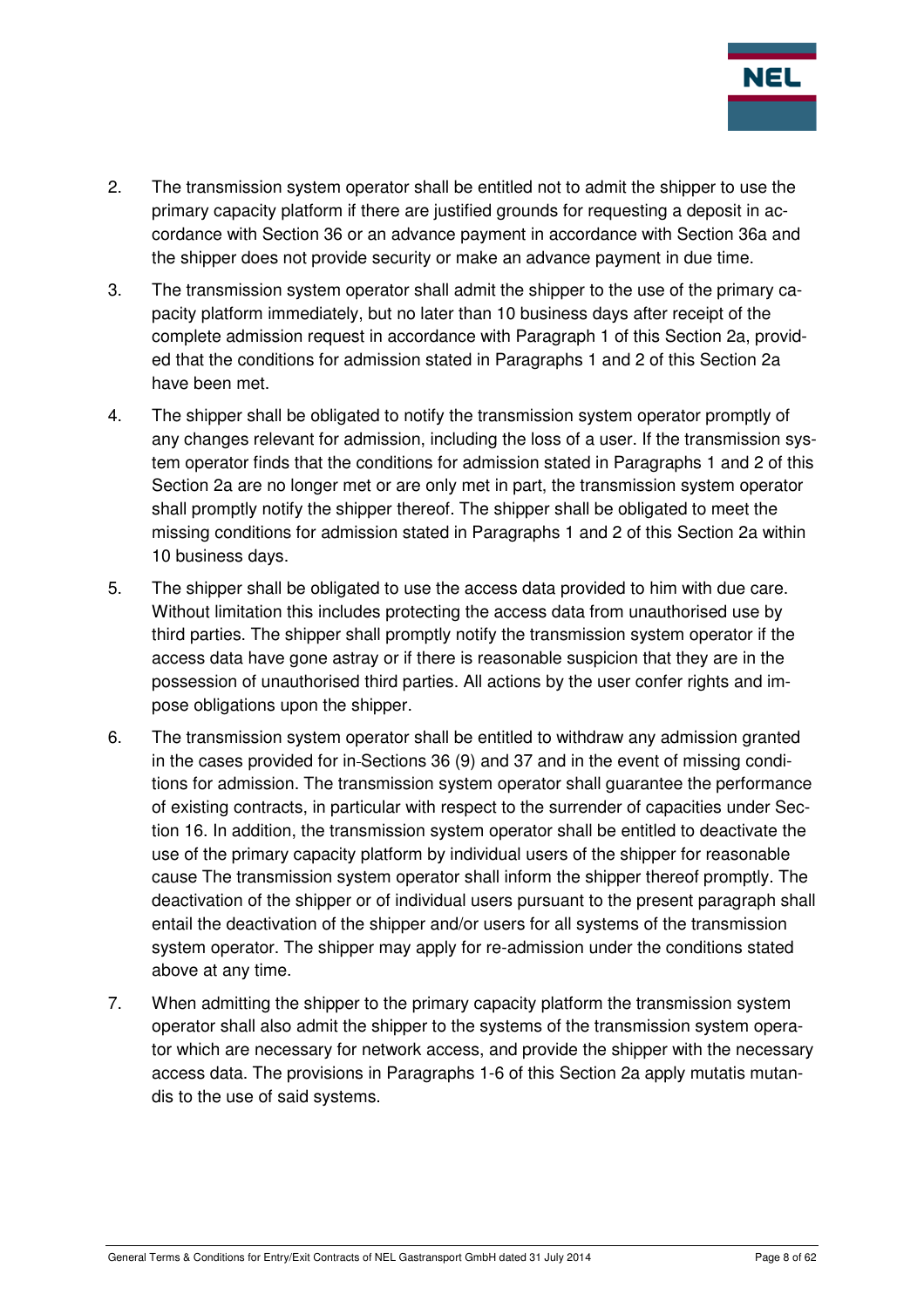2. The transmission system operator shall be entitled not to admit the shipper to use the primary capacity platform if there are justified grounds for requesting a deposit in accordance with Section 36 or an advance payment in accordance with Section 36a and the shipper does not provide security or make an advance payment in due time.

3. The transmission system operator shall admit the shipper to the use of the primary capacity platform immediately, but no later than 10 business days after receipt of the complete admission request in accordance with Paragraph 1 of this Section 2a, provided that the conditions for admission stated in Paragraphs 1 and 2 of this Section 2a have been met.

4. The shipper shall be obligated to notify the transmission system operator promptly of any changes relevant for admission, including the loss of a user. If the transmission system operator finds that the conditions for admission stated in Paragraphs 1 and 2 of this Section 2a are no longer met or are only met in part, the transmission system operator shall promptly notify the shipper thereof. The shipper shall be obligated to meet the missing conditions for admission stated in Paragraphs 1 and 2 of this Section 2a within 10 business days.

5. The shipper shall be obligated to use the access data provided to him with due care. Without limitation this includes protecting the access data from unauthorised use by third parties. The shipper shall promptly notify the transmission system operator if the access data have gone astray or if there is reasonable suspicion that they are in the possession of unauthorised third parties. All actions by the user confer rights and impose obligations upon the shipper.

6. The transmission system operator shall be entitled to withdraw any admission granted in the cases provided for in Sections 36 (9) and 37 and in the event of missing conditions for admission. The transmission system operator shall guarantee the performance of existing contracts, in particular with respect to the surrender of capacities under Section 16. In addition, the transmission system operator shall be entitled to deactivate the use of the primary capacity platform by individual users of the shipper for reasonable cause The transmission system operator shall inform the shipper thereof promptly. The deactivation of the shipper or of individual users pursuant to the present paragraph shall entail the deactivation of the shipper and/or users for all systems of the transmission system operator. The shipper may apply for re-admission under the conditions stated above at any time.

7. When admitting the shipper to the primary capacity platform the transmission system operator shall also admit the shipper to the systems of the transmission system operator which are necessary for network access, and provide the shipper with the necessary access data. The provisions in Paragraphs 1-6 of this Section 2a apply mutatis mutandis to the use of said systems.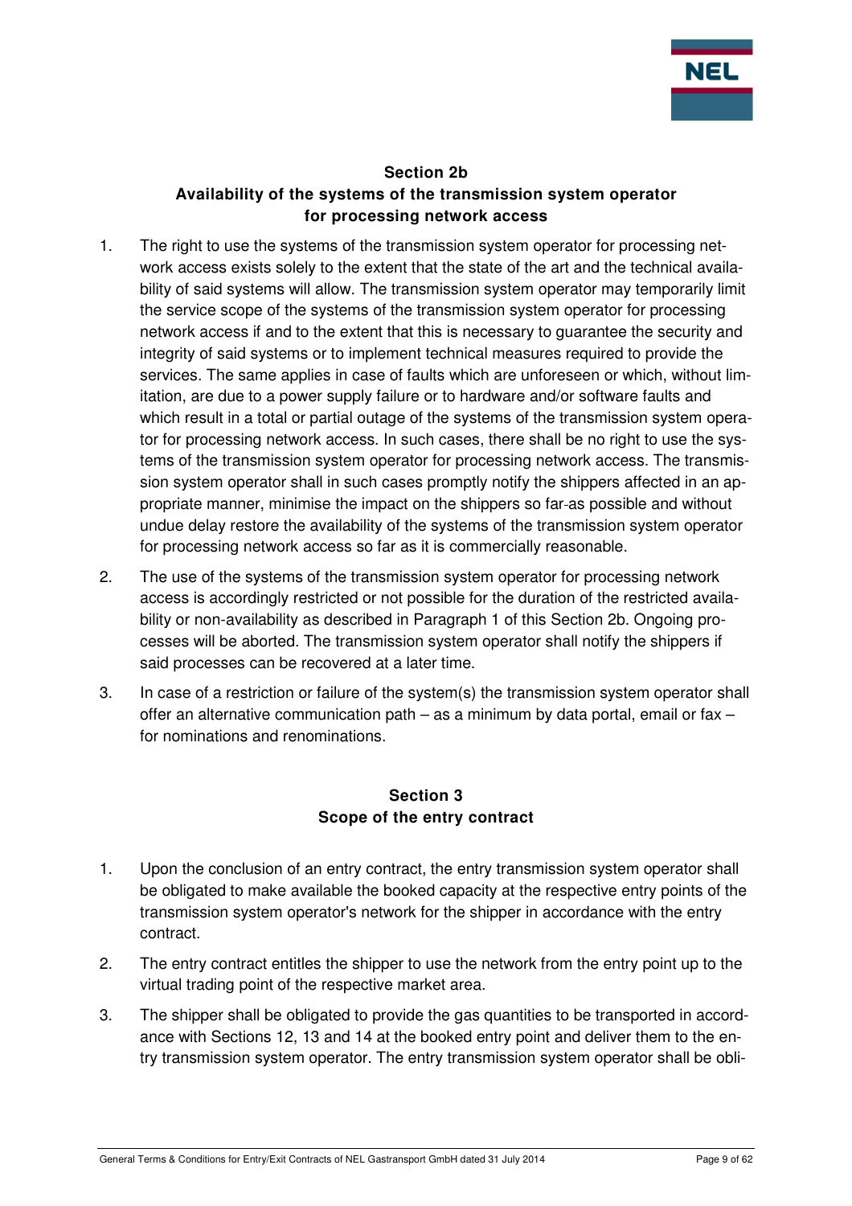## Section 2b
## Availability of the systems of the transmission system operator for processing network access

1. The right to use the systems of the transmission system operator for processing network access exists solely to the extent that the state of the art and the technical availability of said systems will allow. The transmission system operator may temporarily limit the service scope of the systems of the transmission system operator for processing network access if and to the extent that this is necessary to guarantee the security and integrity of said systems or to implement technical measures required to provide the services. The same applies in case of faults which are unforeseen or which, without limitation, are due to a power supply failure or to hardware and/or software faults and which result in a total or partial outage of the systems of the transmission system operator for processing network access. In such cases, there shall be no right to use the systems of the transmission system operator for processing network access. The transmission system operator shall in such cases promptly notify the shippers affected in an appropriate manner, minimise the impact on the shippers so far as possible and without undue delay restore the availability of the systems of the transmission system operator for processing network access so far as it is commercially reasonable.

2. The use of the systems of the transmission system operator for processing network access is accordingly restricted or not possible for the duration of the restricted availability or non-availability as described in Paragraph 1 of this Section 2b. Ongoing processes will be aborted. The transmission system operator shall notify the shippers if said processes can be recovered at a later time.

3. In case of a restriction or failure of the system(s) the transmission system operator shall offer an alternative communication path – as a minimum by data portal, email or fax – for nominations and renominations.

## Section 3
## Scope of the entry contract

1. Upon the conclusion of an entry contract, the entry transmission system operator shall be obligated to make available the booked capacity at the respective entry points of the transmission system operator's network for the shipper in accordance with the entry contract.

2. The entry contract entitles the shipper to use the network from the entry point up to the virtual trading point of the respective market area.

3. The shipper shall be obligated to provide the gas quantities to be transported in accordance with Sections 12, 13 and 14 at the booked entry point and deliver them to the entry transmission system operator. The entry transmission system operator shall be obli-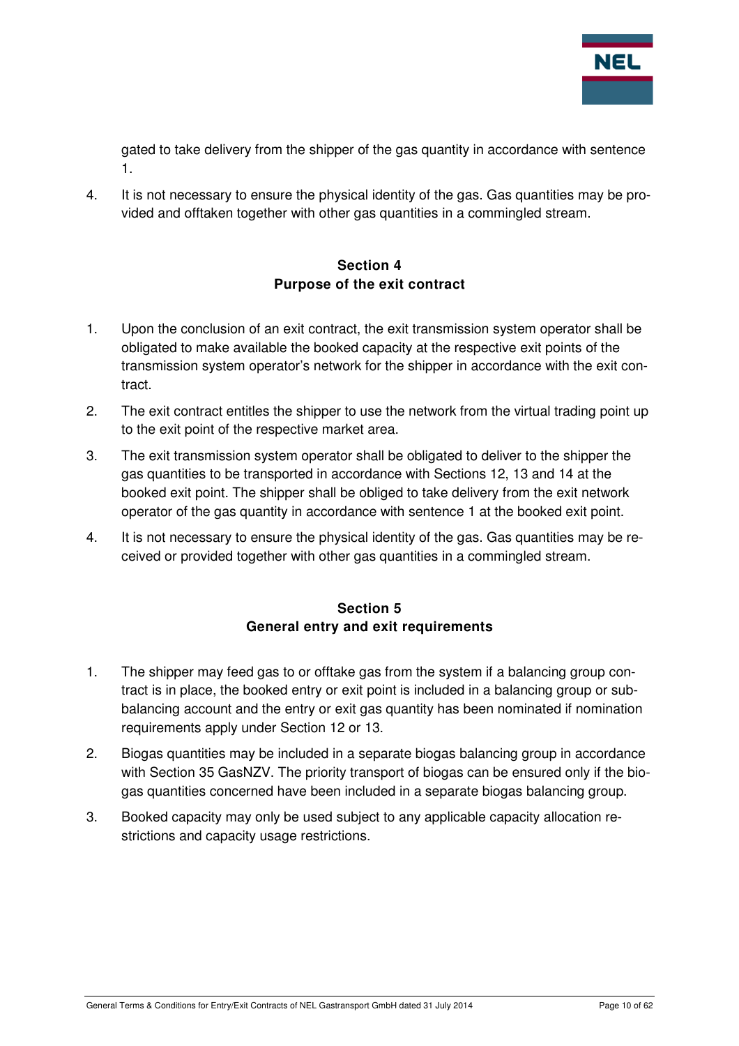gated to take delivery from the shipper of the gas quantity in accordance with sentence 1.

4. It is not necessary to ensure the physical identity of the gas. Gas quantities may be provided and offtaken together with other gas quantities in a commingled stream.

## Section 4
## Purpose of the exit contract

1. Upon the conclusion of an exit contract, the exit transmission system operator shall be obligated to make available the booked capacity at the respective exit points of the transmission system operator's network for the shipper in accordance with the exit contract.

2. The exit contract entitles the shipper to use the network from the virtual trading point up to the exit point of the respective market area.

3. The exit transmission system operator shall be obligated to deliver to the shipper the gas quantities to be transported in accordance with Sections 12, 13 and 14 at the booked exit point. The shipper shall be obliged to take delivery from the exit network operator of the gas quantity in accordance with sentence 1 at the booked exit point.

4. It is not necessary to ensure the physical identity of the gas. Gas quantities may be received or provided together with other gas quantities in a commingled stream.

## Section 5
## General entry and exit requirements

1. The shipper may feed gas to or offtake gas from the system if a balancing group contract is in place, the booked entry or exit point is included in a balancing group or sub-balancing account and the entry or exit gas quantity has been nominated if nomination requirements apply under Section 12 or 13.

2. Biogas quantities may be included in a separate biogas balancing group in accordance with Section 35 GasNZV. The priority transport of biogas can be ensured only if the biogas quantities concerned have been included in a separate biogas balancing group.

3. Booked capacity may only be used subject to any applicable capacity allocation restrictions and capacity usage restrictions.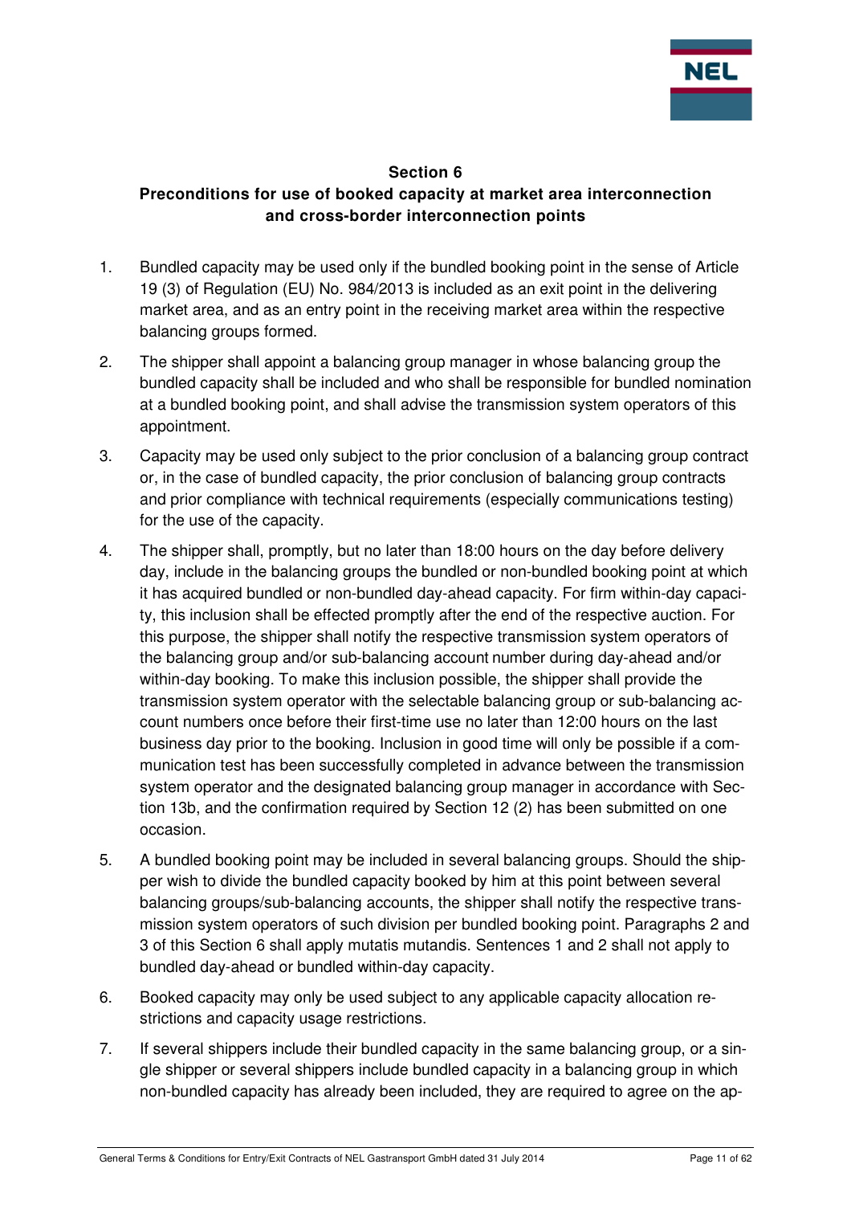## Section 6
## Preconditions for use of booked capacity at market area interconnection and cross-border interconnection points

1. Bundled capacity may be used only if the bundled booking point in the sense of Article 19 (3) of Regulation (EU) No. 984/2013 is included as an exit point in the delivering market area, and as an entry point in the receiving market area within the respective balancing groups formed.

2. The shipper shall appoint a balancing group manager in whose balancing group the bundled capacity shall be included and who shall be responsible for bundled nomination at a bundled booking point, and shall advise the transmission system operators of this appointment.

3. Capacity may be used only subject to the prior conclusion of a balancing group contract or, in the case of bundled capacity, the prior conclusion of balancing group contracts and prior compliance with technical requirements (especially communications testing) for the use of the capacity.

4. The shipper shall, promptly, but no later than 18:00 hours on the day before delivery day, include in the balancing groups the bundled or non-bundled booking point at which it has acquired bundled or non-bundled day-ahead capacity. For firm within-day capacity, this inclusion shall be effected promptly after the end of the respective auction. For this purpose, the shipper shall notify the respective transmission system operators of the balancing group and/or sub-balancing account number during day-ahead and/or within-day booking. To make this inclusion possible, the shipper shall provide the transmission system operator with the selectable balancing group or sub-balancing account numbers once before their first-time use no later than 12:00 hours on the last business day prior to the booking. Inclusion in good time will only be possible if a communication test has been successfully completed in advance between the transmission system operator and the designated balancing group manager in accordance with Section 13b, and the confirmation required by Section 12 (2) has been submitted on one occasion.

5. A bundled booking point may be included in several balancing groups. Should the shipper wish to divide the bundled capacity booked by him at this point between several balancing groups/sub-balancing accounts, the shipper shall notify the respective transmission system operators of such division per bundled booking point. Paragraphs 2 and 3 of this Section 6 shall apply mutatis mutandis. Sentences 1 and 2 shall not apply to bundled day-ahead or bundled within-day capacity.

6. Booked capacity may only be used subject to any applicable capacity allocation restrictions and capacity usage restrictions.

7. If several shippers include their bundled capacity in the same balancing group, or a single shipper or several shippers include bundled capacity in a balancing group in which non-bundled capacity has already been included, they are required to agree on the ap-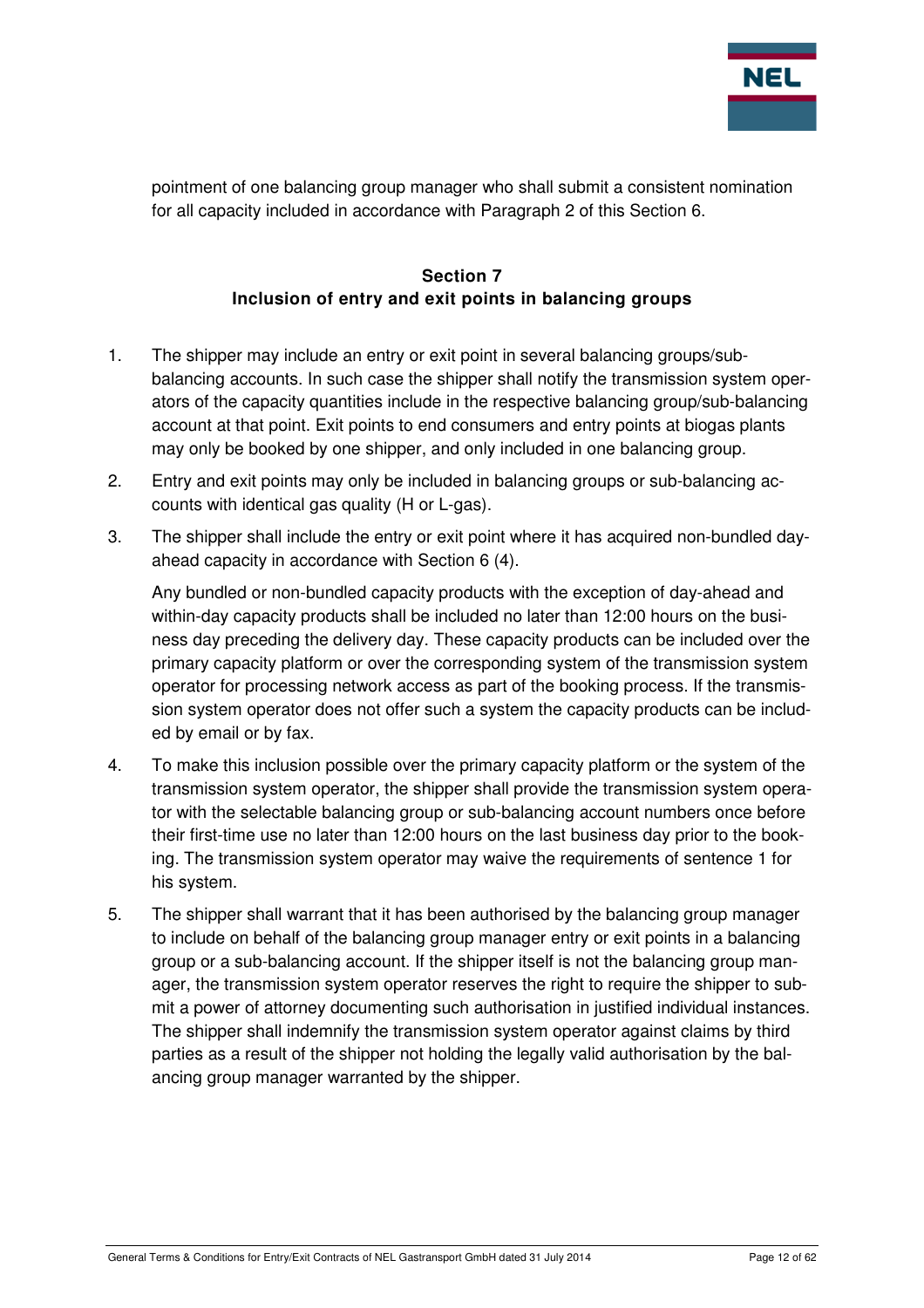pointment of one balancing group manager who shall submit a consistent nomination for all capacity included in accordance with Paragraph 2 of this Section 6.

## Section 7
## Inclusion of entry and exit points in balancing groups

1. The shipper may include an entry or exit point in several balancing groups/sub-balancing accounts. In such case the shipper shall notify the transmission system operators of the capacity quantities include in the respective balancing group/sub-balancing account at that point. Exit points to end consumers and entry points at biogas plants may only be booked by one shipper, and only included in one balancing group.

2. Entry and exit points may only be included in balancing groups or sub-balancing accounts with identical gas quality (H or L-gas).

3. The shipper shall include the entry or exit point where it has acquired non-bundled day-ahead capacity in accordance with Section 6 (4).

   Any bundled or non-bundled capacity products with the exception of day-ahead and within-day capacity products shall be included no later than 12:00 hours on the business day preceding the delivery day. These capacity products can be included over the primary capacity platform or over the corresponding system of the transmission system operator for processing network access as part of the booking process. If the transmission system operator does not offer such a system the capacity products can be included by email or by fax.

4. To make this inclusion possible over the primary capacity platform or the system of the transmission system operator, the shipper shall provide the transmission system operator with the selectable balancing group or sub-balancing account numbers once before their first-time use no later than 12:00 hours on the last business day prior to the booking. The transmission system operator may waive the requirements of sentence 1 for his system.

5. The shipper shall warrant that it has been authorised by the balancing group manager to include on behalf of the balancing group manager entry or exit points in a balancing group or a sub-balancing account. If the shipper itself is not the balancing group manager, the transmission system operator reserves the right to require the shipper to submit a power of attorney documenting such authorisation in justified individual instances. The shipper shall indemnify the transmission system operator against claims by third parties as a result of the shipper not holding the legally valid authorisation by the balancing group manager warranted by the shipper.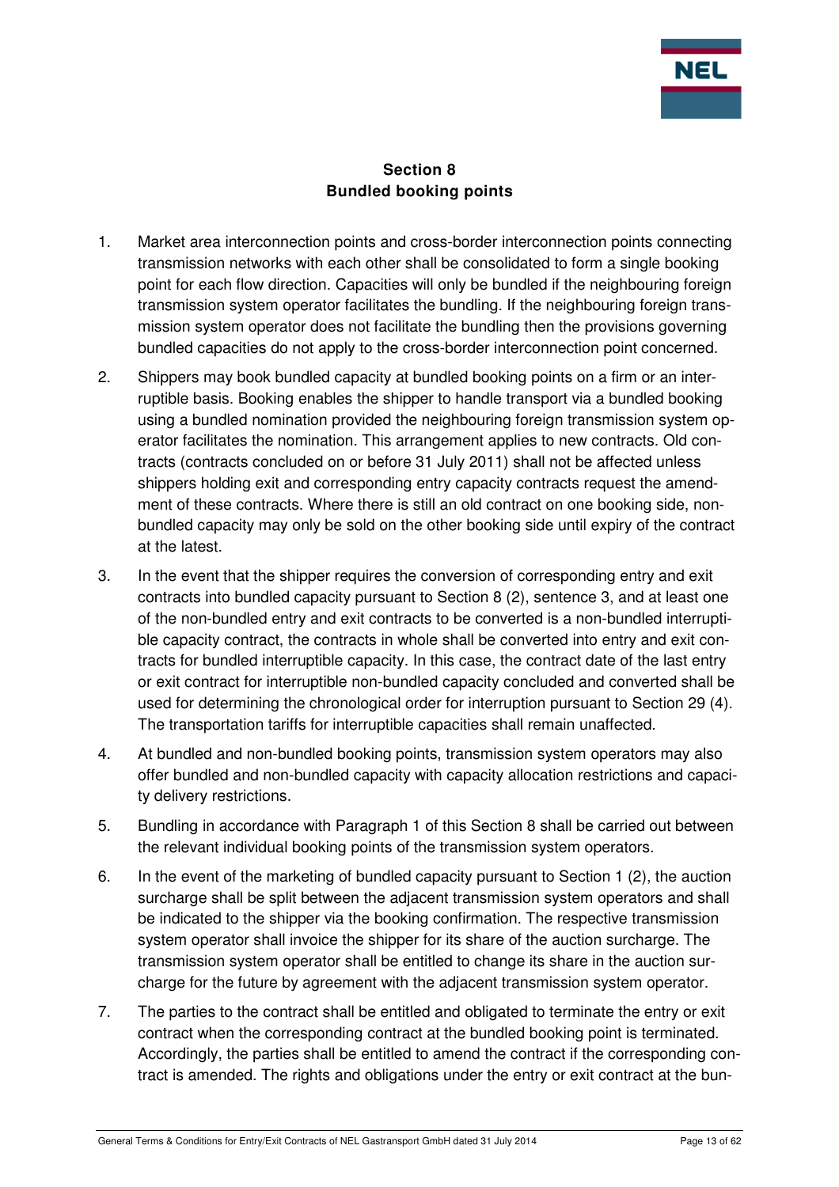## Section 8
## Bundled booking points

1. Market area interconnection points and cross-border interconnection points connecting transmission networks with each other shall be consolidated to form a single booking point for each flow direction. Capacities will only be bundled if the neighbouring foreign transmission system operator facilitates the bundling. If the neighbouring foreign transmission system operator does not facilitate the bundling then the provisions governing bundled capacities do not apply to the cross-border interconnection point concerned.

2. Shippers may book bundled capacity at bundled booking points on a firm or an interruptible basis. Booking enables the shipper to handle transport via a bundled booking using a bundled nomination provided the neighbouring foreign transmission system operator facilitates the nomination. This arrangement applies to new contracts. Old contracts (contracts concluded on or before 31 July 2011) shall not be affected unless shippers holding exit and corresponding entry capacity contracts request the amendment of these contracts. Where there is still an old contract on one booking side, non-bundled capacity may only be sold on the other booking side until expiry of the contract at the latest.

3. In the event that the shipper requires the conversion of corresponding entry and exit contracts into bundled capacity pursuant to Section 8 (2), sentence 3, and at least one of the non-bundled entry and exit contracts to be converted is a non-bundled interruptible capacity contract, the contracts in whole shall be converted into entry and exit contracts for bundled interruptible capacity. In this case, the contract date of the last entry or exit contract for interruptible non-bundled capacity concluded and converted shall be used for determining the chronological order for interruption pursuant to Section 29 (4). The transportation tariffs for interruptible capacities shall remain unaffected.

4. At bundled and non-bundled booking points, transmission system operators may also offer bundled and non-bundled capacity with capacity allocation restrictions and capacity delivery restrictions.

5. Bundling in accordance with Paragraph 1 of this Section 8 shall be carried out between the relevant individual booking points of the transmission system operators.

6. In the event of the marketing of bundled capacity pursuant to Section 1 (2), the auction surcharge shall be split between the adjacent transmission system operators and shall be indicated to the shipper via the booking confirmation. The respective transmission system operator shall invoice the shipper for its share of the auction surcharge. The transmission system operator shall be entitled to change its share in the auction surcharge for the future by agreement with the adjacent transmission system operator.

7. The parties to the contract shall be entitled and obligated to terminate the entry or exit contract when the corresponding contract at the bundled booking point is terminated. Accordingly, the parties shall be entitled to amend the contract if the corresponding contract is amended. The rights and obligations under the entry or exit contract at the bun-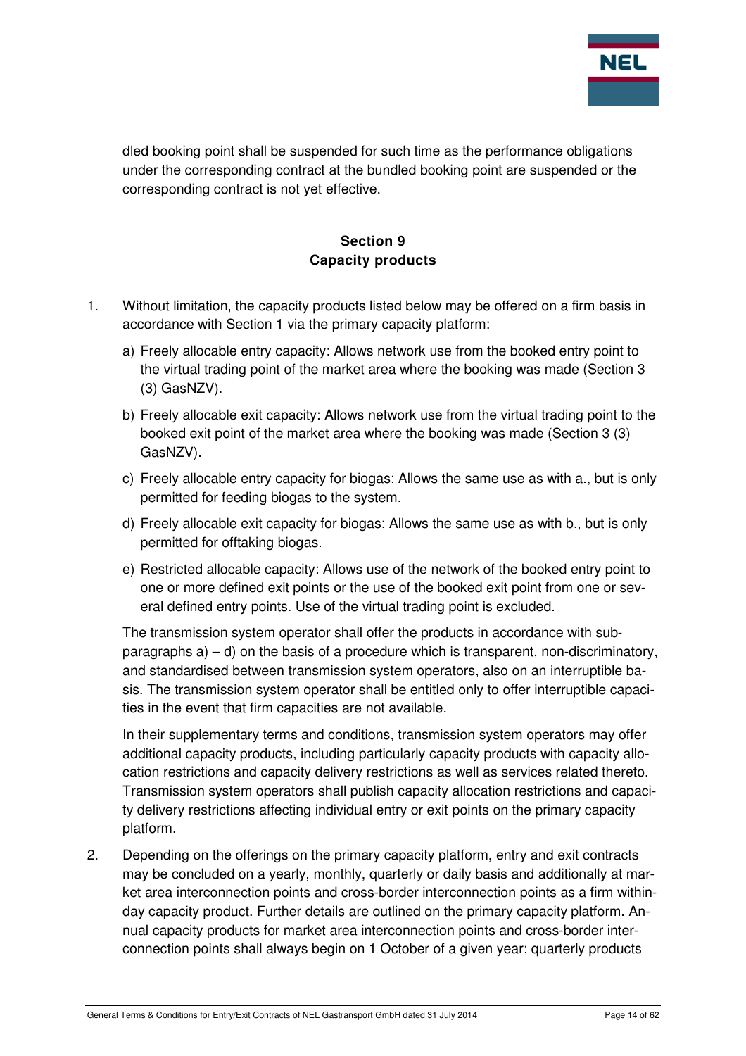dled booking point shall be suspended for such time as the performance obligations under the corresponding contract at the bundled booking point are suspended or the corresponding contract is not yet effective.

## Section 9
## Capacity products

1. Without limitation, the capacity products listed below may be offered on a firm basis in accordance with Section 1 via the primary capacity platform:

   a) Freely allocable entry capacity: Allows network use from the booked entry point to the virtual trading point of the market area where the booking was made (Section 3 (3) GasNZV).

   b) Freely allocable exit capacity: Allows network use from the virtual trading point to the booked exit point of the market area where the booking was made (Section 3 (3) GasNZV).

   c) Freely allocable entry capacity for biogas: Allows the same use as with a., but is only permitted for feeding biogas to the system.

   d) Freely allocable exit capacity for biogas: Allows the same use as with b., but is only permitted for offtaking biogas.

   e) Restricted allocable capacity: Allows use of the network of the booked entry point to one or more defined exit points or the use of the booked exit point from one or several defined entry points. Use of the virtual trading point is excluded.

   The transmission system operator shall offer the products in accordance with subparagraphs a) – d) on the basis of a procedure which is transparent, non-discriminatory, and standardised between transmission system operators, also on an interruptible basis. The transmission system operator shall be entitled only to offer interruptible capacities in the event that firm capacities are not available.

   In their supplementary terms and conditions, transmission system operators may offer additional capacity products, including particularly capacity products with capacity allocation restrictions and capacity delivery restrictions as well as services related thereto. Transmission system operators shall publish capacity allocation restrictions and capacity delivery restrictions affecting individual entry or exit points on the primary capacity platform.

2. Depending on the offerings on the primary capacity platform, entry and exit contracts may be concluded on a yearly, monthly, quarterly or daily basis and additionally at market area interconnection points and cross-border interconnection points as a firm within-day capacity product. Further details are outlined on the primary capacity platform. Annual capacity products for market area interconnection points and cross-border interconnection points shall always begin on 1 October of a given year; quarterly products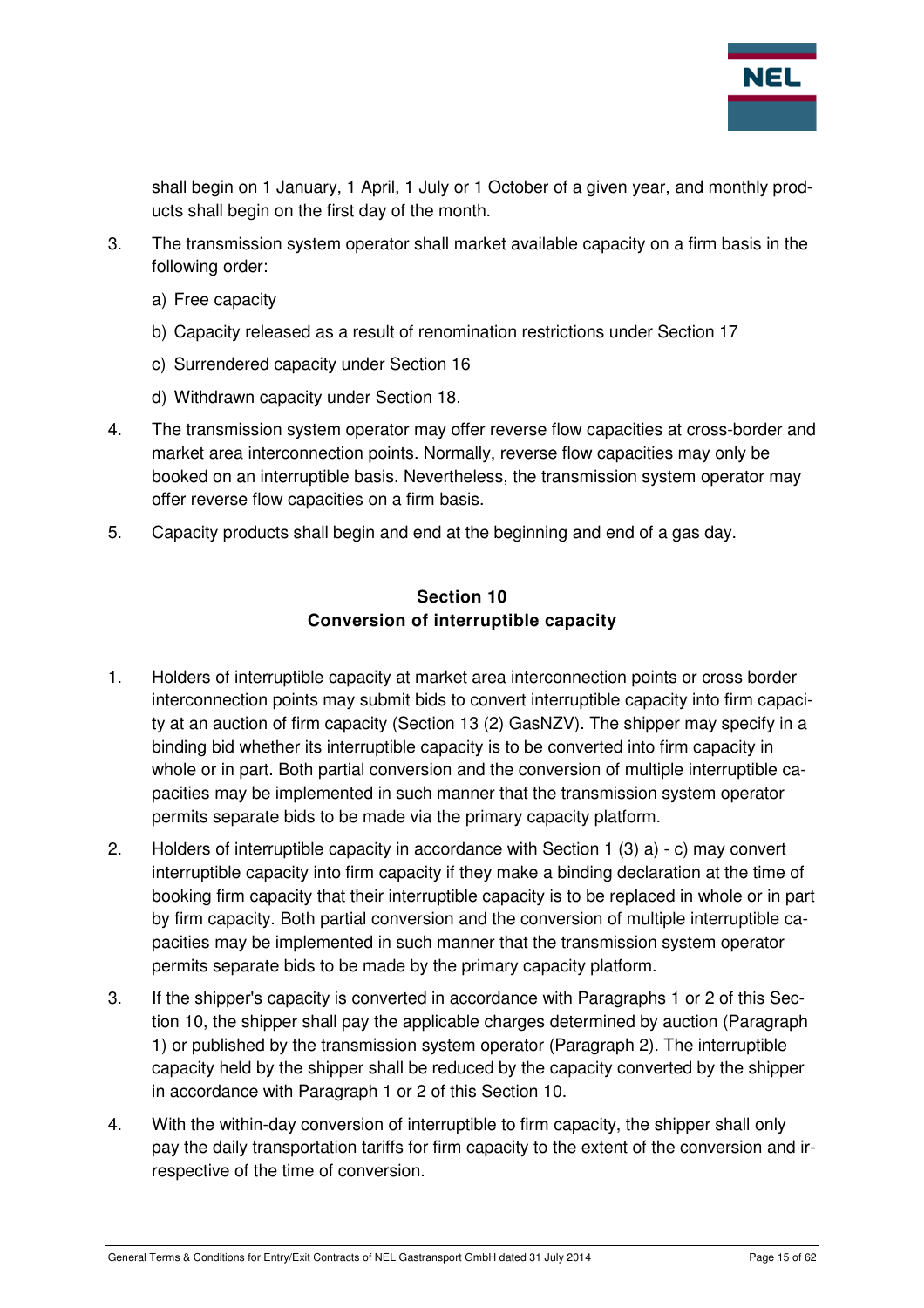shall begin on 1 January, 1 April, 1 July or 1 October of a given year, and monthly products shall begin on the first day of the month.

3. The transmission system operator shall market available capacity on a firm basis in the following order:

   a) Free capacity

   b) Capacity released as a result of renomination restrictions under Section 17

   c) Surrendered capacity under Section 16

   d) Withdrawn capacity under Section 18.

4. The transmission system operator may offer reverse flow capacities at cross-border and market area interconnection points. Normally, reverse flow capacities may only be booked on an interruptible basis. Nevertheless, the transmission system operator may offer reverse flow capacities on a firm basis.

5. Capacity products shall begin and end at the beginning and end of a gas day.

## Section 10
## Conversion of interruptible capacity

1. Holders of interruptible capacity at market area interconnection points or cross border interconnection points may submit bids to convert interruptible capacity into firm capacity at an auction of firm capacity (Section 13 (2) GasNZV). The shipper may specify in a binding bid whether its interruptible capacity is to be converted into firm capacity in whole or in part. Both partial conversion and the conversion of multiple interruptible capacities may be implemented in such manner that the transmission system operator permits separate bids to be made via the primary capacity platform.

2. Holders of interruptible capacity in accordance with Section 1 (3) a) - c) may convert interruptible capacity into firm capacity if they make a binding declaration at the time of booking firm capacity that their interruptible capacity is to be replaced in whole or in part by firm capacity. Both partial conversion and the conversion of multiple interruptible capacities may be implemented in such manner that the transmission system operator permits separate bids to be made by the primary capacity platform.

3. If the shipper's capacity is converted in accordance with Paragraphs 1 or 2 of this Section 10, the shipper shall pay the applicable charges determined by auction (Paragraph 1) or published by the transmission system operator (Paragraph 2). The interruptible capacity held by the shipper shall be reduced by the capacity converted by the shipper in accordance with Paragraph 1 or 2 of this Section 10.

4. With the within-day conversion of interruptible to firm capacity, the shipper shall only pay the daily transportation tariffs for firm capacity to the extent of the conversion and irrespective of the time of conversion.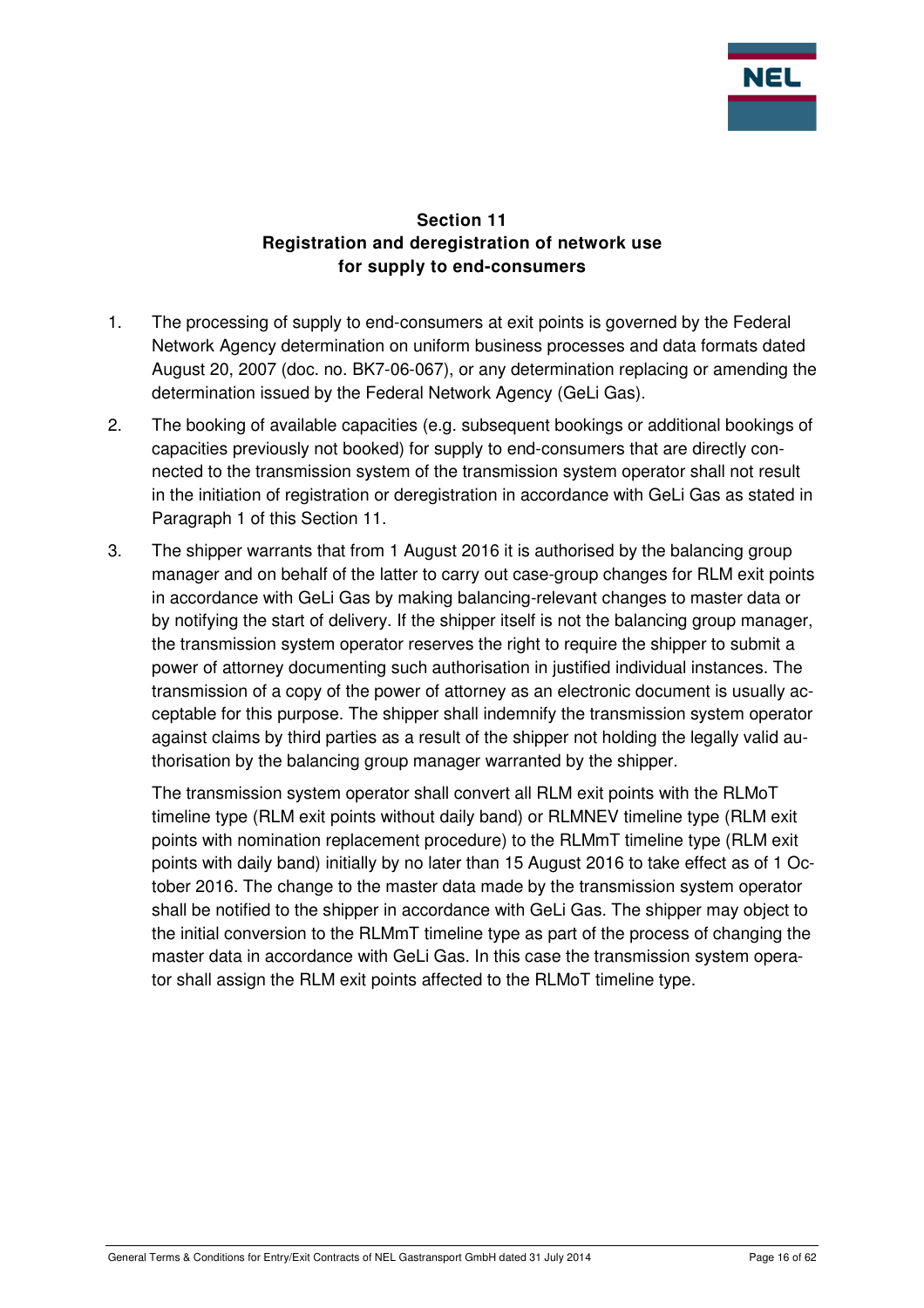## Section 11
## Registration and deregistration of network use for supply to end-consumers

1. The processing of supply to end-consumers at exit points is governed by the Federal Network Agency determination on uniform business processes and data formats dated August 20, 2007 (doc. no. BK7-06-067), or any determination replacing or amending the determination issued by the Federal Network Agency (GeLi Gas).

2. The booking of available capacities (e.g. subsequent bookings or additional bookings of capacities previously not booked) for supply to end-consumers that are directly connected to the transmission system of the transmission system operator shall not result in the initiation of registration or deregistration in accordance with GeLi Gas as stated in Paragraph 1 of this Section 11.

3. The shipper warrants that from 1 August 2016 it is authorised by the balancing group manager and on behalf of the latter to carry out case-group changes for RLM exit points in accordance with GeLi Gas by making balancing-relevant changes to master data or by notifying the start of delivery. If the shipper itself is not the balancing group manager, the transmission system operator reserves the right to require the shipper to submit a power of attorney documenting such authorisation in justified individual instances. The transmission of a copy of the power of attorney as an electronic document is usually acceptable for this purpose. The shipper shall indemnify the transmission system operator against claims by third parties as a result of the shipper not holding the legally valid authorisation by the balancing group manager warranted by the shipper.

   The transmission system operator shall convert all RLM exit points with the RLMoT timeline type (RLM exit points without daily band) or RLMNEV timeline type (RLM exit points with nomination replacement procedure) to the RLMmT timeline type (RLM exit points with daily band) initially by no later than 15 August 2016 to take effect as of 1 October 2016. The change to the master data made by the transmission system operator shall be notified to the shipper in accordance with GeLi Gas. The shipper may object to the initial conversion to the RLMmT timeline type as part of the process of changing the master data in accordance with GeLi Gas. In this case the transmission system operator shall assign the RLM exit points affected to the RLMoT timeline type.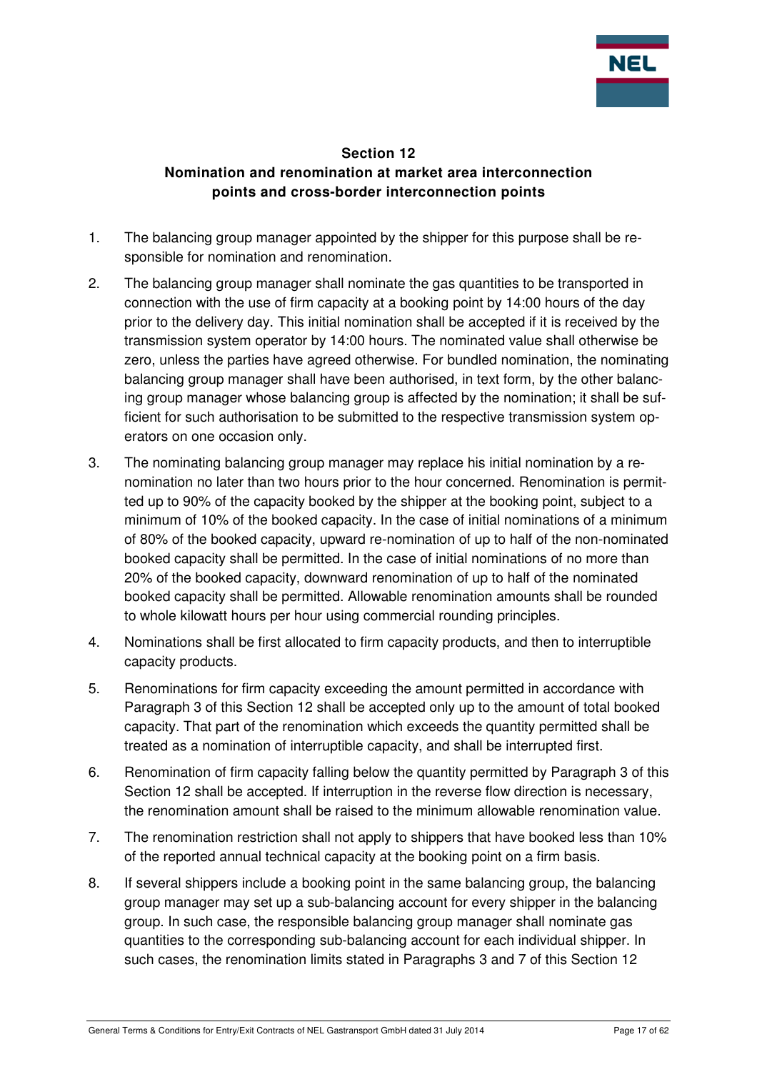## Section 12
## Nomination and renomination at market area interconnection points and cross-border interconnection points

1. The balancing group manager appointed by the shipper for this purpose shall be responsible for nomination and renomination.

2. The balancing group manager shall nominate the gas quantities to be transported in connection with the use of firm capacity at a booking point by 14:00 hours of the day prior to the delivery day. This initial nomination shall be accepted if it is received by the transmission system operator by 14:00 hours. The nominated value shall otherwise be zero, unless the parties have agreed otherwise. For bundled nomination, the nominating balancing group manager shall have been authorised, in text form, by the other balancing group manager whose balancing group is affected by the nomination; it shall be sufficient for such authorisation to be submitted to the respective transmission system operators on one occasion only.

3. The nominating balancing group manager may replace his initial nomination by a renomination no later than two hours prior to the hour concerned. Renomination is permitted up to 90% of the capacity booked by the shipper at the booking point, subject to a minimum of 10% of the booked capacity. In the case of initial nominations of a minimum of 80% of the booked capacity, upward re-nomination of up to half of the non-nominated booked capacity shall be permitted. In the case of initial nominations of no more than 20% of the booked capacity, downward renomination of up to half of the nominated booked capacity shall be permitted. Allowable renomination amounts shall be rounded to whole kilowatt hours per hour using commercial rounding principles.

4. Nominations shall be first allocated to firm capacity products, and then to interruptible capacity products.

5. Renominations for firm capacity exceeding the amount permitted in accordance with Paragraph 3 of this Section 12 shall be accepted only up to the amount of total booked capacity. That part of the renomination which exceeds the quantity permitted shall be treated as a nomination of interruptible capacity, and shall be interrupted first.

6. Renomination of firm capacity falling below the quantity permitted by Paragraph 3 of this Section 12 shall be accepted. If interruption in the reverse flow direction is necessary, the renomination amount shall be raised to the minimum allowable renomination value.

7. The renomination restriction shall not apply to shippers that have booked less than 10% of the reported annual technical capacity at the booking point on a firm basis.

8. If several shippers include a booking point in the same balancing group, the balancing group manager may set up a sub-balancing account for every shipper in the balancing group. In such case, the responsible balancing group manager shall nominate gas quantities to the corresponding sub-balancing account for each individual shipper. In such cases, the renomination limits stated in Paragraphs 3 and 7 of this Section 12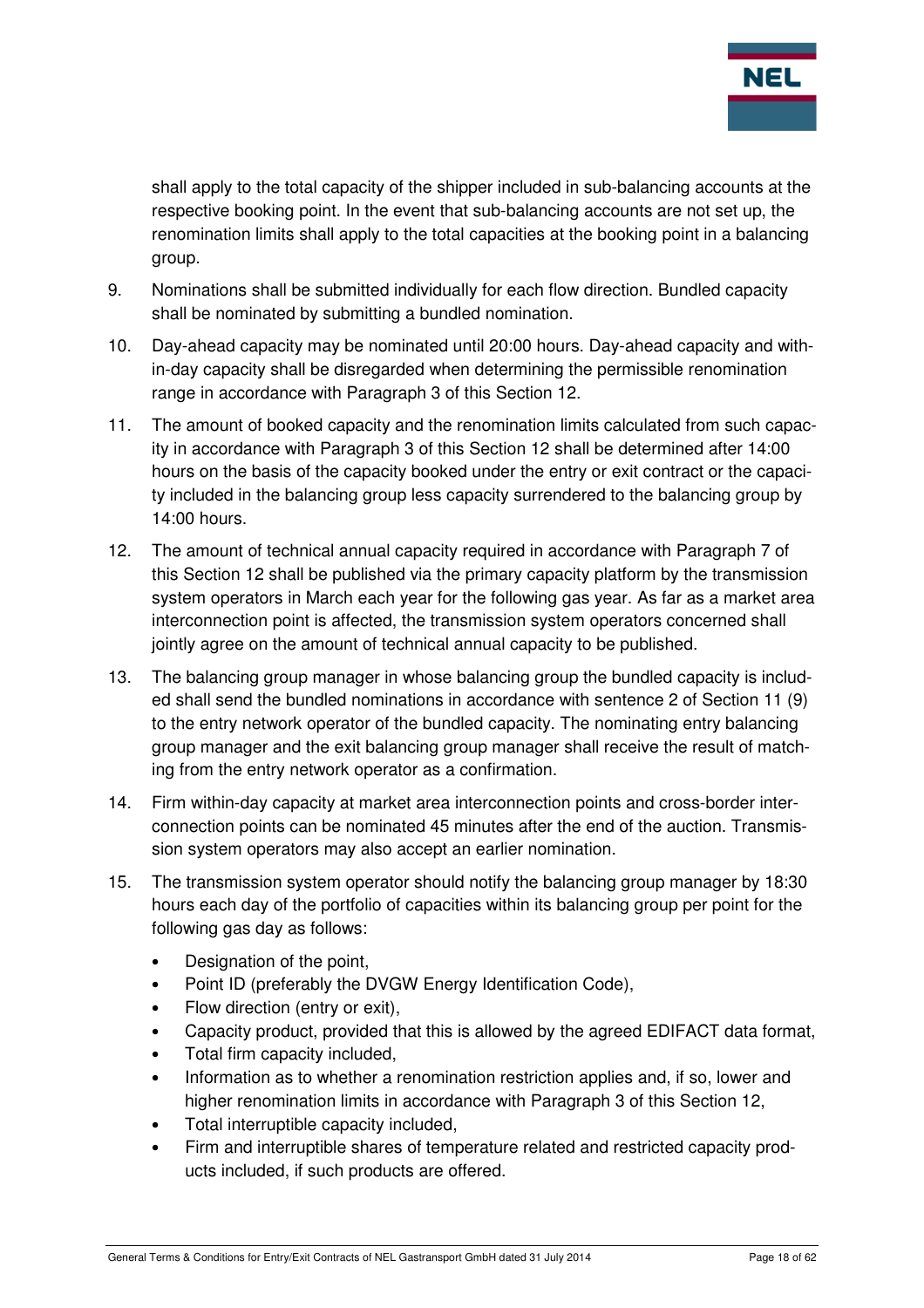shall apply to the total capacity of the shipper included in sub-balancing accounts at the respective booking point. In the event that sub-balancing accounts are not set up, the renomination limits shall apply to the total capacities at the booking point in a balancing group.

9. Nominations shall be submitted individually for each flow direction. Bundled capacity shall be nominated by submitting a bundled nomination.

10. Day-ahead capacity may be nominated until 20:00 hours. Day-ahead capacity and within-day capacity shall be disregarded when determining the permissible renomination range in accordance with Paragraph 3 of this Section 12.

11. The amount of booked capacity and the renomination limits calculated from such capacity in accordance with Paragraph 3 of this Section 12 shall be determined after 14:00 hours on the basis of the capacity booked under the entry or exit contract or the capacity included in the balancing group less capacity surrendered to the balancing group by 14:00 hours.

12. The amount of technical annual capacity required in accordance with Paragraph 7 of this Section 12 shall be published via the primary capacity platform by the transmission system operators in March each year for the following gas year. As far as a market area interconnection point is affected, the transmission system operators concerned shall jointly agree on the amount of technical annual capacity to be published.

13. The balancing group manager in whose balancing group the bundled capacity is included shall send the bundled nominations in accordance with sentence 2 of Section 11 (9) to the entry network operator of the bundled capacity. The nominating entry balancing group manager and the exit balancing group manager shall receive the result of matching from the entry network operator as a confirmation.

14. Firm within-day capacity at market area interconnection points and cross-border interconnection points can be nominated 45 minutes after the end of the auction. Transmission system operators may also accept an earlier nomination.

15. The transmission system operator should notify the balancing group manager by 18:30 hours each day of the portfolio of capacities within its balancing group per point for the following gas day as follows:

    - Designation of the point,
    - Point ID (preferably the DVGW Energy Identification Code),
    - Flow direction (entry or exit),
    - Capacity product, provided that this is allowed by the agreed EDIFACT data format,
    - Total firm capacity included,
    - Information as to whether a renomination restriction applies and, if so, lower and higher renomination limits in accordance with Paragraph 3 of this Section 12,
    - Total interruptible capacity included,
    - Firm and interruptible shares of temperature related and restricted capacity products included, if such products are offered.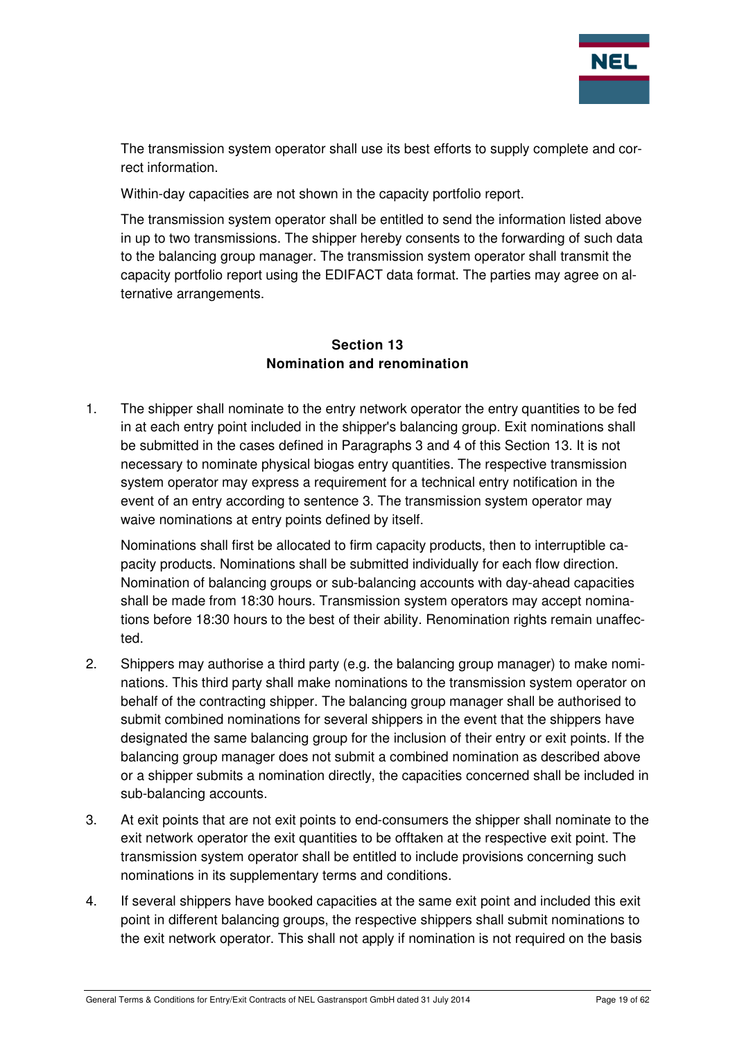The transmission system operator shall use its best efforts to supply complete and correct information.

Within-day capacities are not shown in the capacity portfolio report.

The transmission system operator shall be entitled to send the information listed above in up to two transmissions. The shipper hereby consents to the forwarding of such data to the balancing group manager. The transmission system operator shall transmit the capacity portfolio report using the EDIFACT data format. The parties may agree on alternative arrangements.

## Section 13
## Nomination and renomination

1. The shipper shall nominate to the entry network operator the entry quantities to be fed in at each entry point included in the shipper's balancing group. Exit nominations shall be submitted in the cases defined in Paragraphs 3 and 4 of this Section 13. It is not necessary to nominate physical biogas entry quantities. The respective transmission system operator may express a requirement for a technical entry notification in the event of an entry according to sentence 3. The transmission system operator may waive nominations at entry points defined by itself.

   Nominations shall first be allocated to firm capacity products, then to interruptible capacity products. Nominations shall be submitted individually for each flow direction. Nomination of balancing groups or sub-balancing accounts with day-ahead capacities shall be made from 18:30 hours. Transmission system operators may accept nominations before 18:30 hours to the best of their ability. Renomination rights remain unaffected.

2. Shippers may authorise a third party (e.g. the balancing group manager) to make nominations. This third party shall make nominations to the transmission system operator on behalf of the contracting shipper. The balancing group manager shall be authorised to submit combined nominations for several shippers in the event that the shippers have designated the same balancing group for the inclusion of their entry or exit points. If the balancing group manager does not submit a combined nomination as described above or a shipper submits a nomination directly, the capacities concerned shall be included in sub-balancing accounts.

3. At exit points that are not exit points to end-consumers the shipper shall nominate to the exit network operator the exit quantities to be offtaken at the respective exit point. The transmission system operator shall be entitled to include provisions concerning such nominations in its supplementary terms and conditions.

4. If several shippers have booked capacities at the same exit point and included this exit point in different balancing groups, the respective shippers shall submit nominations to the exit network operator. This shall not apply if nomination is not required on the basis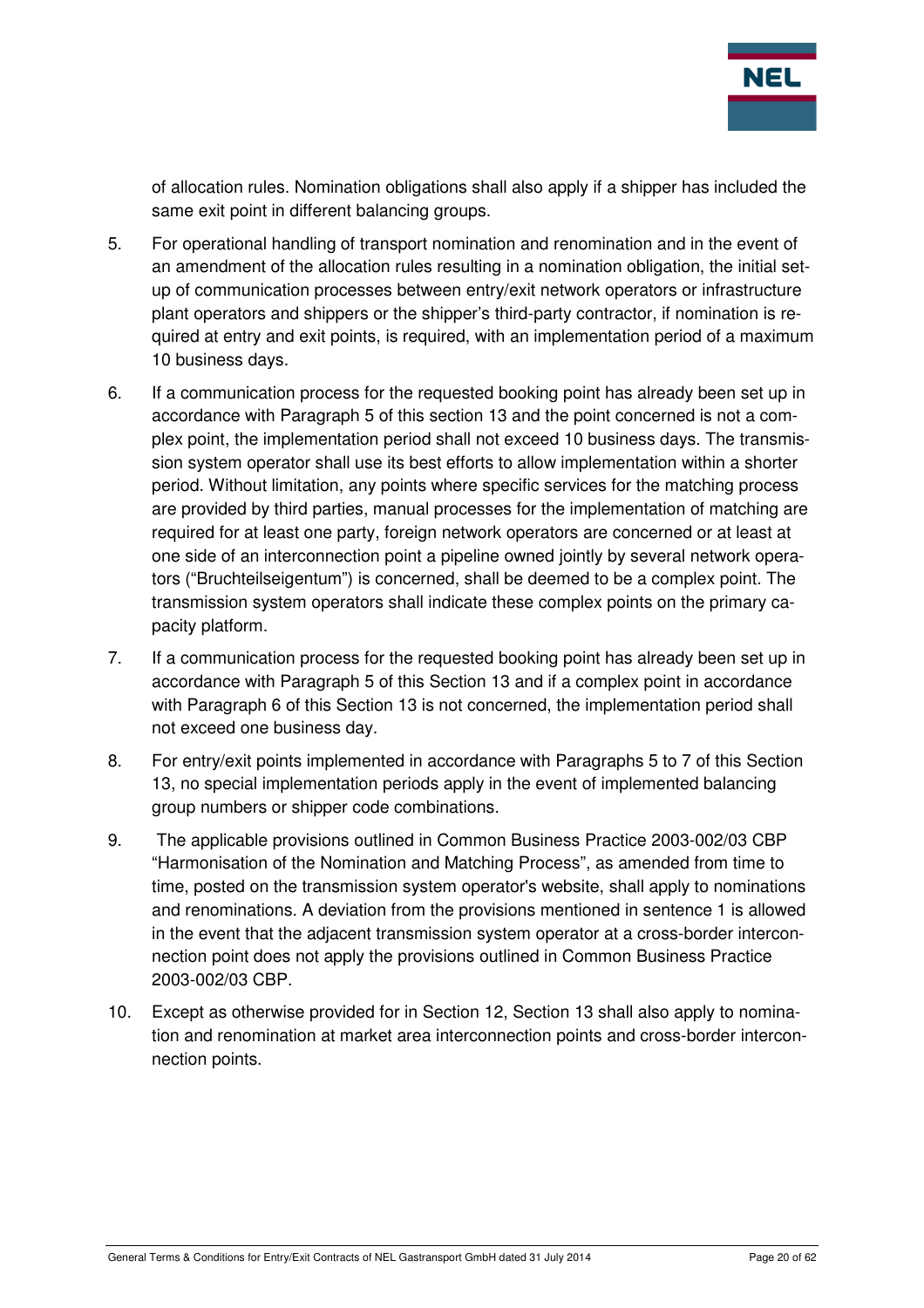of allocation rules. Nomination obligations shall also apply if a shipper has included the same exit point in different balancing groups.

5. For operational handling of transport nomination and renomination and in the event of an amendment of the allocation rules resulting in a nomination obligation, the initial set-up of communication processes between entry/exit network operators or infrastructure plant operators and shippers or the shipper's third-party contractor, if nomination is required at entry and exit points, is required, with an implementation period of a maximum 10 business days.

6. If a communication process for the requested booking point has already been set up in accordance with Paragraph 5 of this section 13 and the point concerned is not a complex point, the implementation period shall not exceed 10 business days. The transmission system operator shall use its best efforts to allow implementation within a shorter period. Without limitation, any points where specific services for the matching process are provided by third parties, manual processes for the implementation of matching are required for at least one party, foreign network operators are concerned or at least at one side of an interconnection point a pipeline owned jointly by several network operators ("Bruchteilseigentum") is concerned, shall be deemed to be a complex point. The transmission system operators shall indicate these complex points on the primary capacity platform.

7. If a communication process for the requested booking point has already been set up in accordance with Paragraph 5 of this Section 13 and if a complex point in accordance with Paragraph 6 of this Section 13 is not concerned, the implementation period shall not exceed one business day.

8. For entry/exit points implemented in accordance with Paragraphs 5 to 7 of this Section 13, no special implementation periods apply in the event of implemented balancing group numbers or shipper code combinations.

9. The applicable provisions outlined in Common Business Practice 2003-002/03 CBP "Harmonisation of the Nomination and Matching Process", as amended from time to time, posted on the transmission system operator's website, shall apply to nominations and renominations. A deviation from the provisions mentioned in sentence 1 is allowed in the event that the adjacent transmission system operator at a cross-border interconnection point does not apply the provisions outlined in Common Business Practice 2003-002/03 CBP.

10. Except as otherwise provided for in Section 12, Section 13 shall also apply to nomination and renomination at market area interconnection points and cross-border interconnection points.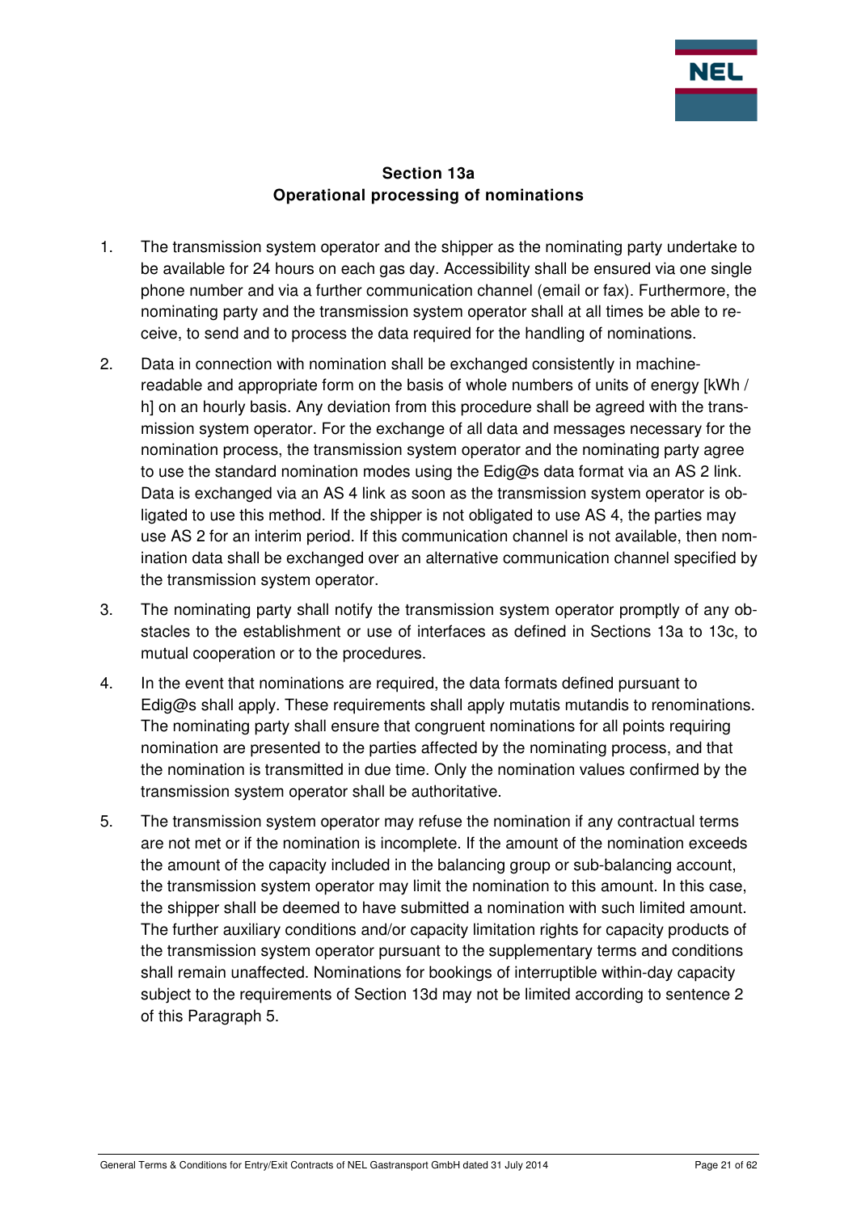## Section 13a
## Operational processing of nominations

1. The transmission system operator and the shipper as the nominating party undertake to be available for 24 hours on each gas day. Accessibility shall be ensured via one single phone number and via a further communication channel (email or fax). Furthermore, the nominating party and the transmission system operator shall at all times be able to receive, to send and to process the data required for the handling of nominations.

2. Data in connection with nomination shall be exchanged consistently in machine-readable and appropriate form on the basis of whole numbers of units of energy [kWh / h] on an hourly basis. Any deviation from this procedure shall be agreed with the transmission system operator. For the exchange of all data and messages necessary for the nomination process, the transmission system operator and the nominating party agree to use the standard nomination modes using the Edig@s data format via an AS 2 link. Data is exchanged via an AS 4 link as soon as the transmission system operator is obligated to use this method. If the shipper is not obligated to use AS 4, the parties may use AS 2 for an interim period. If this communication channel is not available, then nomination data shall be exchanged over an alternative communication channel specified by the transmission system operator.

3. The nominating party shall notify the transmission system operator promptly of any obstacles to the establishment or use of interfaces as defined in Sections 13a to 13c, to mutual cooperation or to the procedures.

4. In the event that nominations are required, the data formats defined pursuant to Edig@s shall apply. These requirements shall apply mutatis mutandis to renominations. The nominating party shall ensure that congruent nominations for all points requiring nomination are presented to the parties affected by the nominating process, and that the nomination is transmitted in due time. Only the nomination values confirmed by the transmission system operator shall be authoritative.

5. The transmission system operator may refuse the nomination if any contractual terms are not met or if the nomination is incomplete. If the amount of the nomination exceeds the amount of the capacity included in the balancing group or sub-balancing account, the transmission system operator may limit the nomination to this amount. In this case, the shipper shall be deemed to have submitted a nomination with such limited amount. The further auxiliary conditions and/or capacity limitation rights for capacity products of the transmission system operator pursuant to the supplementary terms and conditions shall remain unaffected. Nominations for bookings of interruptible within-day capacity subject to the requirements of Section 13d may not be limited according to sentence 2 of this Paragraph 5.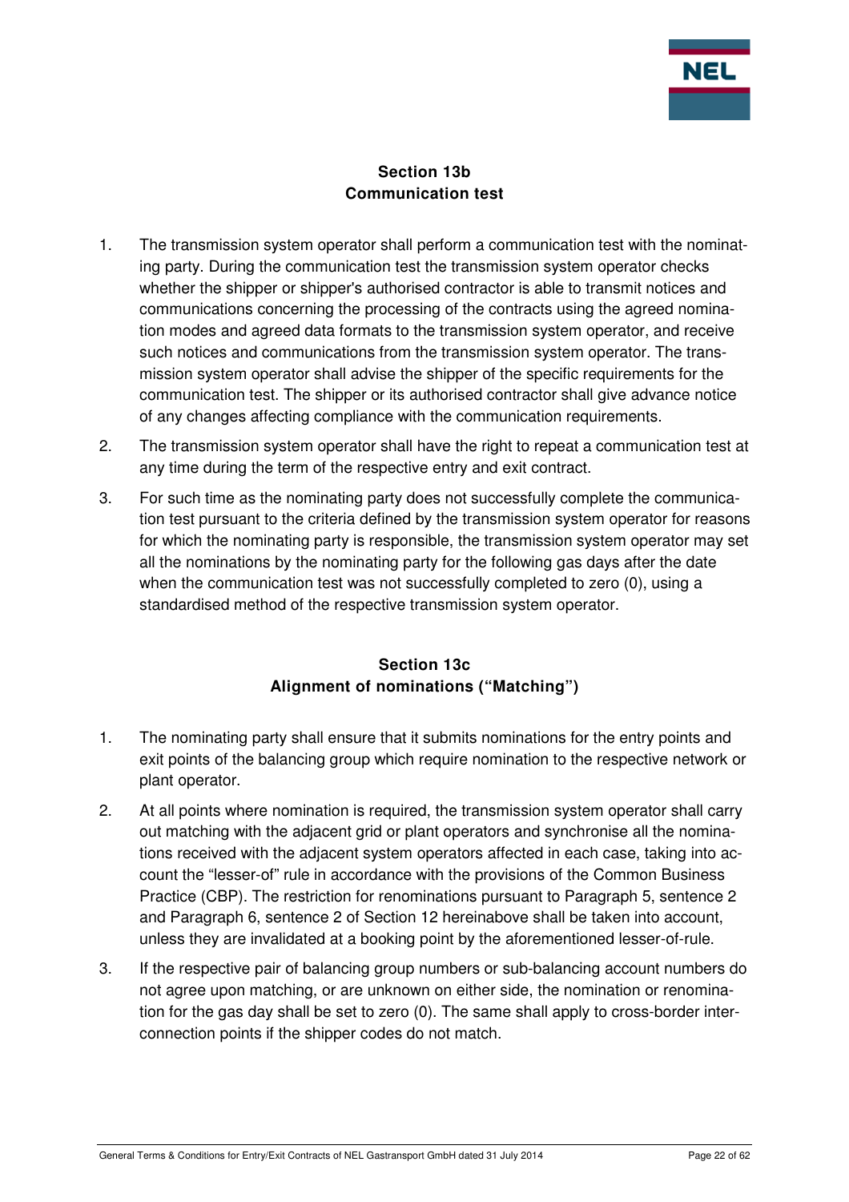## Section 13b
## Communication test

1. The transmission system operator shall perform a communication test with the nominating party. During the communication test the transmission system operator checks whether the shipper or shipper's authorised contractor is able to transmit notices and communications concerning the processing of the contracts using the agreed nomination modes and agreed data formats to the transmission system operator, and receive such notices and communications from the transmission system operator. The transmission system operator shall advise the shipper of the specific requirements for the communication test. The shipper or its authorised contractor shall give advance notice of any changes affecting compliance with the communication requirements.
2. The transmission system operator shall have the right to repeat a communication test at any time during the term of the respective entry and exit contract.
3. For such time as the nominating party does not successfully complete the communication test pursuant to the criteria defined by the transmission system operator for reasons for which the nominating party is responsible, the transmission system operator may set all the nominations by the nominating party for the following gas days after the date when the communication test was not successfully completed to zero (0), using a standardised method of the respective transmission system operator.

## Section 13c
## Alignment of nominations ("Matching")

1. The nominating party shall ensure that it submits nominations for the entry points and exit points of the balancing group which require nomination to the respective network or plant operator.
2. At all points where nomination is required, the transmission system operator shall carry out matching with the adjacent grid or plant operators and synchronise all the nominations received with the adjacent system operators affected in each case, taking into account the "lesser-of" rule in accordance with the provisions of the Common Business Practice (CBP). The restriction for renominations pursuant to Paragraph 5, sentence 2 and Paragraph 6, sentence 2 of Section 12 hereinabove shall be taken into account, unless they are invalidated at a booking point by the aforementioned lesser-of-rule.
3. If the respective pair of balancing group numbers or sub-balancing account numbers do not agree upon matching, or are unknown on either side, the nomination or renomination for the gas day shall be set to zero (0). The same shall apply to cross-border interconnection points if the shipper codes do not match.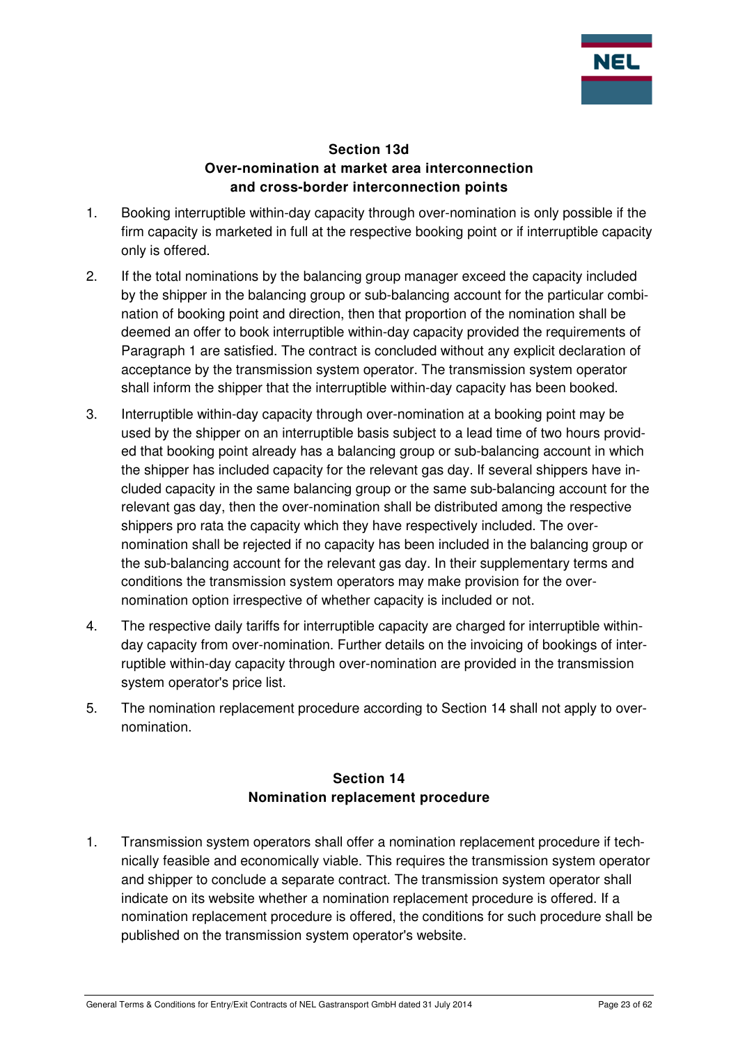## Section 13d
## Over-nomination at market area interconnection and cross-border interconnection points

1. Booking interruptible within-day capacity through over-nomination is only possible if the firm capacity is marketed in full at the respective booking point or if interruptible capacity only is offered.

2. If the total nominations by the balancing group manager exceed the capacity included by the shipper in the balancing group or sub-balancing account for the particular combination of booking point and direction, then that proportion of the nomination shall be deemed an offer to book interruptible within-day capacity provided the requirements of Paragraph 1 are satisfied. The contract is concluded without any explicit declaration of acceptance by the transmission system operator. The transmission system operator shall inform the shipper that the interruptible within-day capacity has been booked.

3. Interruptible within-day capacity through over-nomination at a booking point may be used by the shipper on an interruptible basis subject to a lead time of two hours provided that booking point already has a balancing group or sub-balancing account in which the shipper has included capacity for the relevant gas day. If several shippers have included capacity in the same balancing group or the same sub-balancing account for the relevant gas day, then the over-nomination shall be distributed among the respective shippers pro rata the capacity which they have respectively included. The over-nomination shall be rejected if no capacity has been included in the balancing group or the sub-balancing account for the relevant gas day. In their supplementary terms and conditions the transmission system operators may make provision for the over-nomination option irrespective of whether capacity is included or not.

4. The respective daily tariffs for interruptible capacity are charged for interruptible within-day capacity from over-nomination. Further details on the invoicing of bookings of interruptible within-day capacity through over-nomination are provided in the transmission system operator's price list.

5. The nomination replacement procedure according to Section 14 shall not apply to over-nomination.

## Section 14
## Nomination replacement procedure

1. Transmission system operators shall offer a nomination replacement procedure if technically feasible and economically viable. This requires the transmission system operator and shipper to conclude a separate contract. The transmission system operator shall indicate on its website whether a nomination replacement procedure is offered. If a nomination replacement procedure is offered, the conditions for such procedure shall be published on the transmission system operator's website.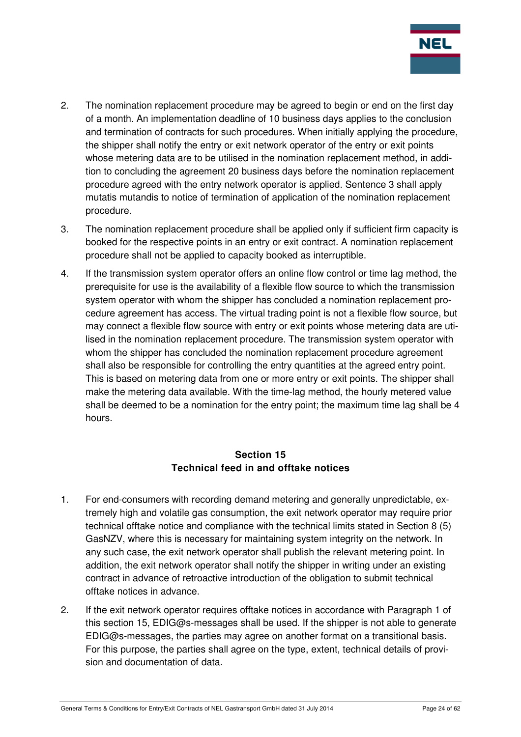2. The nomination replacement procedure may be agreed to begin or end on the first day of a month. An implementation deadline of 10 business days applies to the conclusion and termination of contracts for such procedures. When initially applying the procedure, the shipper shall notify the entry or exit network operator of the entry or exit points whose metering data are to be utilised in the nomination replacement method, in addition to concluding the agreement 20 business days before the nomination replacement procedure agreed with the entry network operator is applied. Sentence 3 shall apply mutatis mutandis to notice of termination of application of the nomination replacement procedure.

3. The nomination replacement procedure shall be applied only if sufficient firm capacity is booked for the respective points in an entry or exit contract. A nomination replacement procedure shall not be applied to capacity booked as interruptible.

4. If the transmission system operator offers an online flow control or time lag method, the prerequisite for use is the availability of a flexible flow source to which the transmission system operator with whom the shipper has concluded a nomination replacement procedure agreement has access. The virtual trading point is not a flexible flow source, but may connect a flexible flow source with entry or exit points whose metering data are utilised in the nomination replacement procedure. The transmission system operator with whom the shipper has concluded the nomination replacement procedure agreement shall also be responsible for controlling the entry quantities at the agreed entry point. This is based on metering data from one or more entry or exit points. The shipper shall make the metering data available. With the time-lag method, the hourly metered value shall be deemed to be a nomination for the entry point; the maximum time lag shall be 4 hours.

## Section 15
## Technical feed in and offtake notices

1. For end-consumers with recording demand metering and generally unpredictable, extremely high and volatile gas consumption, the exit network operator may require prior technical offtake notice and compliance with the technical limits stated in Section 8 (5) GasNZV, where this is necessary for maintaining system integrity on the network. In any such case, the exit network operator shall publish the relevant metering point. In addition, the exit network operator shall notify the shipper in writing under an existing contract in advance of retroactive introduction of the obligation to submit technical offtake notices in advance.

2. If the exit network operator requires offtake notices in accordance with Paragraph 1 of this section 15, EDIG@s-messages shall be used. If the shipper is not able to generate EDIG@s-messages, the parties may agree on another format on a transitional basis. For this purpose, the parties shall agree on the type, extent, technical details of provision and documentation of data.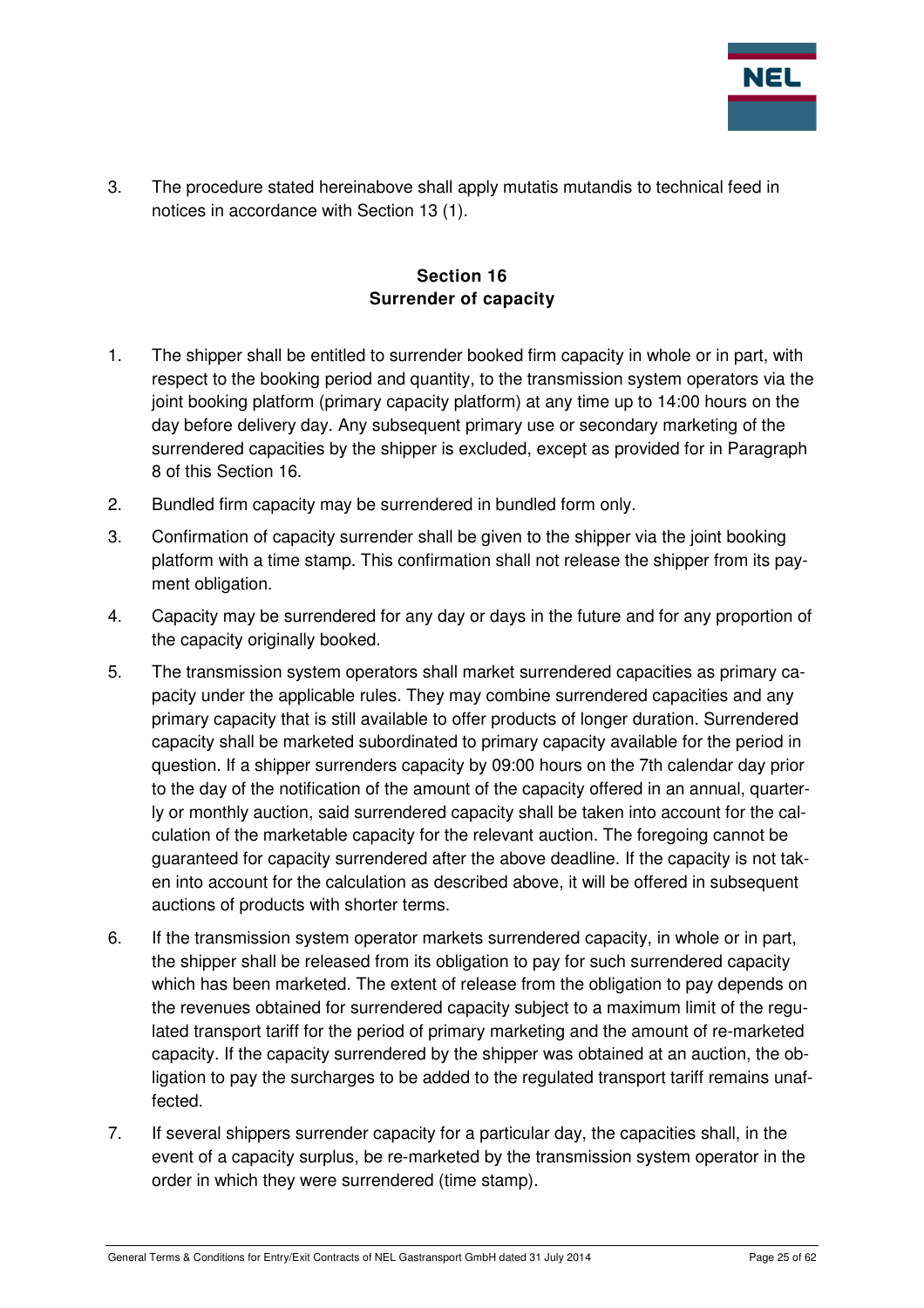3. The procedure stated hereinabove shall apply mutatis mutandis to technical feed in notices in accordance with Section 13 (1).

## Section 16
## Surrender of capacity

1. The shipper shall be entitled to surrender booked firm capacity in whole or in part, with respect to the booking period and quantity, to the transmission system operators via the joint booking platform (primary capacity platform) at any time up to 14:00 hours on the day before delivery day. Any subsequent primary use or secondary marketing of the surrendered capacities by the shipper is excluded, except as provided for in Paragraph 8 of this Section 16.
2. Bundled firm capacity may be surrendered in bundled form only.
3. Confirmation of capacity surrender shall be given to the shipper via the joint booking platform with a time stamp. This confirmation shall not release the shipper from its payment obligation.
4. Capacity may be surrendered for any day or days in the future and for any proportion of the capacity originally booked.
5. The transmission system operators shall market surrendered capacities as primary capacity under the applicable rules. They may combine surrendered capacities and any primary capacity that is still available to offer products of longer duration. Surrendered capacity shall be marketed subordinated to primary capacity available for the period in question. If a shipper surrenders capacity by 09:00 hours on the 7th calendar day prior to the day of the notification of the amount of the capacity offered in an annual, quarterly or monthly auction, said surrendered capacity shall be taken into account for the calculation of the marketable capacity for the relevant auction. The foregoing cannot be guaranteed for capacity surrendered after the above deadline. If the capacity is not taken into account for the calculation as described above, it will be offered in subsequent auctions of products with shorter terms.
6. If the transmission system operator markets surrendered capacity, in whole or in part, the shipper shall be released from its obligation to pay for such surrendered capacity which has been marketed. The extent of release from the obligation to pay depends on the revenues obtained for surrendered capacity subject to a maximum limit of the regulated transport tariff for the period of primary marketing and the amount of re-marketed capacity. If the capacity surrendered by the shipper was obtained at an auction, the obligation to pay the surcharges to be added to the regulated transport tariff remains unaffected.
7. If several shippers surrender capacity for a particular day, the capacities shall, in the event of a capacity surplus, be re-marketed by the transmission system operator in the order in which they were surrendered (time stamp).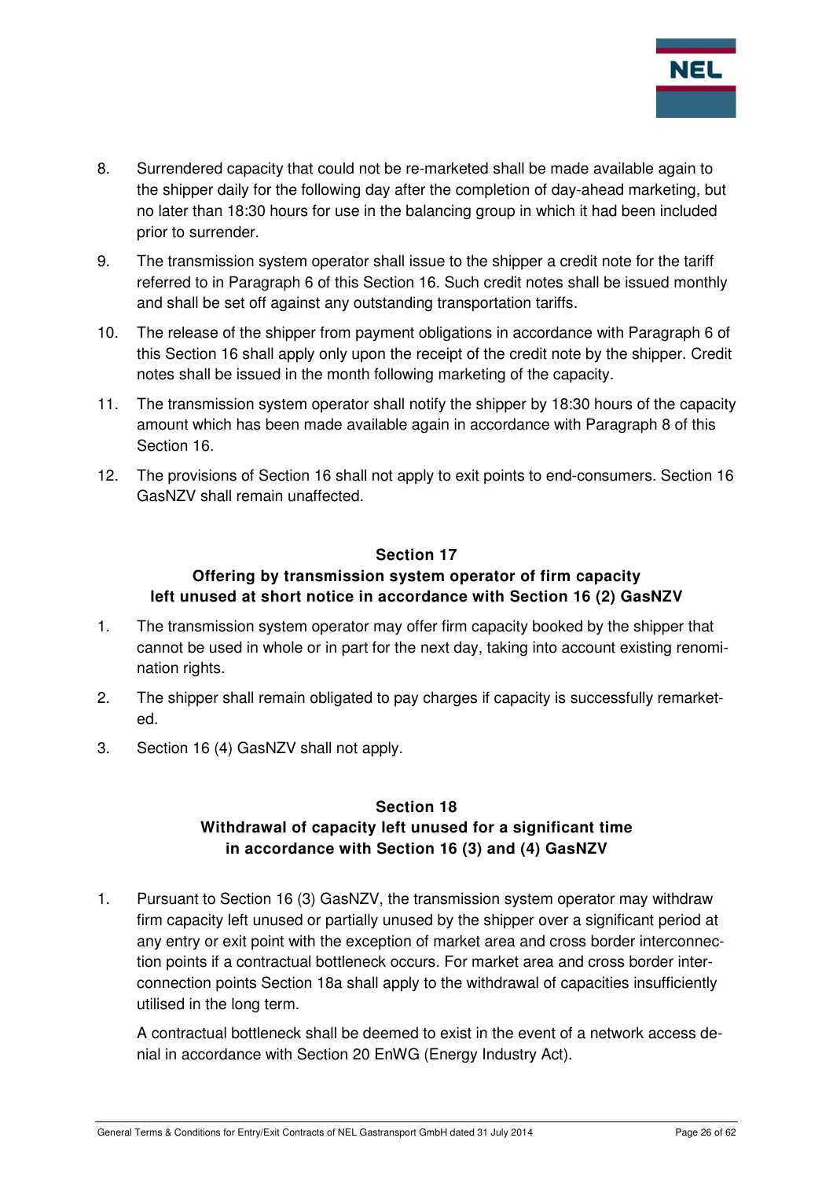8. Surrendered capacity that could not be re-marketed shall be made available again to the shipper daily for the following day after the completion of day-ahead marketing, but no later than 18:30 hours for use in the balancing group in which it had been included prior to surrender.

9. The transmission system operator shall issue to the shipper a credit note for the tariff referred to in Paragraph 6 of this Section 16. Such credit notes shall be issued monthly and shall be set off against any outstanding transportation tariffs.

10. The release of the shipper from payment obligations in accordance with Paragraph 6 of this Section 16 shall apply only upon the receipt of the credit note by the shipper. Credit notes shall be issued in the month following marketing of the capacity.

11. The transmission system operator shall notify the shipper by 18:30 hours of the capacity amount which has been made available again in accordance with Paragraph 8 of this Section 16.

12. The provisions of Section 16 shall not apply to exit points to end-consumers. Section 16 GasNZV shall remain unaffected.

## Section 17
## Offering by transmission system operator of firm capacity left unused at short notice in accordance with Section 16 (2) GasNZV

1. The transmission system operator may offer firm capacity booked by the shipper that cannot be used in whole or in part for the next day, taking into account existing renomination rights.

2. The shipper shall remain obligated to pay charges if capacity is successfully remarketed.

3. Section 16 (4) GasNZV shall not apply.

## Section 18
## Withdrawal of capacity left unused for a significant time in accordance with Section 16 (3) and (4) GasNZV

1. Pursuant to Section 16 (3) GasNZV, the transmission system operator may withdraw firm capacity left unused or partially unused by the shipper over a significant period at any entry or exit point with the exception of market area and cross border interconnection points if a contractual bottleneck occurs. For market area and cross border interconnection points Section 18a shall apply to the withdrawal of capacities insufficiently utilised in the long term.

   A contractual bottleneck shall be deemed to exist in the event of a network access denial in accordance with Section 20 EnWG (Energy Industry Act).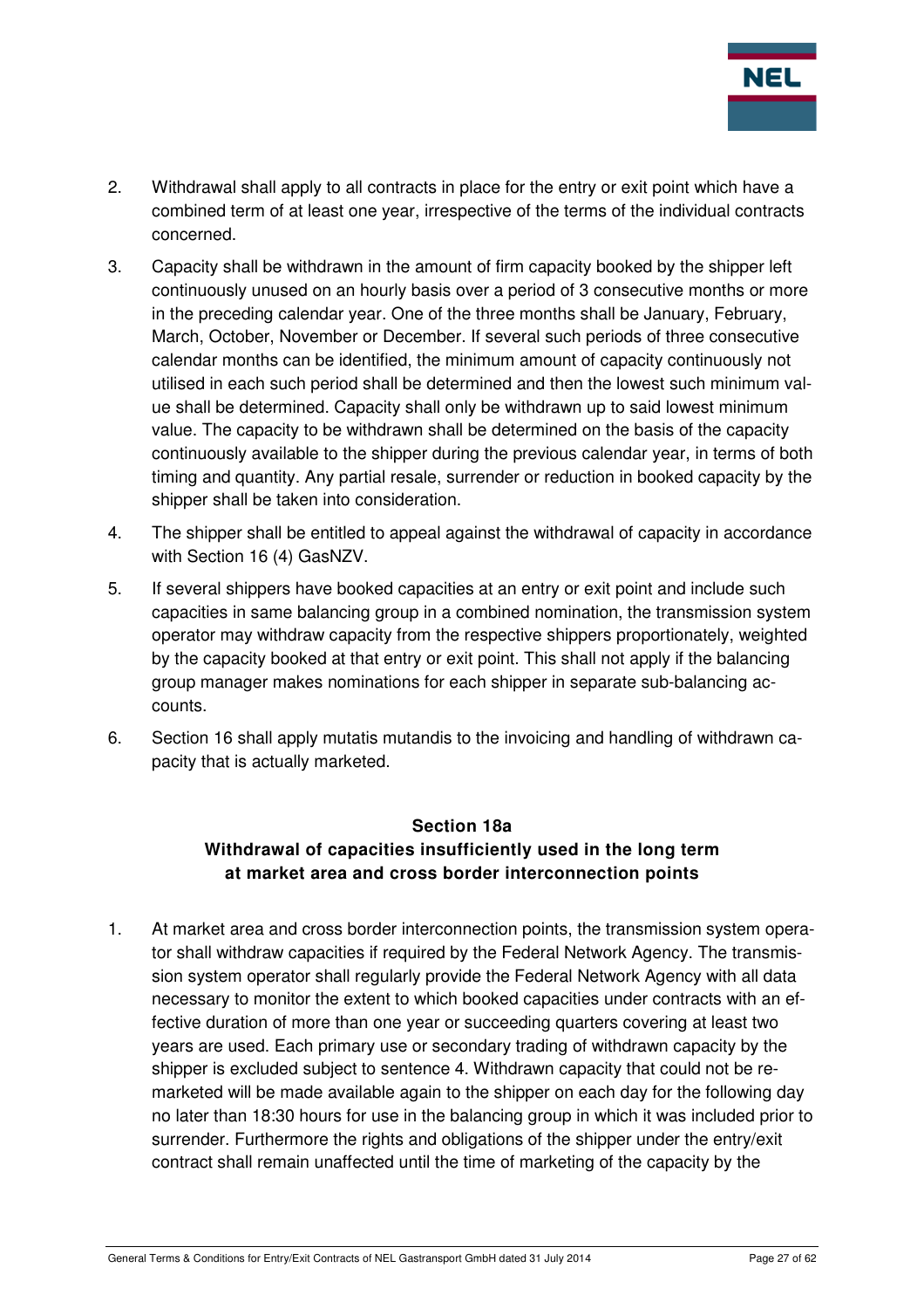2. Withdrawal shall apply to all contracts in place for the entry or exit point which have a combined term of at least one year, irrespective of the terms of the individual contracts concerned.

3. Capacity shall be withdrawn in the amount of firm capacity booked by the shipper left continuously unused on an hourly basis over a period of 3 consecutive months or more in the preceding calendar year. One of the three months shall be January, February, March, October, November or December. If several such periods of three consecutive calendar months can be identified, the minimum amount of capacity continuously not utilised in each such period shall be determined and then the lowest such minimum value shall be determined. Capacity shall only be withdrawn up to said lowest minimum value. The capacity to be withdrawn shall be determined on the basis of the capacity continuously available to the shipper during the previous calendar year, in terms of both timing and quantity. Any partial resale, surrender or reduction in booked capacity by the shipper shall be taken into consideration.

4. The shipper shall be entitled to appeal against the withdrawal of capacity in accordance with Section 16 (4) GasNZV.

5. If several shippers have booked capacities at an entry or exit point and include such capacities in same balancing group in a combined nomination, the transmission system operator may withdraw capacity from the respective shippers proportionately, weighted by the capacity booked at that entry or exit point. This shall not apply if the balancing group manager makes nominations for each shipper in separate sub-balancing accounts.

6. Section 16 shall apply mutatis mutandis to the invoicing and handling of withdrawn capacity that is actually marketed.

## Section 18a
## Withdrawal of capacities insufficiently used in the long term at market area and cross border interconnection points

1. At market area and cross border interconnection points, the transmission system operator shall withdraw capacities if required by the Federal Network Agency. The transmission system operator shall regularly provide the Federal Network Agency with all data necessary to monitor the extent to which booked capacities under contracts with an effective duration of more than one year or succeeding quarters covering at least two years are used. Each primary use or secondary trading of withdrawn capacity by the shipper is excluded subject to sentence 4. Withdrawn capacity that could not be remarketed will be made available again to the shipper on each day for the following day no later than 18:30 hours for use in the balancing group in which it was included prior to surrender. Furthermore the rights and obligations of the shipper under the entry/exit contract shall remain unaffected until the time of marketing of the capacity by the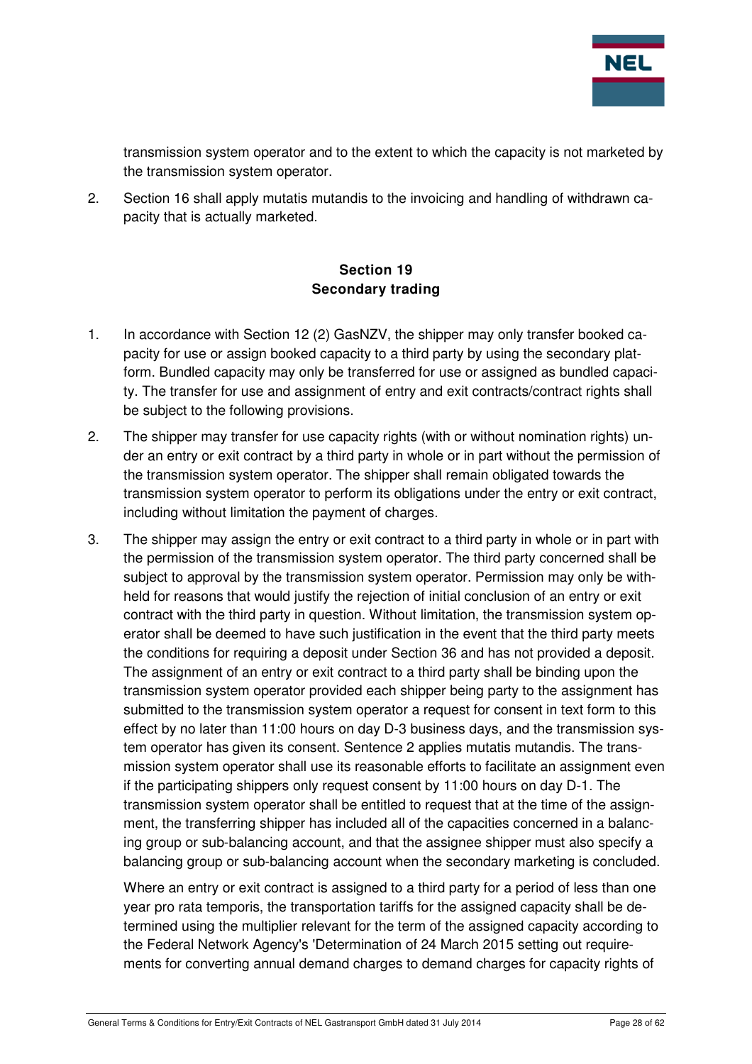transmission system operator and to the extent to which the capacity is not marketed by the transmission system operator.

2. Section 16 shall apply mutatis mutandis to the invoicing and handling of withdrawn capacity that is actually marketed.

## Section 19
## Secondary trading

1. In accordance with Section 12 (2) GasNZV, the shipper may only transfer booked capacity for use or assign booked capacity to a third party by using the secondary platform. Bundled capacity may only be transferred for use or assigned as bundled capacity. The transfer for use and assignment of entry and exit contracts/contract rights shall be subject to the following provisions.

2. The shipper may transfer for use capacity rights (with or without nomination rights) under an entry or exit contract by a third party in whole or in part without the permission of the transmission system operator. The shipper shall remain obligated towards the transmission system operator to perform its obligations under the entry or exit contract, including without limitation the payment of charges.

3. The shipper may assign the entry or exit contract to a third party in whole or in part with the permission of the transmission system operator. The third party concerned shall be subject to approval by the transmission system operator. Permission may only be withheld for reasons that would justify the rejection of initial conclusion of an entry or exit contract with the third party in question. Without limitation, the transmission system operator shall be deemed to have such justification in the event that the third party meets the conditions for requiring a deposit under Section 36 and has not provided a deposit. The assignment of an entry or exit contract to a third party shall be binding upon the transmission system operator provided each shipper being party to the assignment has submitted to the transmission system operator a request for consent in text form to this effect by no later than 11:00 hours on day D-3 business days, and the transmission system operator has given its consent. Sentence 2 applies mutatis mutandis. The transmission system operator shall use its reasonable efforts to facilitate an assignment even if the participating shippers only request consent by 11:00 hours on day D-1. The transmission system operator shall be entitled to request that at the time of the assignment, the transferring shipper has included all of the capacities concerned in a balancing group or sub-balancing account, and that the assignee shipper must also specify a balancing group or sub-balancing account when the secondary marketing is concluded.

   Where an entry or exit contract is assigned to a third party for a period of less than one year pro rata temporis, the transportation tariffs for the assigned capacity shall be determined using the multiplier relevant for the term of the assigned capacity according to the Federal Network Agency's 'Determination of 24 March 2015 setting out requirements for converting annual demand charges to demand charges for capacity rights of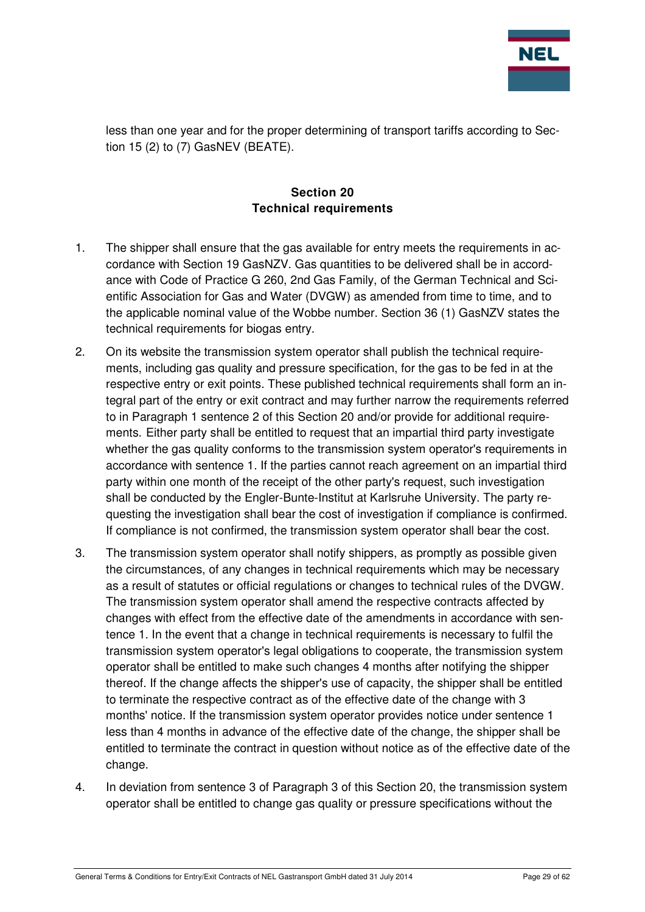less than one year and for the proper determining of transport tariffs according to Section 15 (2) to (7) GasNEV (BEATE).

## Section 20
## Technical requirements

1. The shipper shall ensure that the gas available for entry meets the requirements in accordance with Section 19 GasNZV. Gas quantities to be delivered shall be in accordance with Code of Practice G 260, 2nd Gas Family, of the German Technical and Scientific Association for Gas and Water (DVGW) as amended from time to time, and to the applicable nominal value of the Wobbe number. Section 36 (1) GasNZV states the technical requirements for biogas entry.

2. On its website the transmission system operator shall publish the technical requirements, including gas quality and pressure specification, for the gas to be fed in at the respective entry or exit points. These published technical requirements shall form an integral part of the entry or exit contract and may further narrow the requirements referred to in Paragraph 1 sentence 2 of this Section 20 and/or provide for additional requirements. Either party shall be entitled to request that an impartial third party investigate whether the gas quality conforms to the transmission system operator's requirements in accordance with sentence 1. If the parties cannot reach agreement on an impartial third party within one month of the receipt of the other party's request, such investigation shall be conducted by the Engler-Bunte-Institut at Karlsruhe University. The party requesting the investigation shall bear the cost of investigation if compliance is confirmed. If compliance is not confirmed, the transmission system operator shall bear the cost.

3. The transmission system operator shall notify shippers, as promptly as possible given the circumstances, of any changes in technical requirements which may be necessary as a result of statutes or official regulations or changes to technical rules of the DVGW. The transmission system operator shall amend the respective contracts affected by changes with effect from the effective date of the amendments in accordance with sentence 1. In the event that a change in technical requirements is necessary to fulfil the transmission system operator's legal obligations to cooperate, the transmission system operator shall be entitled to make such changes 4 months after notifying the shipper thereof. If the change affects the shipper's use of capacity, the shipper shall be entitled to terminate the respective contract as of the effective date of the change with 3 months' notice. If the transmission system operator provides notice under sentence 1 less than 4 months in advance of the effective date of the change, the shipper shall be entitled to terminate the contract in question without notice as of the effective date of the change.

4. In deviation from sentence 3 of Paragraph 3 of this Section 20, the transmission system operator shall be entitled to change gas quality or pressure specifications without the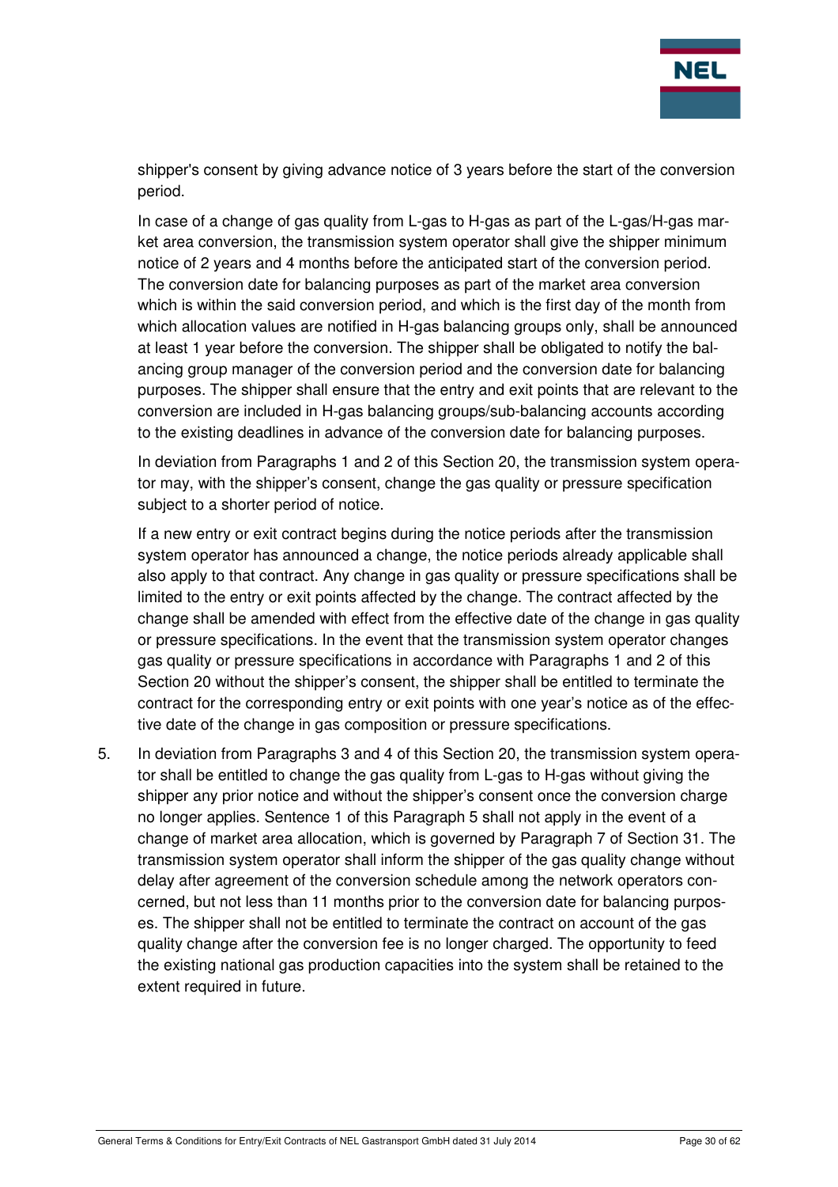shipper's consent by giving advance notice of 3 years before the start of the conversion period.

In case of a change of gas quality from L-gas to H-gas as part of the L-gas/H-gas market area conversion, the transmission system operator shall give the shipper minimum notice of 2 years and 4 months before the anticipated start of the conversion period. The conversion date for balancing purposes as part of the market area conversion which is within the said conversion period, and which is the first day of the month from which allocation values are notified in H-gas balancing groups only, shall be announced at least 1 year before the conversion. The shipper shall be obligated to notify the balancing group manager of the conversion period and the conversion date for balancing purposes. The shipper shall ensure that the entry and exit points that are relevant to the conversion are included in H-gas balancing groups/sub-balancing accounts according to the existing deadlines in advance of the conversion date for balancing purposes.

In deviation from Paragraphs 1 and 2 of this Section 20, the transmission system operator may, with the shipper's consent, change the gas quality or pressure specification subject to a shorter period of notice.

If a new entry or exit contract begins during the notice periods after the transmission system operator has announced a change, the notice periods already applicable shall also apply to that contract. Any change in gas quality or pressure specifications shall be limited to the entry or exit points affected by the change. The contract affected by the change shall be amended with effect from the effective date of the change in gas quality or pressure specifications. In the event that the transmission system operator changes gas quality or pressure specifications in accordance with Paragraphs 1 and 2 of this Section 20 without the shipper's consent, the shipper shall be entitled to terminate the contract for the corresponding entry or exit points with one year's notice as of the effective date of the change in gas composition or pressure specifications.

5. In deviation from Paragraphs 3 and 4 of this Section 20, the transmission system operator shall be entitled to change the gas quality from L-gas to H-gas without giving the shipper any prior notice and without the shipper's consent once the conversion charge no longer applies. Sentence 1 of this Paragraph 5 shall not apply in the event of a change of market area allocation, which is governed by Paragraph 7 of Section 31. The transmission system operator shall inform the shipper of the gas quality change without delay after agreement of the conversion schedule among the network operators concerned, but not less than 11 months prior to the conversion date for balancing purposes. The shipper shall not be entitled to terminate the contract on account of the gas quality change after the conversion fee is no longer charged. The opportunity to feed the existing national gas production capacities into the system shall be retained to the extent required in future.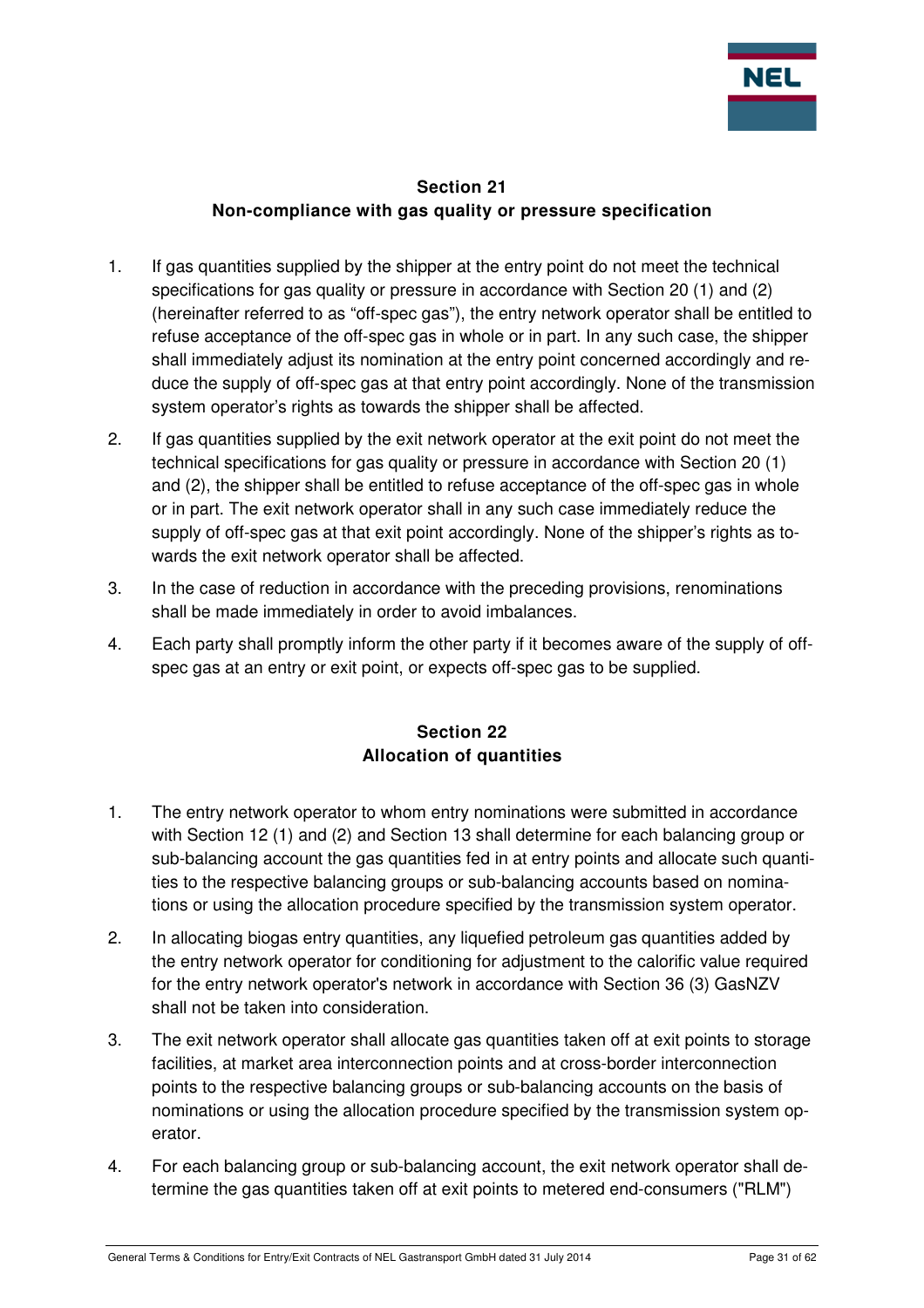## Section 21
## Non-compliance with gas quality or pressure specification

1. If gas quantities supplied by the shipper at the entry point do not meet the technical specifications for gas quality or pressure in accordance with Section 20 (1) and (2) (hereinafter referred to as "off-spec gas"), the entry network operator shall be entitled to refuse acceptance of the off-spec gas in whole or in part. In any such case, the shipper shall immediately adjust its nomination at the entry point concerned accordingly and reduce the supply of off-spec gas at that entry point accordingly. None of the transmission system operator's rights as towards the shipper shall be affected.
2. If gas quantities supplied by the exit network operator at the exit point do not meet the technical specifications for gas quality or pressure in accordance with Section 20 (1) and (2), the shipper shall be entitled to refuse acceptance of the off-spec gas in whole or in part. The exit network operator shall in any such case immediately reduce the supply of off-spec gas at that exit point accordingly. None of the shipper's rights as towards the exit network operator shall be affected.
3. In the case of reduction in accordance with the preceding provisions, renominations shall be made immediately in order to avoid imbalances.
4. Each party shall promptly inform the other party if it becomes aware of the supply of off-spec gas at an entry or exit point, or expects off-spec gas to be supplied.

## Section 22
## Allocation of quantities

1. The entry network operator to whom entry nominations were submitted in accordance with Section 12 (1) and (2) and Section 13 shall determine for each balancing group or sub-balancing account the gas quantities fed in at entry points and allocate such quantities to the respective balancing groups or sub-balancing accounts based on nominations or using the allocation procedure specified by the transmission system operator.
2. In allocating biogas entry quantities, any liquefied petroleum gas quantities added by the entry network operator for conditioning for adjustment to the calorific value required for the entry network operator's network in accordance with Section 36 (3) GasNZV shall not be taken into consideration.
3. The exit network operator shall allocate gas quantities taken off at exit points to storage facilities, at market area interconnection points and at cross-border interconnection points to the respective balancing groups or sub-balancing accounts on the basis of nominations or using the allocation procedure specified by the transmission system operator.
4. For each balancing group or sub-balancing account, the exit network operator shall determine the gas quantities taken off at exit points to metered end-consumers ("RLM")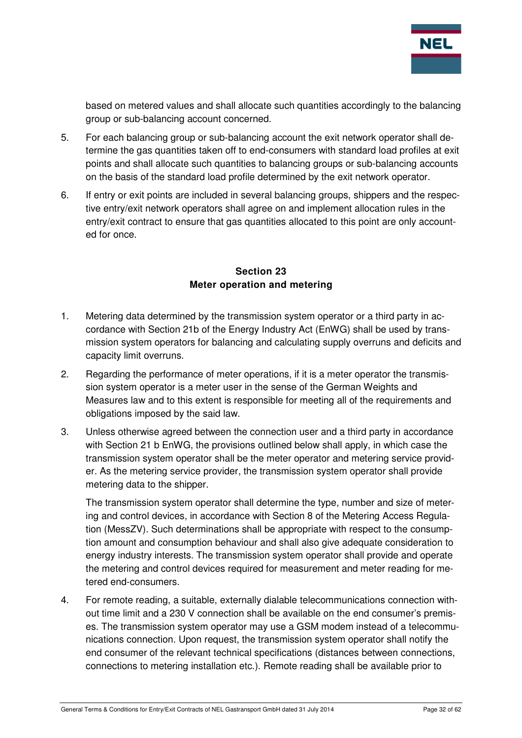based on metered values and shall allocate such quantities accordingly to the balancing group or sub-balancing account concerned.

5. For each balancing group or sub-balancing account the exit network operator shall determine the gas quantities taken off to end-consumers with standard load profiles at exit points and shall allocate such quantities to balancing groups or sub-balancing accounts on the basis of the standard load profile determined by the exit network operator.

6. If entry or exit points are included in several balancing groups, shippers and the respective entry/exit network operators shall agree on and implement allocation rules in the entry/exit contract to ensure that gas quantities allocated to this point are only accounted for once.

## Section 23
## Meter operation and metering

1. Metering data determined by the transmission system operator or a third party in accordance with Section 21b of the Energy Industry Act (EnWG) shall be used by transmission system operators for balancing and calculating supply overruns and deficits and capacity limit overruns.

2. Regarding the performance of meter operations, if it is a meter operator the transmission system operator is a meter user in the sense of the German Weights and Measures law and to this extent is responsible for meeting all of the requirements and obligations imposed by the said law.

3. Unless otherwise agreed between the connection user and a third party in accordance with Section 21 b EnWG, the provisions outlined below shall apply, in which case the transmission system operator shall be the meter operator and metering service provider. As the metering service provider, the transmission system operator shall provide metering data to the shipper.

   The transmission system operator shall determine the type, number and size of metering and control devices, in accordance with Section 8 of the Metering Access Regulation (MessZV). Such determinations shall be appropriate with respect to the consumption amount and consumption behaviour and shall also give adequate consideration to energy industry interests. The transmission system operator shall provide and operate the metering and control devices required for measurement and meter reading for metered end-consumers.

4. For remote reading, a suitable, externally dialable telecommunications connection without time limit and a 230 V connection shall be available on the end consumer's premises. The transmission system operator may use a GSM modem instead of a telecommunications connection. Upon request, the transmission system operator shall notify the end consumer of the relevant technical specifications (distances between connections, connections to metering installation etc.). Remote reading shall be available prior to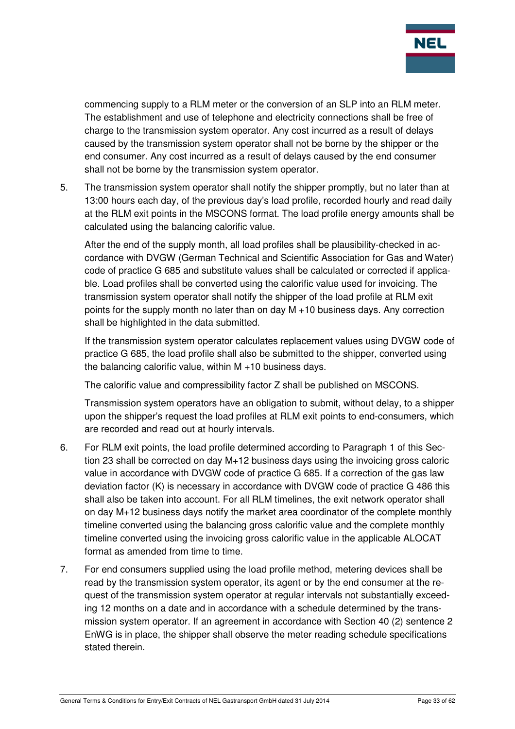commencing supply to a RLM meter or the conversion of an SLP into an RLM meter. The establishment and use of telephone and electricity connections shall be free of charge to the transmission system operator. Any cost incurred as a result of delays caused by the transmission system operator shall not be borne by the shipper or the end consumer. Any cost incurred as a result of delays caused by the end consumer shall not be borne by the transmission system operator.

5. The transmission system operator shall notify the shipper promptly, but no later than at 13:00 hours each day, of the previous day's load profile, recorded hourly and read daily at the RLM exit points in the MSCONS format. The load profile energy amounts shall be calculated using the balancing calorific value.

   After the end of the supply month, all load profiles shall be plausibility-checked in accordance with DVGW (German Technical and Scientific Association for Gas and Water) code of practice G 685 and substitute values shall be calculated or corrected if applicable. Load profiles shall be converted using the calorific value used for invoicing. The transmission system operator shall notify the shipper of the load profile at RLM exit points for the supply month no later than on day M +10 business days. Any correction shall be highlighted in the data submitted.

   If the transmission system operator calculates replacement values using DVGW code of practice G 685, the load profile shall also be submitted to the shipper, converted using the balancing calorific value, within M +10 business days.

   The calorific value and compressibility factor Z shall be published on MSCONS.

   Transmission system operators have an obligation to submit, without delay, to a shipper upon the shipper's request the load profiles at RLM exit points to end-consumers, which are recorded and read out at hourly intervals.

6. For RLM exit points, the load profile determined according to Paragraph 1 of this Section 23 shall be corrected on day M+12 business days using the invoicing gross caloric value in accordance with DVGW code of practice G 685. If a correction of the gas law deviation factor (K) is necessary in accordance with DVGW code of practice G 486 this shall also be taken into account. For all RLM timelines, the exit network operator shall on day M+12 business days notify the market area coordinator of the complete monthly timeline converted using the balancing gross calorific value and the complete monthly timeline converted using the invoicing gross calorific value in the applicable ALOCAT format as amended from time to time.

7. For end consumers supplied using the load profile method, metering devices shall be read by the transmission system operator, its agent or by the end consumer at the request of the transmission system operator at regular intervals not substantially exceeding 12 months on a date and in accordance with a schedule determined by the transmission system operator. If an agreement in accordance with Section 40 (2) sentence 2 EnWG is in place, the shipper shall observe the meter reading schedule specifications stated therein.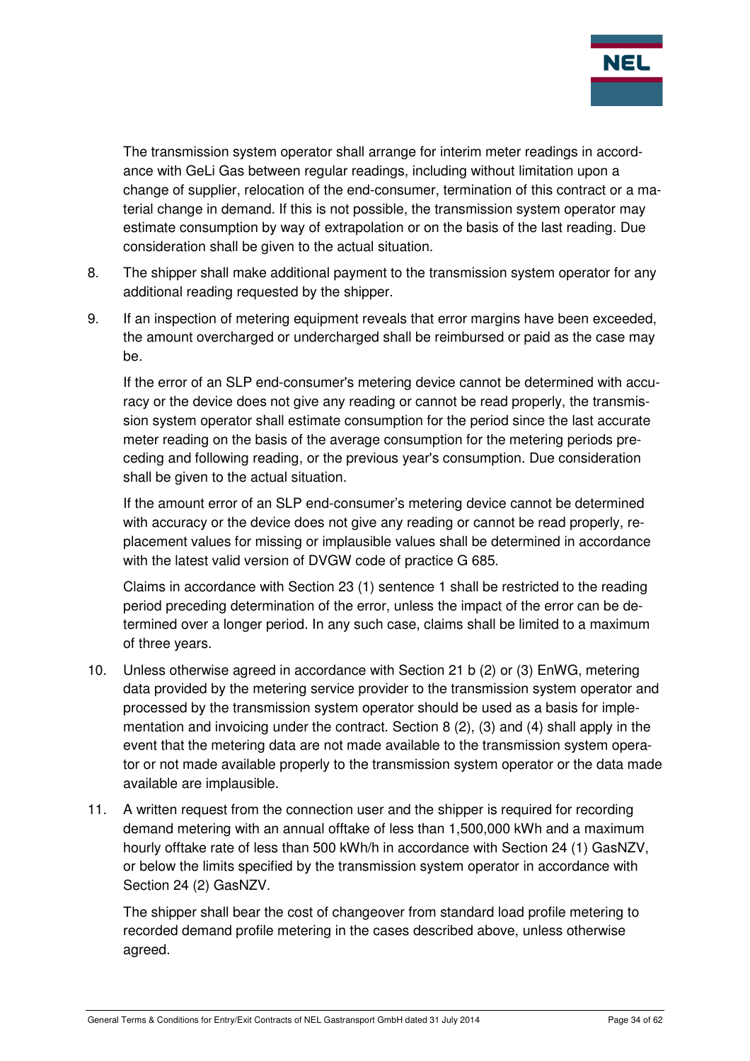The transmission system operator shall arrange for interim meter readings in accordance with GeLi Gas between regular readings, including without limitation upon a change of supplier, relocation of the end-consumer, termination of this contract or a material change in demand. If this is not possible, the transmission system operator may estimate consumption by way of extrapolation or on the basis of the last reading. Due consideration shall be given to the actual situation.

8. The shipper shall make additional payment to the transmission system operator for any additional reading requested by the shipper.

9. If an inspection of metering equipment reveals that error margins have been exceeded, the amount overcharged or undercharged shall be reimbursed or paid as the case may be.

   If the error of an SLP end-consumer's metering device cannot be determined with accuracy or the device does not give any reading or cannot be read properly, the transmission system operator shall estimate consumption for the period since the last accurate meter reading on the basis of the average consumption for the metering periods preceding and following reading, or the previous year's consumption. Due consideration shall be given to the actual situation.

   If the amount error of an SLP end-consumer's metering device cannot be determined with accuracy or the device does not give any reading or cannot be read properly, replacement values for missing or implausible values shall be determined in accordance with the latest valid version of DVGW code of practice G 685.

   Claims in accordance with Section 23 (1) sentence 1 shall be restricted to the reading period preceding determination of the error, unless the impact of the error can be determined over a longer period. In any such case, claims shall be limited to a maximum of three years.

10. Unless otherwise agreed in accordance with Section 21 b (2) or (3) EnWG, metering data provided by the metering service provider to the transmission system operator and processed by the transmission system operator should be used as a basis for implementation and invoicing under the contract. Section 8 (2), (3) and (4) shall apply in the event that the metering data are not made available to the transmission system operator or not made available properly to the transmission system operator or the data made available are implausible.

11. A written request from the connection user and the shipper is required for recording demand metering with an annual offtake of less than 1,500,000 kWh and a maximum hourly offtake rate of less than 500 kWh/h in accordance with Section 24 (1) GasNZV, or below the limits specified by the transmission system operator in accordance with Section 24 (2) GasNZV.

    The shipper shall bear the cost of changeover from standard load profile metering to recorded demand profile metering in the cases described above, unless otherwise agreed.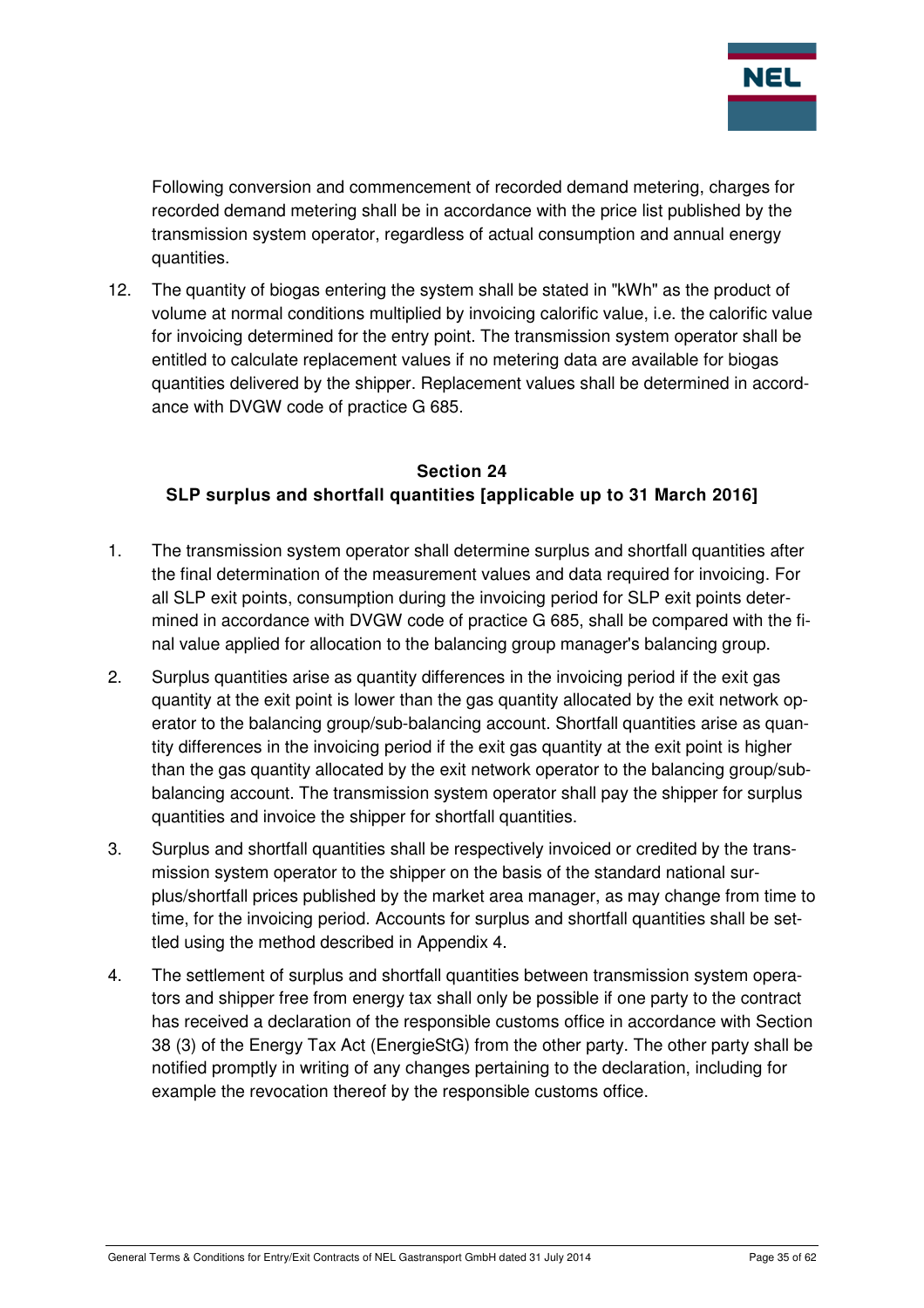Following conversion and commencement of recorded demand metering, charges for recorded demand metering shall be in accordance with the price list published by the transmission system operator, regardless of actual consumption and annual energy quantities.

12. The quantity of biogas entering the system shall be stated in "kWh" as the product of volume at normal conditions multiplied by invoicing calorific value, i.e. the calorific value for invoicing determined for the entry point. The transmission system operator shall be entitled to calculate replacement values if no metering data are available for biogas quantities delivered by the shipper. Replacement values shall be determined in accordance with DVGW code of practice G 685.

## Section 24
## SLP surplus and shortfall quantities [applicable up to 31 March 2016]

1. The transmission system operator shall determine surplus and shortfall quantities after the final determination of the measurement values and data required for invoicing. For all SLP exit points, consumption during the invoicing period for SLP exit points determined in accordance with DVGW code of practice G 685, shall be compared with the final value applied for allocation to the balancing group manager's balancing group.

2. Surplus quantities arise as quantity differences in the invoicing period if the exit gas quantity at the exit point is lower than the gas quantity allocated by the exit network operator to the balancing group/sub-balancing account. Shortfall quantities arise as quantity differences in the invoicing period if the exit gas quantity at the exit point is higher than the gas quantity allocated by the exit network operator to the balancing group/sub-balancing account. The transmission system operator shall pay the shipper for surplus quantities and invoice the shipper for shortfall quantities.

3. Surplus and shortfall quantities shall be respectively invoiced or credited by the transmission system operator to the shipper on the basis of the standard national surplus/shortfall prices published by the market area manager, as may change from time to time, for the invoicing period. Accounts for surplus and shortfall quantities shall be settled using the method described in Appendix 4.

4. The settlement of surplus and shortfall quantities between transmission system operators and shipper free from energy tax shall only be possible if one party to the contract has received a declaration of the responsible customs office in accordance with Section 38 (3) of the Energy Tax Act (EnergieStG) from the other party. The other party shall be notified promptly in writing of any changes pertaining to the declaration, including for example the revocation thereof by the responsible customs office.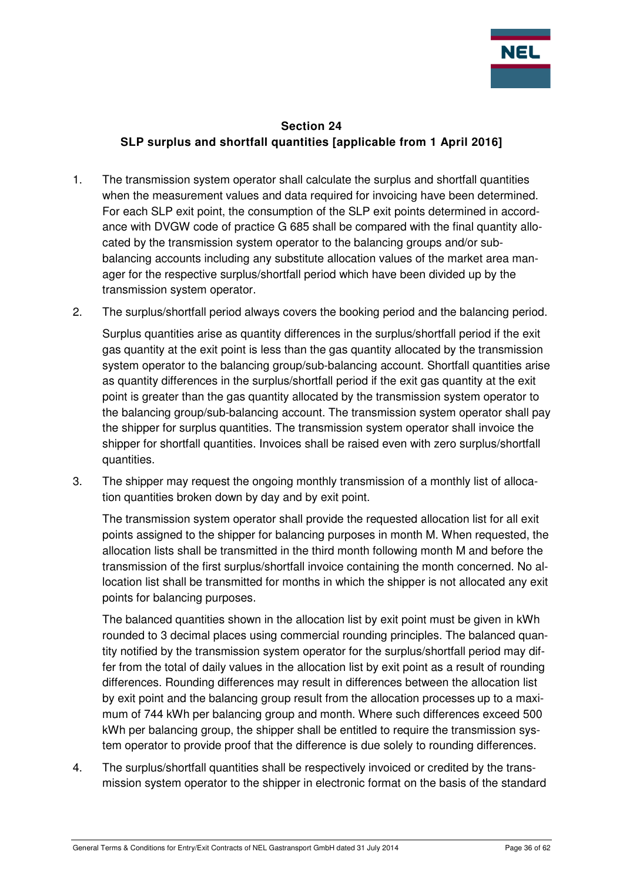## Section 24
## SLP surplus and shortfall quantities [applicable from 1 April 2016]

1. The transmission system operator shall calculate the surplus and shortfall quantities when the measurement values and data required for invoicing have been determined. For each SLP exit point, the consumption of the SLP exit points determined in accordance with DVGW code of practice G 685 shall be compared with the final quantity allocated by the transmission system operator to the balancing groups and/or sub-balancing accounts including any substitute allocation values of the market area manager for the respective surplus/shortfall period which have been divided up by the transmission system operator.

2. The surplus/shortfall period always covers the booking period and the balancing period.

   Surplus quantities arise as quantity differences in the surplus/shortfall period if the exit gas quantity at the exit point is less than the gas quantity allocated by the transmission system operator to the balancing group/sub-balancing account. Shortfall quantities arise as quantity differences in the surplus/shortfall period if the exit gas quantity at the exit point is greater than the gas quantity allocated by the transmission system operator to the balancing group/sub-balancing account. The transmission system operator shall pay the shipper for surplus quantities. The transmission system operator shall invoice the shipper for shortfall quantities. Invoices shall be raised even with zero surplus/shortfall quantities.

3. The shipper may request the ongoing monthly transmission of a monthly list of allocation quantities broken down by day and by exit point.

   The transmission system operator shall provide the requested allocation list for all exit points assigned to the shipper for balancing purposes in month M. When requested, the allocation lists shall be transmitted in the third month following month M and before the transmission of the first surplus/shortfall invoice containing the month concerned. No allocation list shall be transmitted for months in which the shipper is not allocated any exit points for balancing purposes.

   The balanced quantities shown in the allocation list by exit point must be given in kWh rounded to 3 decimal places using commercial rounding principles. The balanced quantity notified by the transmission system operator for the surplus/shortfall period may differ from the total of daily values in the allocation list by exit point as a result of rounding differences. Rounding differences may result in differences between the allocation list by exit point and the balancing group result from the allocation processes up to a maximum of 744 kWh per balancing group and month. Where such differences exceed 500 kWh per balancing group, the shipper shall be entitled to require the transmission system operator to provide proof that the difference is due solely to rounding differences.

4. The surplus/shortfall quantities shall be respectively invoiced or credited by the transmission system operator to the shipper in electronic format on the basis of the standard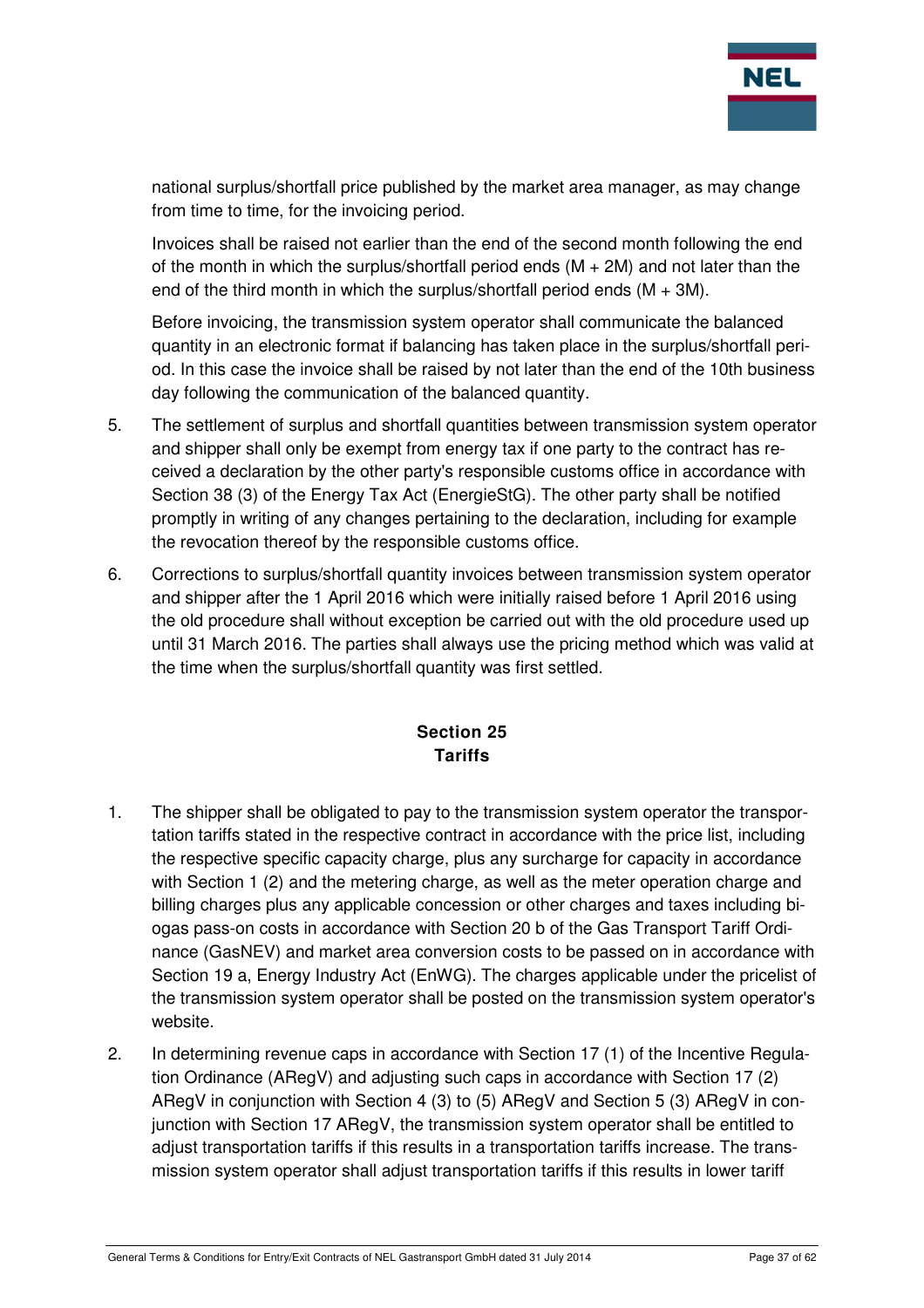national surplus/shortfall price published by the market area manager, as may change from time to time, for the invoicing period.

Invoices shall be raised not earlier than the end of the second month following the end of the month in which the surplus/shortfall period ends (M + 2M) and not later than the end of the third month in which the surplus/shortfall period ends (M + 3M).

Before invoicing, the transmission system operator shall communicate the balanced quantity in an electronic format if balancing has taken place in the surplus/shortfall period. In this case the invoice shall be raised by not later than the end of the 10th business day following the communication of the balanced quantity.

5. The settlement of surplus and shortfall quantities between transmission system operator and shipper shall only be exempt from energy tax if one party to the contract has received a declaration by the other party's responsible customs office in accordance with Section 38 (3) of the Energy Tax Act (EnergieStG). The other party shall be notified promptly in writing of any changes pertaining to the declaration, including for example the revocation thereof by the responsible customs office.

6. Corrections to surplus/shortfall quantity invoices between transmission system operator and shipper after the 1 April 2016 which were initially raised before 1 April 2016 using the old procedure shall without exception be carried out with the old procedure used up until 31 March 2016. The parties shall always use the pricing method which was valid at the time when the surplus/shortfall quantity was first settled.

## Section 25
## Tariffs

1. The shipper shall be obligated to pay to the transmission system operator the transportation tariffs stated in the respective contract in accordance with the price list, including the respective specific capacity charge, plus any surcharge for capacity in accordance with Section 1 (2) and the metering charge, as well as the meter operation charge and billing charges plus any applicable concession or other charges and taxes including biogas pass-on costs in accordance with Section 20 b of the Gas Transport Tariff Ordinance (GasNEV) and market area conversion costs to be passed on in accordance with Section 19 a, Energy Industry Act (EnWG). The charges applicable under the pricelist of the transmission system operator shall be posted on the transmission system operator's website.

2. In determining revenue caps in accordance with Section 17 (1) of the Incentive Regulation Ordinance (ARegV) and adjusting such caps in accordance with Section 17 (2) ARegV in conjunction with Section 4 (3) to (5) ARegV and Section 5 (3) ARegV in conjunction with Section 17 ARegV, the transmission system operator shall be entitled to adjust transportation tariffs if this results in a transportation tariffs increase. The transmission system operator shall adjust transportation tariffs if this results in lower tariff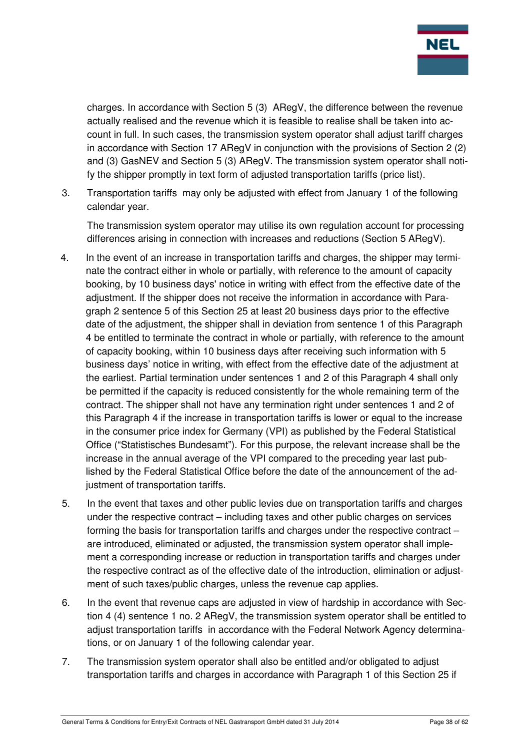charges. In accordance with Section 5 (3) ARegV, the difference between the revenue actually realised and the revenue which it is feasible to realise shall be taken into account in full. In such cases, the transmission system operator shall adjust tariff charges in accordance with Section 17 ARegV in conjunction with the provisions of Section 2 (2) and (3) GasNEV and Section 5 (3) ARegV. The transmission system operator shall notify the shipper promptly in text form of adjusted transportation tariffs (price list).

3. Transportation tariffs may only be adjusted with effect from January 1 of the following calendar year.

   The transmission system operator may utilise its own regulation account for processing differences arising in connection with increases and reductions (Section 5 ARegV).

4. In the event of an increase in transportation tariffs and charges, the shipper may terminate the contract either in whole or partially, with reference to the amount of capacity booking, by 10 business days' notice in writing with effect from the effective date of the adjustment. If the shipper does not receive the information in accordance with Paragraph 2 sentence 5 of this Section 25 at least 20 business days prior to the effective date of the adjustment, the shipper shall in deviation from sentence 1 of this Paragraph 4 be entitled to terminate the contract in whole or partially, with reference to the amount of capacity booking, within 10 business days after receiving such information with 5 business days' notice in writing, with effect from the effective date of the adjustment at the earliest. Partial termination under sentences 1 and 2 of this Paragraph 4 shall only be permitted if the capacity is reduced consistently for the whole remaining term of the contract. The shipper shall not have any termination right under sentences 1 and 2 of this Paragraph 4 if the increase in transportation tariffs is lower or equal to the increase in the consumer price index for Germany (VPI) as published by the Federal Statistical Office ("Statistisches Bundesamt"). For this purpose, the relevant increase shall be the increase in the annual average of the VPI compared to the preceding year last published by the Federal Statistical Office before the date of the announcement of the adjustment of transportation tariffs.

5. In the event that taxes and other public levies due on transportation tariffs and charges under the respective contract – including taxes and other public charges on services forming the basis for transportation tariffs and charges under the respective contract – are introduced, eliminated or adjusted, the transmission system operator shall implement a corresponding increase or reduction in transportation tariffs and charges under the respective contract as of the effective date of the introduction, elimination or adjustment of such taxes/public charges, unless the revenue cap applies.

6. In the event that revenue caps are adjusted in view of hardship in accordance with Section 4 (4) sentence 1 no. 2 ARegV, the transmission system operator shall be entitled to adjust transportation tariffs in accordance with the Federal Network Agency determinations, or on January 1 of the following calendar year.

7. The transmission system operator shall also be entitled and/or obligated to adjust transportation tariffs and charges in accordance with Paragraph 1 of this Section 25 if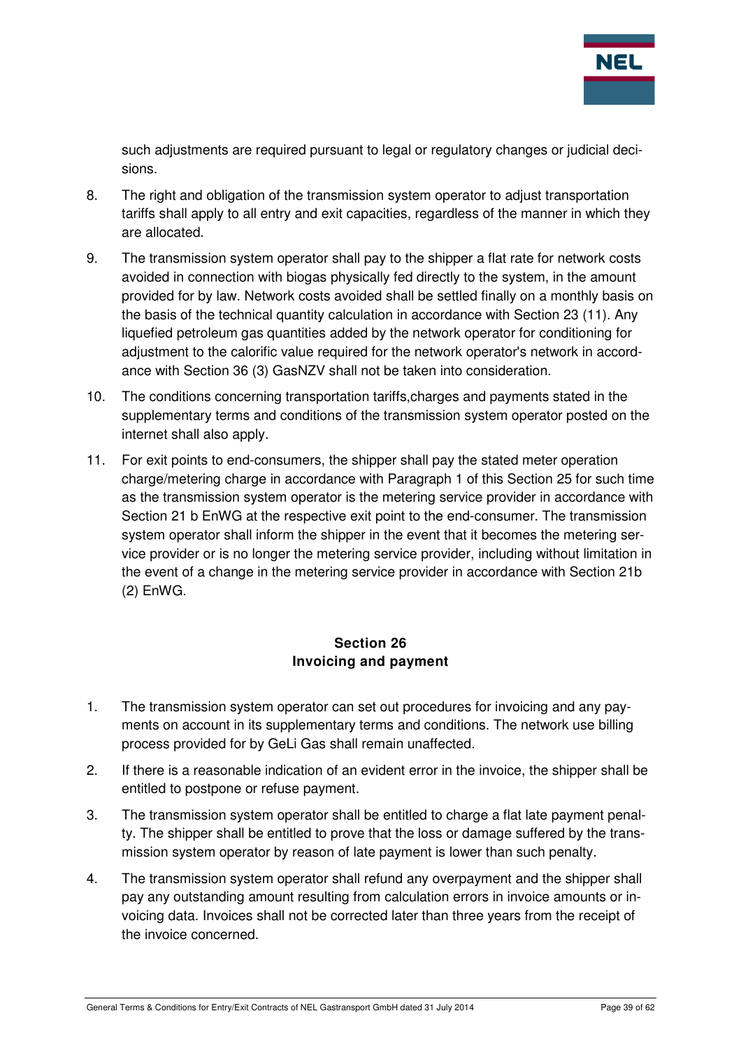such adjustments are required pursuant to legal or regulatory changes or judicial decisions.

8. The right and obligation of the transmission system operator to adjust transportation tariffs shall apply to all entry and exit capacities, regardless of the manner in which they are allocated.

9. The transmission system operator shall pay to the shipper a flat rate for network costs avoided in connection with biogas physically fed directly to the system, in the amount provided for by law. Network costs avoided shall be settled finally on a monthly basis on the basis of the technical quantity calculation in accordance with Section 23 (11). Any liquefied petroleum gas quantities added by the network operator for conditioning for adjustment to the calorific value required for the network operator's network in accordance with Section 36 (3) GasNZV shall not be taken into consideration.

10. The conditions concerning transportation tariffs,charges and payments stated in the supplementary terms and conditions of the transmission system operator posted on the internet shall also apply.

11. For exit points to end-consumers, the shipper shall pay the stated meter operation charge/metering charge in accordance with Paragraph 1 of this Section 25 for such time as the transmission system operator is the metering service provider in accordance with Section 21 b EnWG at the respective exit point to the end-consumer. The transmission system operator shall inform the shipper in the event that it becomes the metering service provider or is no longer the metering service provider, including without limitation in the event of a change in the metering service provider in accordance with Section 21b (2) EnWG.

## Section 26
## Invoicing and payment

1. The transmission system operator can set out procedures for invoicing and any payments on account in its supplementary terms and conditions. The network use billing process provided for by GeLi Gas shall remain unaffected.

2. If there is a reasonable indication of an evident error in the invoice, the shipper shall be entitled to postpone or refuse payment.

3. The transmission system operator shall be entitled to charge a flat late payment penalty. The shipper shall be entitled to prove that the loss or damage suffered by the transmission system operator by reason of late payment is lower than such penalty.

4. The transmission system operator shall refund any overpayment and the shipper shall pay any outstanding amount resulting from calculation errors in invoice amounts or invoicing data. Invoices shall not be corrected later than three years from the receipt of the invoice concerned.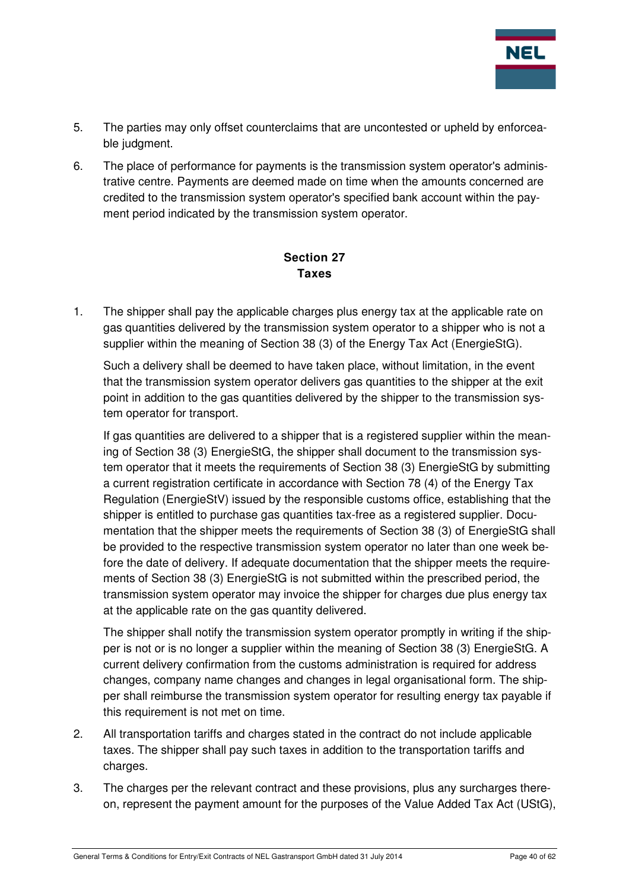5. The parties may only offset counterclaims that are uncontested or upheld by enforceable judgment.

6. The place of performance for payments is the transmission system operator's administrative centre. Payments are deemed made on time when the amounts concerned are credited to the transmission system operator's specified bank account within the payment period indicated by the transmission system operator.

## Section 27
## Taxes

1. The shipper shall pay the applicable charges plus energy tax at the applicable rate on gas quantities delivered by the transmission system operator to a shipper who is not a supplier within the meaning of Section 38 (3) of the Energy Tax Act (EnergieStG).

   Such a delivery shall be deemed to have taken place, without limitation, in the event that the transmission system operator delivers gas quantities to the shipper at the exit point in addition to the gas quantities delivered by the shipper to the transmission system operator for transport.

   If gas quantities are delivered to a shipper that is a registered supplier within the meaning of Section 38 (3) EnergieStG, the shipper shall document to the transmission system operator that it meets the requirements of Section 38 (3) EnergieStG by submitting a current registration certificate in accordance with Section 78 (4) of the Energy Tax Regulation (EnergieStV) issued by the responsible customs office, establishing that the shipper is entitled to purchase gas quantities tax-free as a registered supplier. Documentation that the shipper meets the requirements of Section 38 (3) of EnergieStG shall be provided to the respective transmission system operator no later than one week before the date of delivery. If adequate documentation that the shipper meets the requirements of Section 38 (3) EnergieStG is not submitted within the prescribed period, the transmission system operator may invoice the shipper for charges due plus energy tax at the applicable rate on the gas quantity delivered.

   The shipper shall notify the transmission system operator promptly in writing if the shipper is not or is no longer a supplier within the meaning of Section 38 (3) EnergieStG. A current delivery confirmation from the customs administration is required for address changes, company name changes and changes in legal organisational form. The shipper shall reimburse the transmission system operator for resulting energy tax payable if this requirement is not met on time.

2. All transportation tariffs and charges stated in the contract do not include applicable taxes. The shipper shall pay such taxes in addition to the transportation tariffs and charges.

3. The charges per the relevant contract and these provisions, plus any surcharges thereon, represent the payment amount for the purposes of the Value Added Tax Act (UStG),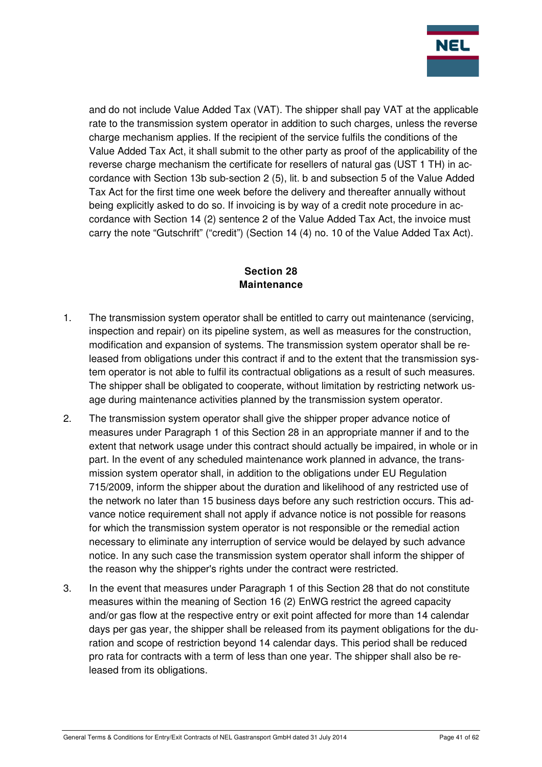and do not include Value Added Tax (VAT). The shipper shall pay VAT at the applicable rate to the transmission system operator in addition to such charges, unless the reverse charge mechanism applies. If the recipient of the service fulfils the conditions of the Value Added Tax Act, it shall submit to the other party as proof of the applicability of the reverse charge mechanism the certificate for resellers of natural gas (UST 1 TH) in accordance with Section 13b sub-section 2 (5), lit. b and subsection 5 of the Value Added Tax Act for the first time one week before the delivery and thereafter annually without being explicitly asked to do so. If invoicing is by way of a credit note procedure in accordance with Section 14 (2) sentence 2 of the Value Added Tax Act, the invoice must carry the note "Gutschrift" ("credit") (Section 14 (4) no. 10 of the Value Added Tax Act).

## Section 28
## Maintenance

1. The transmission system operator shall be entitled to carry out maintenance (servicing, inspection and repair) on its pipeline system, as well as measures for the construction, modification and expansion of systems. The transmission system operator shall be released from obligations under this contract if and to the extent that the transmission system operator is not able to fulfil its contractual obligations as a result of such measures. The shipper shall be obligated to cooperate, without limitation by restricting network usage during maintenance activities planned by the transmission system operator.

2. The transmission system operator shall give the shipper proper advance notice of measures under Paragraph 1 of this Section 28 in an appropriate manner if and to the extent that network usage under this contract should actually be impaired, in whole or in part. In the event of any scheduled maintenance work planned in advance, the transmission system operator shall, in addition to the obligations under EU Regulation 715/2009, inform the shipper about the duration and likelihood of any restricted use of the network no later than 15 business days before any such restriction occurs. This advance notice requirement shall not apply if advance notice is not possible for reasons for which the transmission system operator is not responsible or the remedial action necessary to eliminate any interruption of service would be delayed by such advance notice. In any such case the transmission system operator shall inform the shipper of the reason why the shipper's rights under the contract were restricted.

3. In the event that measures under Paragraph 1 of this Section 28 that do not constitute measures within the meaning of Section 16 (2) EnWG restrict the agreed capacity and/or gas flow at the respective entry or exit point affected for more than 14 calendar days per gas year, the shipper shall be released from its payment obligations for the duration and scope of restriction beyond 14 calendar days. This period shall be reduced pro rata for contracts with a term of less than one year. The shipper shall also be released from its obligations.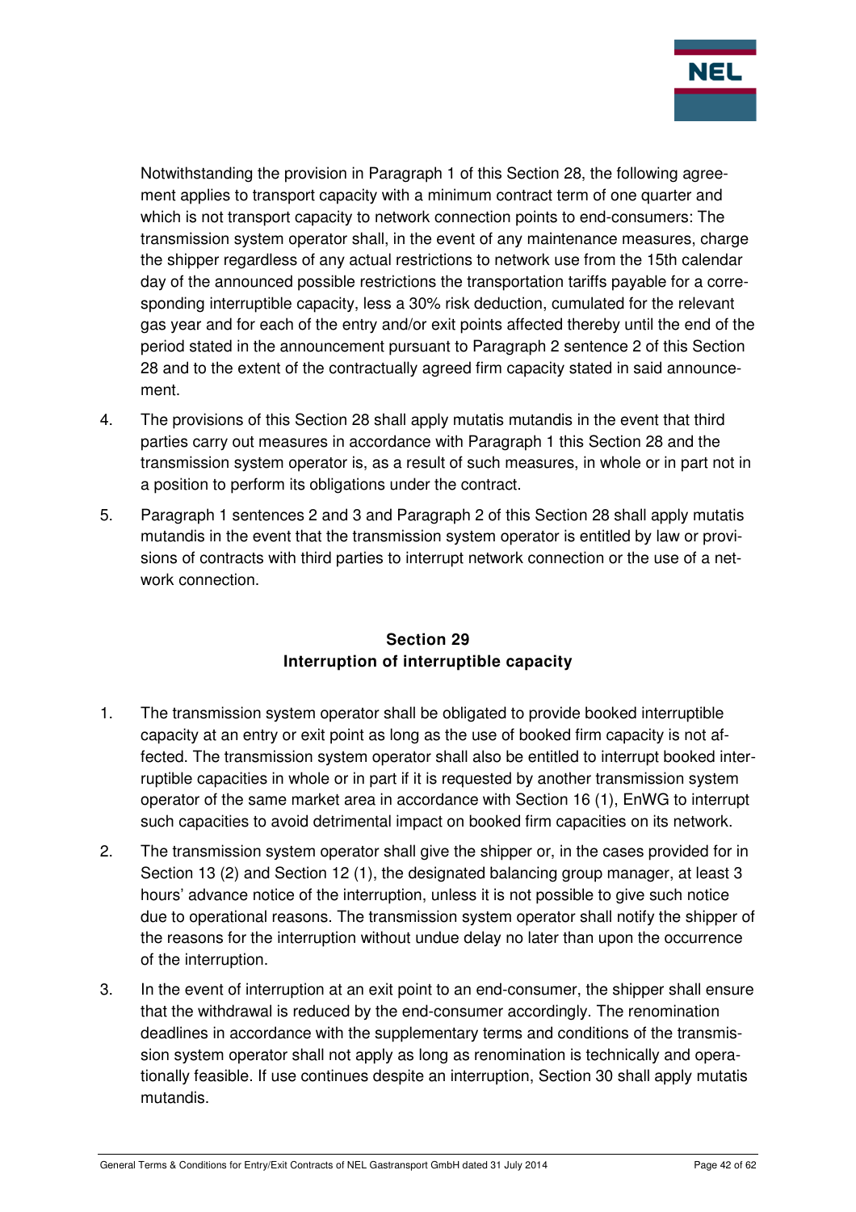Notwithstanding the provision in Paragraph 1 of this Section 28, the following agreement applies to transport capacity with a minimum contract term of one quarter and which is not transport capacity to network connection points to end-consumers: The transmission system operator shall, in the event of any maintenance measures, charge the shipper regardless of any actual restrictions to network use from the 15th calendar day of the announced possible restrictions the transportation tariffs payable for a corresponding interruptible capacity, less a 30% risk deduction, cumulated for the relevant gas year and for each of the entry and/or exit points affected thereby until the end of the period stated in the announcement pursuant to Paragraph 2 sentence 2 of this Section 28 and to the extent of the contractually agreed firm capacity stated in said announcement.

4. The provisions of this Section 28 shall apply mutatis mutandis in the event that third parties carry out measures in accordance with Paragraph 1 this Section 28 and the transmission system operator is, as a result of such measures, in whole or in part not in a position to perform its obligations under the contract.

5. Paragraph 1 sentences 2 and 3 and Paragraph 2 of this Section 28 shall apply mutatis mutandis in the event that the transmission system operator is entitled by law or provisions of contracts with third parties to interrupt network connection or the use of a network connection.

## Section 29
## Interruption of interruptible capacity

1. The transmission system operator shall be obligated to provide booked interruptible capacity at an entry or exit point as long as the use of booked firm capacity is not affected. The transmission system operator shall also be entitled to interrupt booked interruptible capacities in whole or in part if it is requested by another transmission system operator of the same market area in accordance with Section 16 (1), EnWG to interrupt such capacities to avoid detrimental impact on booked firm capacities on its network.

2. The transmission system operator shall give the shipper or, in the cases provided for in Section 13 (2) and Section 12 (1), the designated balancing group manager, at least 3 hours' advance notice of the interruption, unless it is not possible to give such notice due to operational reasons. The transmission system operator shall notify the shipper of the reasons for the interruption without undue delay no later than upon the occurrence of the interruption.

3. In the event of interruption at an exit point to an end-consumer, the shipper shall ensure that the withdrawal is reduced by the end-consumer accordingly. The renomination deadlines in accordance with the supplementary terms and conditions of the transmission system operator shall not apply as long as renomination is technically and operationally feasible. If use continues despite an interruption, Section 30 shall apply mutatis mutandis.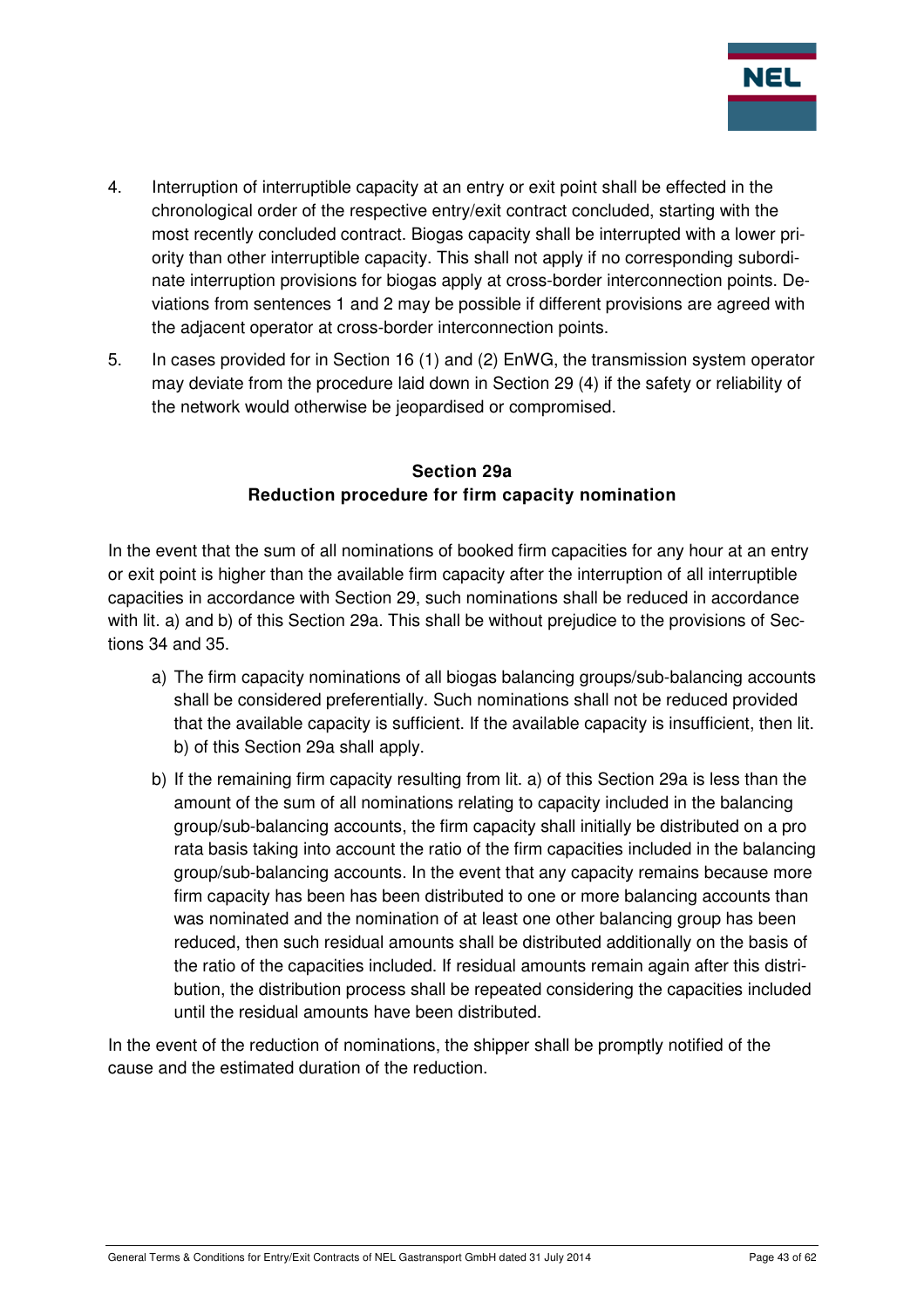4. Interruption of interruptible capacity at an entry or exit point shall be effected in the chronological order of the respective entry/exit contract concluded, starting with the most recently concluded contract. Biogas capacity shall be interrupted with a lower priority than other interruptible capacity. This shall not apply if no corresponding subordinate interruption provisions for biogas apply at cross-border interconnection points. Deviations from sentences 1 and 2 may be possible if different provisions are agreed with the adjacent operator at cross-border interconnection points.

5. In cases provided for in Section 16 (1) and (2) EnWG, the transmission system operator may deviate from the procedure laid down in Section 29 (4) if the safety or reliability of the network would otherwise be jeopardised or compromised.

## Section 29a
## Reduction procedure for firm capacity nomination

In the event that the sum of all nominations of booked firm capacities for any hour at an entry or exit point is higher than the available firm capacity after the interruption of all interruptible capacities in accordance with Section 29, such nominations shall be reduced in accordance with lit. a) and b) of this Section 29a. This shall be without prejudice to the provisions of Sections 34 and 35.

a) The firm capacity nominations of all biogas balancing groups/sub-balancing accounts shall be considered preferentially. Such nominations shall not be reduced provided that the available capacity is sufficient. If the available capacity is insufficient, then lit. b) of this Section 29a shall apply.

b) If the remaining firm capacity resulting from lit. a) of this Section 29a is less than the amount of the sum of all nominations relating to capacity included in the balancing group/sub-balancing accounts, the firm capacity shall initially be distributed on a pro rata basis taking into account the ratio of the firm capacities included in the balancing group/sub-balancing accounts. In the event that any capacity remains because more firm capacity has been has been distributed to one or more balancing accounts than was nominated and the nomination of at least one other balancing group has been reduced, then such residual amounts shall be distributed additionally on the basis of the ratio of the capacities included. If residual amounts remain again after this distribution, the distribution process shall be repeated considering the capacities included until the residual amounts have been distributed.

In the event of the reduction of nominations, the shipper shall be promptly notified of the cause and the estimated duration of the reduction.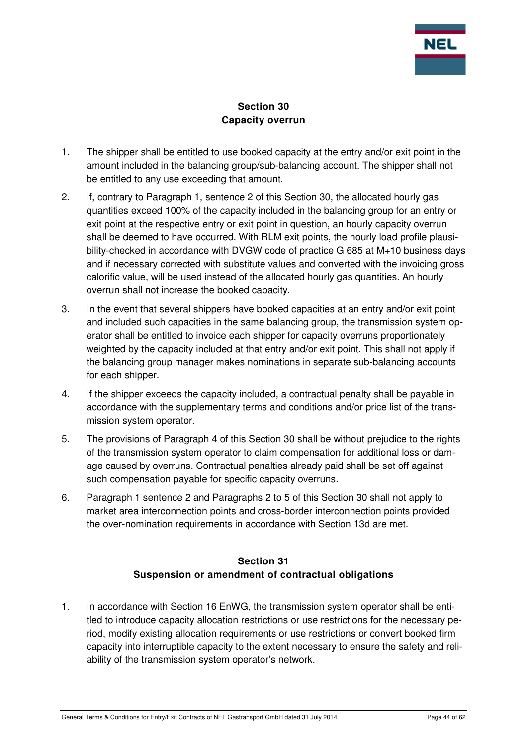## Section 30
## Capacity overrun

1. The shipper shall be entitled to use booked capacity at the entry and/or exit point in the amount included in the balancing group/sub-balancing account. The shipper shall not be entitled to any use exceeding that amount.

2. If, contrary to Paragraph 1, sentence 2 of this Section 30, the allocated hourly gas quantities exceed 100% of the capacity included in the balancing group for an entry or exit point at the respective entry or exit point in question, an hourly capacity overrun shall be deemed to have occurred. With RLM exit points, the hourly load profile plausibility-checked in accordance with DVGW code of practice G 685 at M+10 business days and if necessary corrected with substitute values and converted with the invoicing gross calorific value, will be used instead of the allocated hourly gas quantities. An hourly overrun shall not increase the booked capacity.

3. In the event that several shippers have booked capacities at an entry and/or exit point and included such capacities in the same balancing group, the transmission system operator shall be entitled to invoice each shipper for capacity overruns proportionately weighted by the capacity included at that entry and/or exit point. This shall not apply if the balancing group manager makes nominations in separate sub-balancing accounts for each shipper.

4. If the shipper exceeds the capacity included, a contractual penalty shall be payable in accordance with the supplementary terms and conditions and/or price list of the transmission system operator.

5. The provisions of Paragraph 4 of this Section 30 shall be without prejudice to the rights of the transmission system operator to claim compensation for additional loss or damage caused by overruns. Contractual penalties already paid shall be set off against such compensation payable for specific capacity overruns.

6. Paragraph 1 sentence 2 and Paragraphs 2 to 5 of this Section 30 shall not apply to market area interconnection points and cross-border interconnection points provided the over-nomination requirements in accordance with Section 13d are met.

## Section 31
## Suspension or amendment of contractual obligations

1. In accordance with Section 16 EnWG, the transmission system operator shall be entitled to introduce capacity allocation restrictions or use restrictions for the necessary period, modify existing allocation requirements or use restrictions or convert booked firm capacity into interruptible capacity to the extent necessary to ensure the safety and reliability of the transmission system operator's network.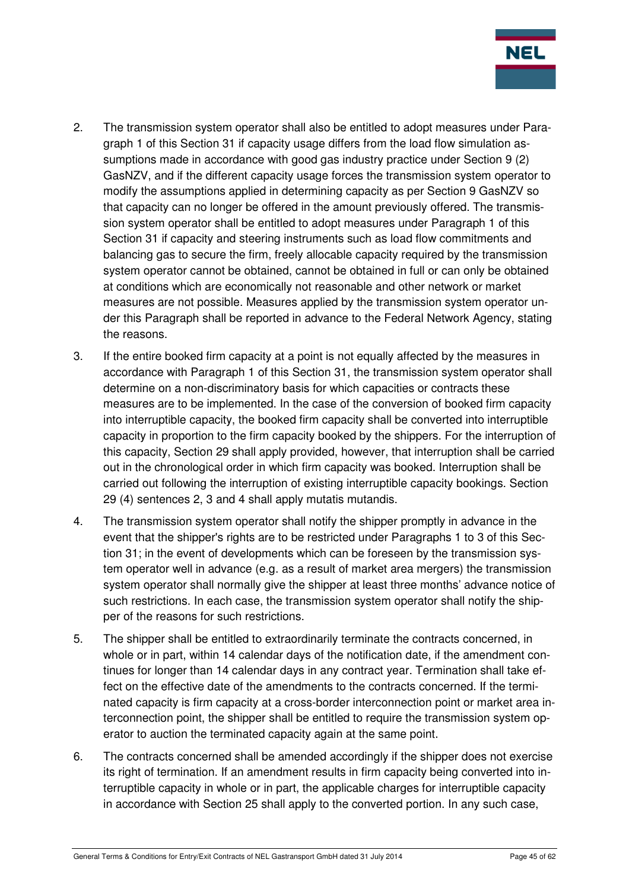2. The transmission system operator shall also be entitled to adopt measures under Paragraph 1 of this Section 31 if capacity usage differs from the load flow simulation assumptions made in accordance with good gas industry practice under Section 9 (2) GasNZV, and if the different capacity usage forces the transmission system operator to modify the assumptions applied in determining capacity as per Section 9 GasNZV so that capacity can no longer be offered in the amount previously offered. The transmission system operator shall be entitled to adopt measures under Paragraph 1 of this Section 31 if capacity and steering instruments such as load flow commitments and balancing gas to secure the firm, freely allocable capacity required by the transmission system operator cannot be obtained, cannot be obtained in full or can only be obtained at conditions which are economically not reasonable and other network or market measures are not possible. Measures applied by the transmission system operator under this Paragraph shall be reported in advance to the Federal Network Agency, stating the reasons.

3. If the entire booked firm capacity at a point is not equally affected by the measures in accordance with Paragraph 1 of this Section 31, the transmission system operator shall determine on a non-discriminatory basis for which capacities or contracts these measures are to be implemented. In the case of the conversion of booked firm capacity into interruptible capacity, the booked firm capacity shall be converted into interruptible capacity in proportion to the firm capacity booked by the shippers. For the interruption of this capacity, Section 29 shall apply provided, however, that interruption shall be carried out in the chronological order in which firm capacity was booked. Interruption shall be carried out following the interruption of existing interruptible capacity bookings. Section 29 (4) sentences 2, 3 and 4 shall apply mutatis mutandis.

4. The transmission system operator shall notify the shipper promptly in advance in the event that the shipper's rights are to be restricted under Paragraphs 1 to 3 of this Section 31; in the event of developments which can be foreseen by the transmission system operator well in advance (e.g. as a result of market area mergers) the transmission system operator shall normally give the shipper at least three months' advance notice of such restrictions. In each case, the transmission system operator shall notify the shipper of the reasons for such restrictions.

5. The shipper shall be entitled to extraordinarily terminate the contracts concerned, in whole or in part, within 14 calendar days of the notification date, if the amendment continues for longer than 14 calendar days in any contract year. Termination shall take effect on the effective date of the amendments to the contracts concerned. If the terminated capacity is firm capacity at a cross-border interconnection point or market area interconnection point, the shipper shall be entitled to require the transmission system operator to auction the terminated capacity again at the same point.

6. The contracts concerned shall be amended accordingly if the shipper does not exercise its right of termination. If an amendment results in firm capacity being converted into interruptible capacity in whole or in part, the applicable charges for interruptible capacity in accordance with Section 25 shall apply to the converted portion. In any such case,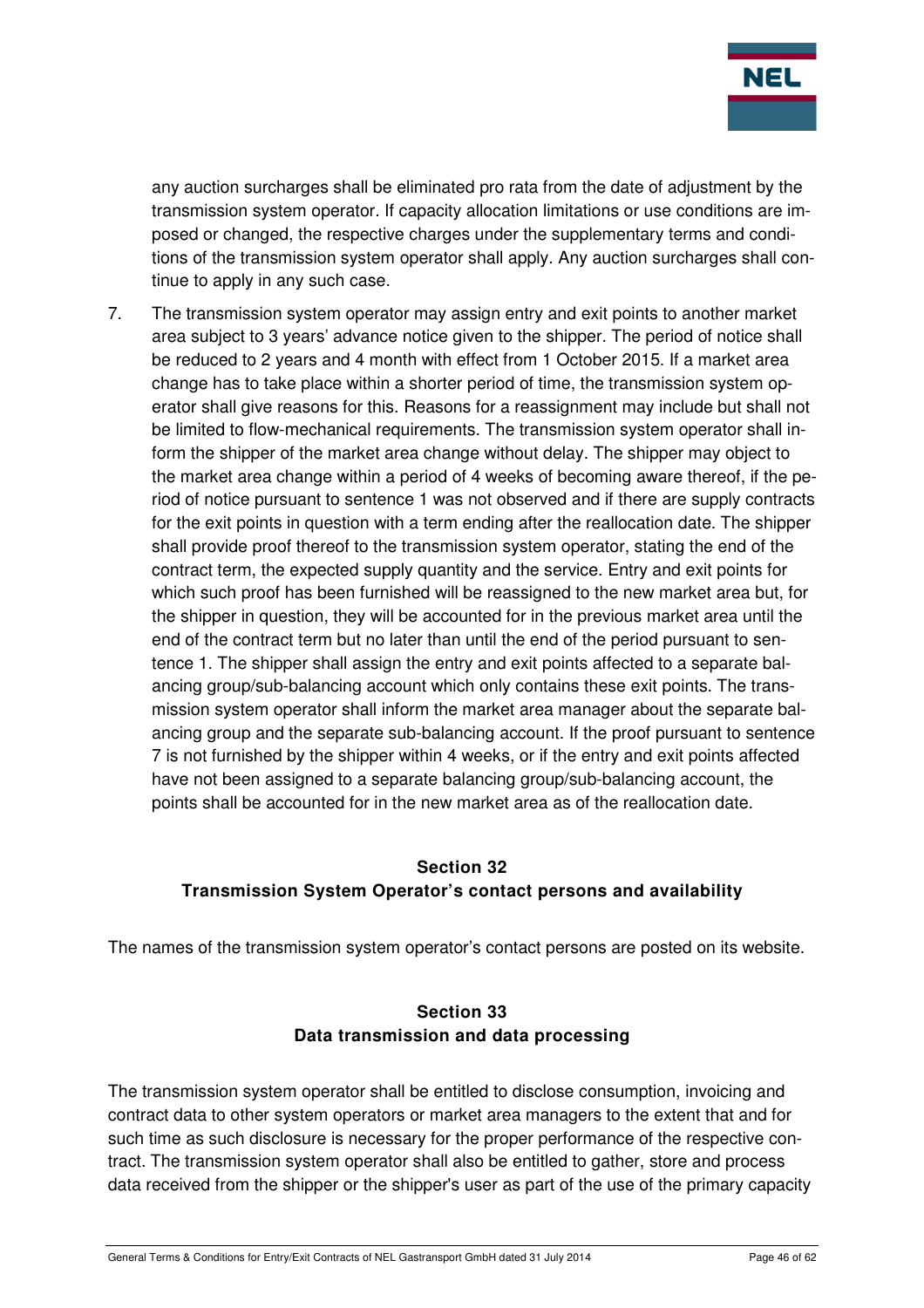any auction surcharges shall be eliminated pro rata from the date of adjustment by the transmission system operator. If capacity allocation limitations or use conditions are imposed or changed, the respective charges under the supplementary terms and conditions of the transmission system operator shall apply. Any auction surcharges shall continue to apply in any such case.

7. The transmission system operator may assign entry and exit points to another market area subject to 3 years' advance notice given to the shipper. The period of notice shall be reduced to 2 years and 4 month with effect from 1 October 2015. If a market area change has to take place within a shorter period of time, the transmission system operator shall give reasons for this. Reasons for a reassignment may include but shall not be limited to flow-mechanical requirements. The transmission system operator shall inform the shipper of the market area change without delay. The shipper may object to the market area change within a period of 4 weeks of becoming aware thereof, if the period of notice pursuant to sentence 1 was not observed and if there are supply contracts for the exit points in question with a term ending after the reallocation date. The shipper shall provide proof thereof to the transmission system operator, stating the end of the contract term, the expected supply quantity and the service. Entry and exit points for which such proof has been furnished will be reassigned to the new market area but, for the shipper in question, they will be accounted for in the previous market area until the end of the contract term but no later than until the end of the period pursuant to sentence 1. The shipper shall assign the entry and exit points affected to a separate balancing group/sub-balancing account which only contains these exit points. The transmission system operator shall inform the market area manager about the separate balancing group and the separate sub-balancing account. If the proof pursuant to sentence 7 is not furnished by the shipper within 4 weeks, or if the entry and exit points affected have not been assigned to a separate balancing group/sub-balancing account, the points shall be accounted for in the new market area as of the reallocation date.

## Section 32
## Transmission System Operator's contact persons and availability

The names of the transmission system operator's contact persons are posted on its website.

## Section 33
## Data transmission and data processing

The transmission system operator shall be entitled to disclose consumption, invoicing and contract data to other system operators or market area managers to the extent that and for such time as such disclosure is necessary for the proper performance of the respective contract. The transmission system operator shall also be entitled to gather, store and process data received from the shipper or the shipper's user as part of the use of the primary capacity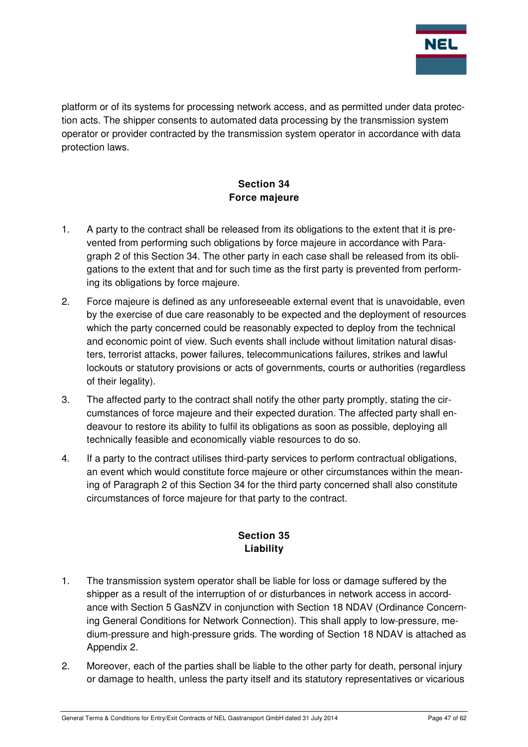platform or of its systems for processing network access, and as permitted under data protection acts. The shipper consents to automated data processing by the transmission system operator or provider contracted by the transmission system operator in accordance with data protection laws.

## Section 34
## Force majeure

1. A party to the contract shall be released from its obligations to the extent that it is prevented from performing such obligations by force majeure in accordance with Paragraph 2 of this Section 34. The other party in each case shall be released from its obligations to the extent that and for such time as the first party is prevented from performing its obligations by force majeure.

2. Force majeure is defined as any unforeseeable external event that is unavoidable, even by the exercise of due care reasonably to be expected and the deployment of resources which the party concerned could be reasonably expected to deploy from the technical and economic point of view. Such events shall include without limitation natural disasters, terrorist attacks, power failures, telecommunications failures, strikes and lawful lockouts or statutory provisions or acts of governments, courts or authorities (regardless of their legality).

3. The affected party to the contract shall notify the other party promptly, stating the circumstances of force majeure and their expected duration. The affected party shall endeavour to restore its ability to fulfil its obligations as soon as possible, deploying all technically feasible and economically viable resources to do so.

4. If a party to the contract utilises third-party services to perform contractual obligations, an event which would constitute force majeure or other circumstances within the meaning of Paragraph 2 of this Section 34 for the third party concerned shall also constitute circumstances of force majeure for that party to the contract.

## Section 35
## Liability

1. The transmission system operator shall be liable for loss or damage suffered by the shipper as a result of the interruption of or disturbances in network access in accordance with Section 5 GasNZV in conjunction with Section 18 NDAV (Ordinance Concerning General Conditions for Network Connection). This shall apply to low-pressure, medium-pressure and high-pressure grids. The wording of Section 18 NDAV is attached as Appendix 2.

2. Moreover, each of the parties shall be liable to the other party for death, personal injury or damage to health, unless the party itself and its statutory representatives or vicarious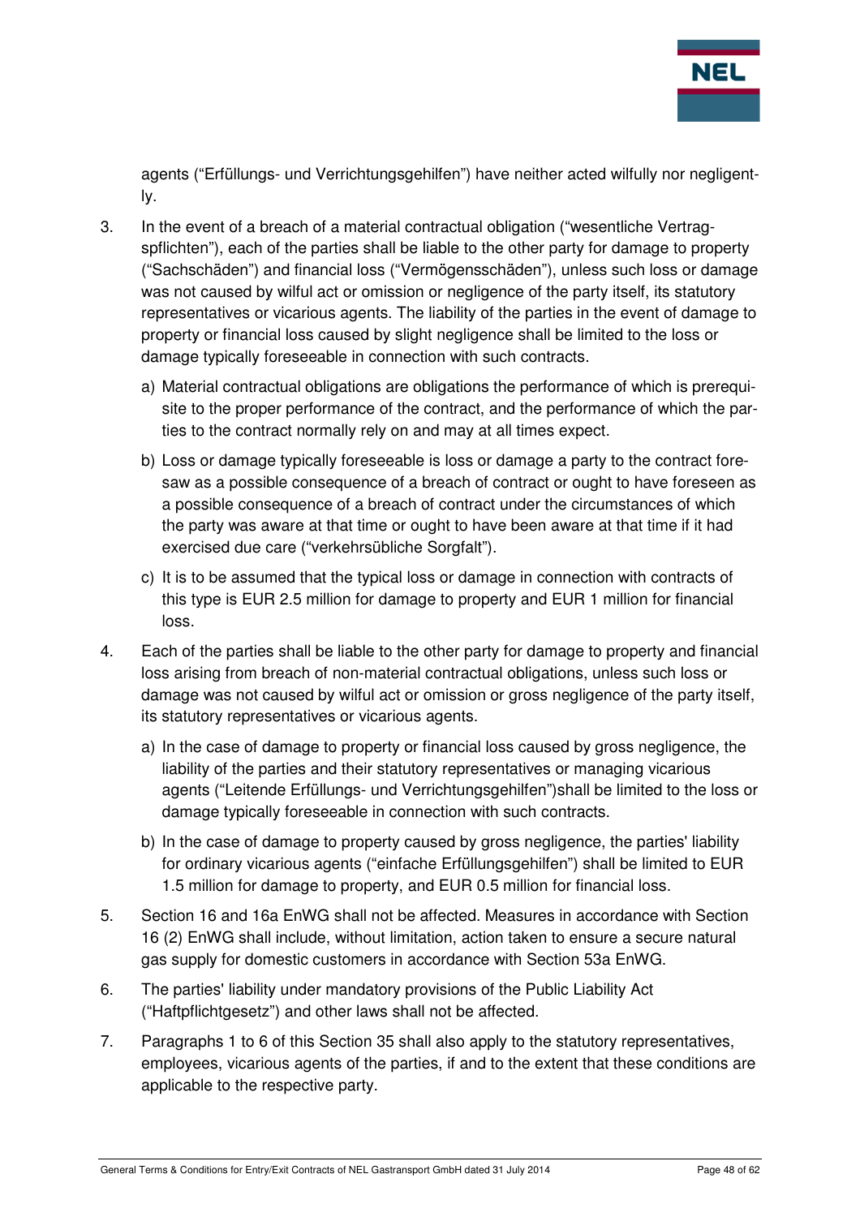agents ("Erfüllungs- und Verrichtungsgehilfen") have neither acted wilfully nor negligently.

3. In the event of a breach of a material contractual obligation ("wesentliche Vertragspflichten"), each of the parties shall be liable to the other party for damage to property ("Sachschäden") and financial loss ("Vermögensschäden"), unless such loss or damage was not caused by wilful act or omission or negligence of the party itself, its statutory representatives or vicarious agents. The liability of the parties in the event of damage to property or financial loss caused by slight negligence shall be limited to the loss or damage typically foreseeable in connection with such contracts.

   a) Material contractual obligations are obligations the performance of which is prerequisite to the proper performance of the contract, and the performance of which the parties to the contract normally rely on and may at all times expect.

   b) Loss or damage typically foreseeable is loss or damage a party to the contract foresaw as a possible consequence of a breach of contract or ought to have foreseen as a possible consequence of a breach of contract under the circumstances of which the party was aware at that time or ought to have been aware at that time if it had exercised due care ("verkehrsübliche Sorgfalt").

   c) It is to be assumed that the typical loss or damage in connection with contracts of this type is EUR 2.5 million for damage to property and EUR 1 million for financial loss.

4. Each of the parties shall be liable to the other party for damage to property and financial loss arising from breach of non-material contractual obligations, unless such loss or damage was not caused by wilful act or omission or gross negligence of the party itself, its statutory representatives or vicarious agents.

   a) In the case of damage to property or financial loss caused by gross negligence, the liability of the parties and their statutory representatives or managing vicarious agents ("Leitende Erfüllungs- und Verrichtungsgehilfen")shall be limited to the loss or damage typically foreseeable in connection with such contracts.

   b) In the case of damage to property caused by gross negligence, the parties' liability for ordinary vicarious agents ("einfache Erfüllungsgehilfen") shall be limited to EUR 1.5 million for damage to property, and EUR 0.5 million for financial loss.

5. Section 16 and 16a EnWG shall not be affected. Measures in accordance with Section 16 (2) EnWG shall include, without limitation, action taken to ensure a secure natural gas supply for domestic customers in accordance with Section 53a EnWG.

6. The parties' liability under mandatory provisions of the Public Liability Act ("Haftpflichtgesetz") and other laws shall not be affected.

7. Paragraphs 1 to 6 of this Section 35 shall also apply to the statutory representatives, employees, vicarious agents of the parties, if and to the extent that these conditions are applicable to the respective party.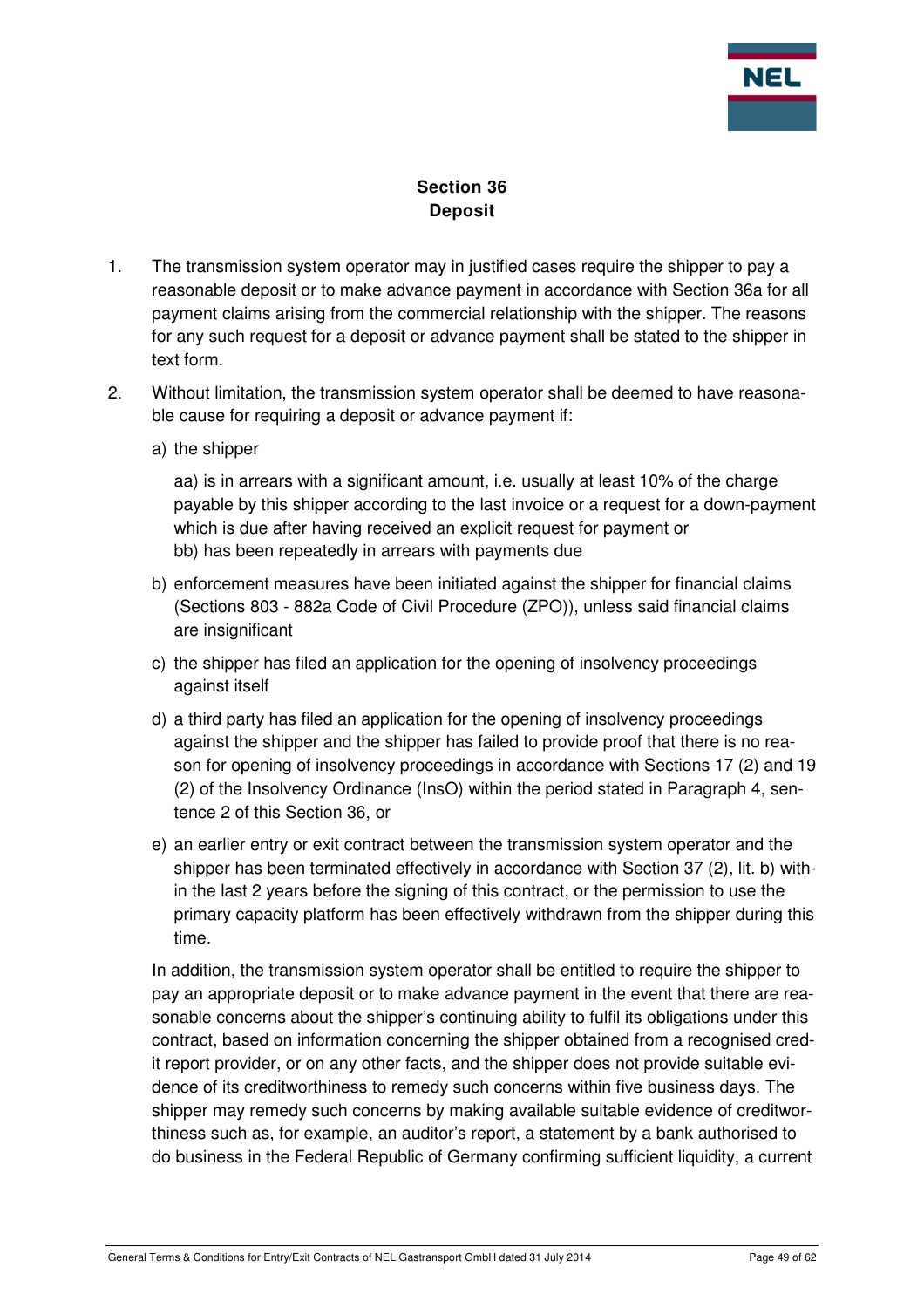## Section 36
## Deposit

1. The transmission system operator may in justified cases require the shipper to pay a reasonable deposit or to make advance payment in accordance with Section 36a for all payment claims arising from the commercial relationship with the shipper. The reasons for any such request for a deposit or advance payment shall be stated to the shipper in text form.

2. Without limitation, the transmission system operator shall be deemed to have reasonable cause for requiring a deposit or advance payment if:

   a) the shipper

      aa) is in arrears with a significant amount, i.e. usually at least 10% of the charge payable by this shipper according to the last invoice or a request for a down-payment which is due after having received an explicit request for payment or
      bb) has been repeatedly in arrears with payments due

   b) enforcement measures have been initiated against the shipper for financial claims (Sections 803 - 882a Code of Civil Procedure (ZPO)), unless said financial claims are insignificant

   c) the shipper has filed an application for the opening of insolvency proceedings against itself

   d) a third party has filed an application for the opening of insolvency proceedings against the shipper and the shipper has failed to provide proof that there is no reason for opening of insolvency proceedings in accordance with Sections 17 (2) and 19 (2) of the Insolvency Ordinance (InsO) within the period stated in Paragraph 4, sentence 2 of this Section 36, or

   e) an earlier entry or exit contract between the transmission system operator and the shipper has been terminated effectively in accordance with Section 37 (2), lit. b) within the last 2 years before the signing of this contract, or the permission to use the primary capacity platform has been effectively withdrawn from the shipper during this time.

   In addition, the transmission system operator shall be entitled to require the shipper to pay an appropriate deposit or to make advance payment in the event that there are reasonable concerns about the shipper's continuing ability to fulfil its obligations under this contract, based on information concerning the shipper obtained from a recognised credit report provider, or on any other facts, and the shipper does not provide suitable evidence of its creditworthiness to remedy such concerns within five business days. The shipper may remedy such concerns by making available suitable evidence of creditworthiness such as, for example, an auditor's report, a statement by a bank authorised to do business in the Federal Republic of Germany confirming sufficient liquidity, a current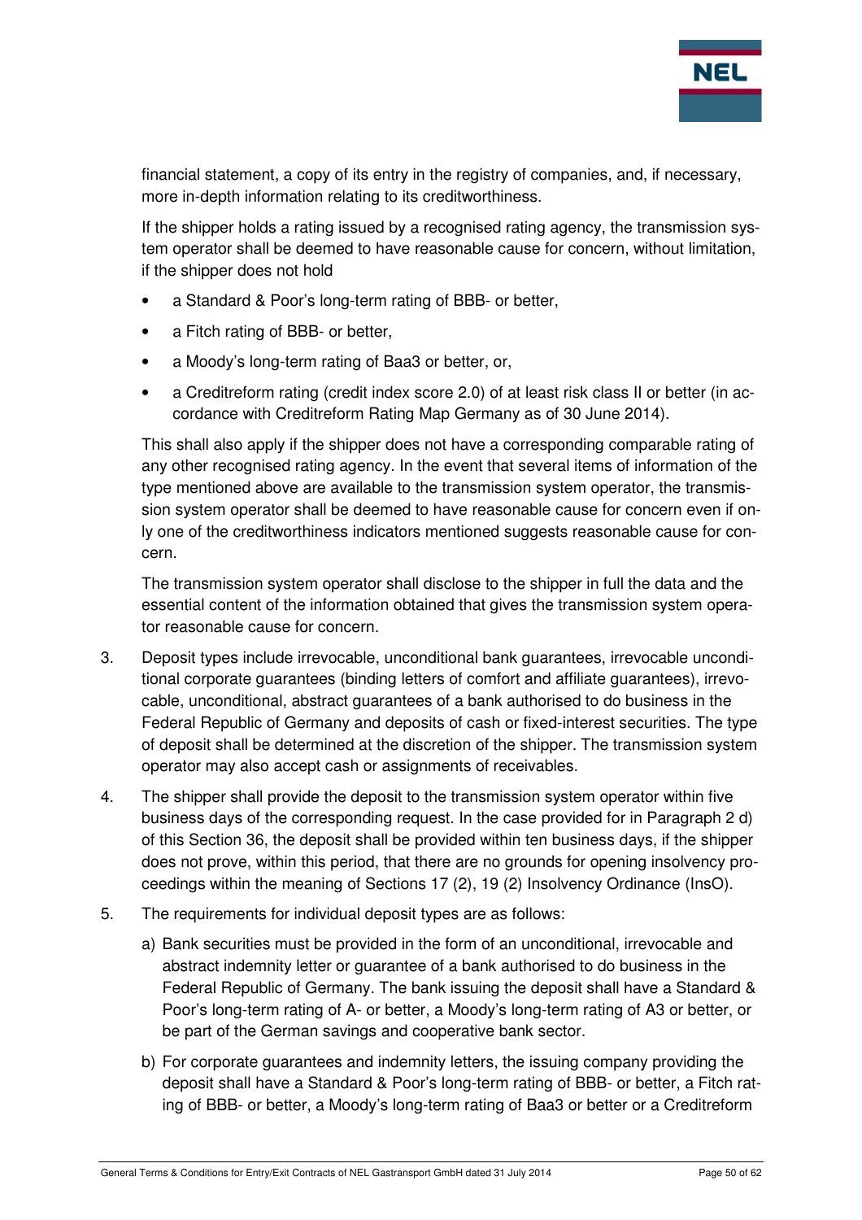financial statement, a copy of its entry in the registry of companies, and, if necessary, more in-depth information relating to its creditworthiness.

If the shipper holds a rating issued by a recognised rating agency, the transmission system operator shall be deemed to have reasonable cause for concern, without limitation, if the shipper does not hold

- a Standard & Poor's long-term rating of BBB- or better,
- a Fitch rating of BBB- or better,
- a Moody's long-term rating of Baa3 or better, or,
- a Creditreform rating (credit index score 2.0) of at least risk class II or better (in accordance with Creditreform Rating Map Germany as of 30 June 2014).

This shall also apply if the shipper does not have a corresponding comparable rating of any other recognised rating agency. In the event that several items of information of the type mentioned above are available to the transmission system operator, the transmission system operator shall be deemed to have reasonable cause for concern even if only one of the creditworthiness indicators mentioned suggests reasonable cause for concern.

The transmission system operator shall disclose to the shipper in full the data and the essential content of the information obtained that gives the transmission system operator reasonable cause for concern.

3. Deposit types include irrevocable, unconditional bank guarantees, irrevocable unconditional corporate guarantees (binding letters of comfort and affiliate guarantees), irrevocable, unconditional, abstract guarantees of a bank authorised to do business in the Federal Republic of Germany and deposits of cash or fixed-interest securities. The type of deposit shall be determined at the discretion of the shipper. The transmission system operator may also accept cash or assignments of receivables.

4. The shipper shall provide the deposit to the transmission system operator within five business days of the corresponding request. In the case provided for in Paragraph 2 d) of this Section 36, the deposit shall be provided within ten business days, if the shipper does not prove, within this period, that there are no grounds for opening insolvency proceedings within the meaning of Sections 17 (2), 19 (2) Insolvency Ordinance (InsO).

5. The requirements for individual deposit types are as follows:

   a) Bank securities must be provided in the form of an unconditional, irrevocable and abstract indemnity letter or guarantee of a bank authorised to do business in the Federal Republic of Germany. The bank issuing the deposit shall have a Standard & Poor's long-term rating of A- or better, a Moody's long-term rating of A3 or better, or be part of the German savings and cooperative bank sector.

   b) For corporate guarantees and indemnity letters, the issuing company providing the deposit shall have a Standard & Poor's long-term rating of BBB- or better, a Fitch rating of BBB- or better, a Moody's long-term rating of Baa3 or better or a Creditreform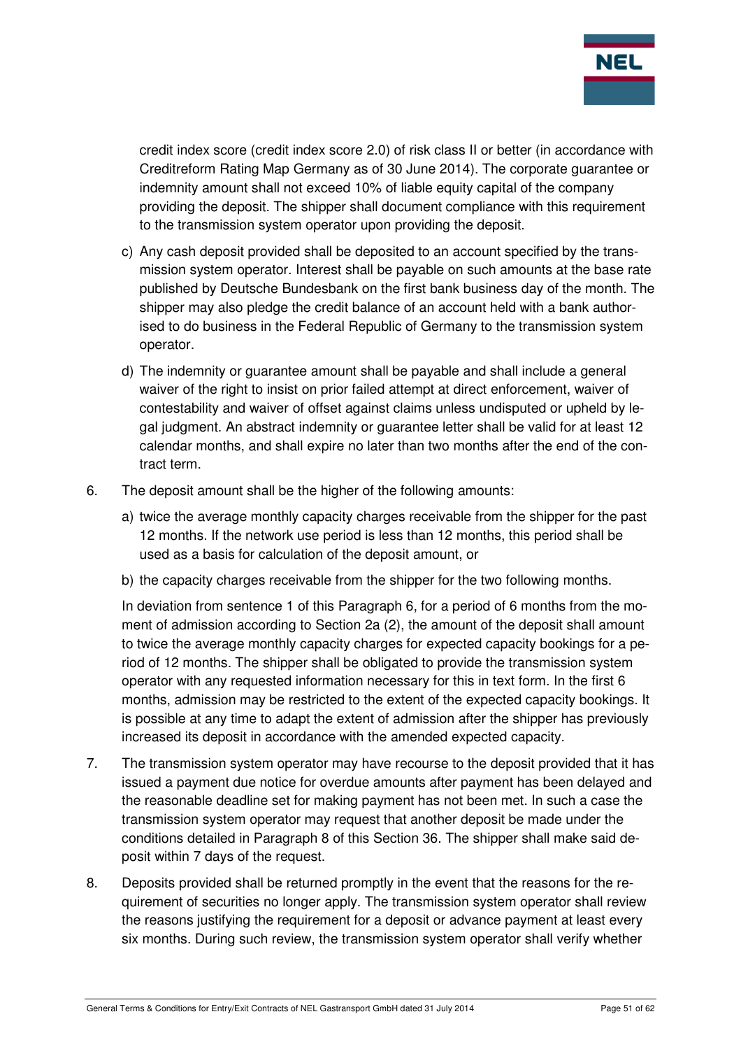credit index score (credit index score 2.0) of risk class II or better (in accordance with Creditreform Rating Map Germany as of 30 June 2014). The corporate guarantee or indemnity amount shall not exceed 10% of liable equity capital of the company providing the deposit. The shipper shall document compliance with this requirement to the transmission system operator upon providing the deposit.

c) Any cash deposit provided shall be deposited to an account specified by the transmission system operator. Interest shall be payable on such amounts at the base rate published by Deutsche Bundesbank on the first bank business day of the month. The shipper may also pledge the credit balance of an account held with a bank authorised to do business in the Federal Republic of Germany to the transmission system operator.

d) The indemnity or guarantee amount shall be payable and shall include a general waiver of the right to insist on prior failed attempt at direct enforcement, waiver of contestability and waiver of offset against claims unless undisputed or upheld by legal judgment. An abstract indemnity or guarantee letter shall be valid for at least 12 calendar months, and shall expire no later than two months after the end of the contract term.

6. The deposit amount shall be the higher of the following amounts:

   a) twice the average monthly capacity charges receivable from the shipper for the past 12 months. If the network use period is less than 12 months, this period shall be used as a basis for calculation of the deposit amount, or

   b) the capacity charges receivable from the shipper for the two following months.

   In deviation from sentence 1 of this Paragraph 6, for a period of 6 months from the moment of admission according to Section 2a (2), the amount of the deposit shall amount to twice the average monthly capacity charges for expected capacity bookings for a period of 12 months. The shipper shall be obligated to provide the transmission system operator with any requested information necessary for this in text form. In the first 6 months, admission may be restricted to the extent of the expected capacity bookings. It is possible at any time to adapt the extent of admission after the shipper has previously increased its deposit in accordance with the amended expected capacity.

7. The transmission system operator may have recourse to the deposit provided that it has issued a payment due notice for overdue amounts after payment has been delayed and the reasonable deadline set for making payment has not been met. In such a case the transmission system operator may request that another deposit be made under the conditions detailed in Paragraph 8 of this Section 36. The shipper shall make said deposit within 7 days of the request.

8. Deposits provided shall be returned promptly in the event that the reasons for the requirement of securities no longer apply. The transmission system operator shall review the reasons justifying the requirement for a deposit or advance payment at least every six months. During such review, the transmission system operator shall verify whether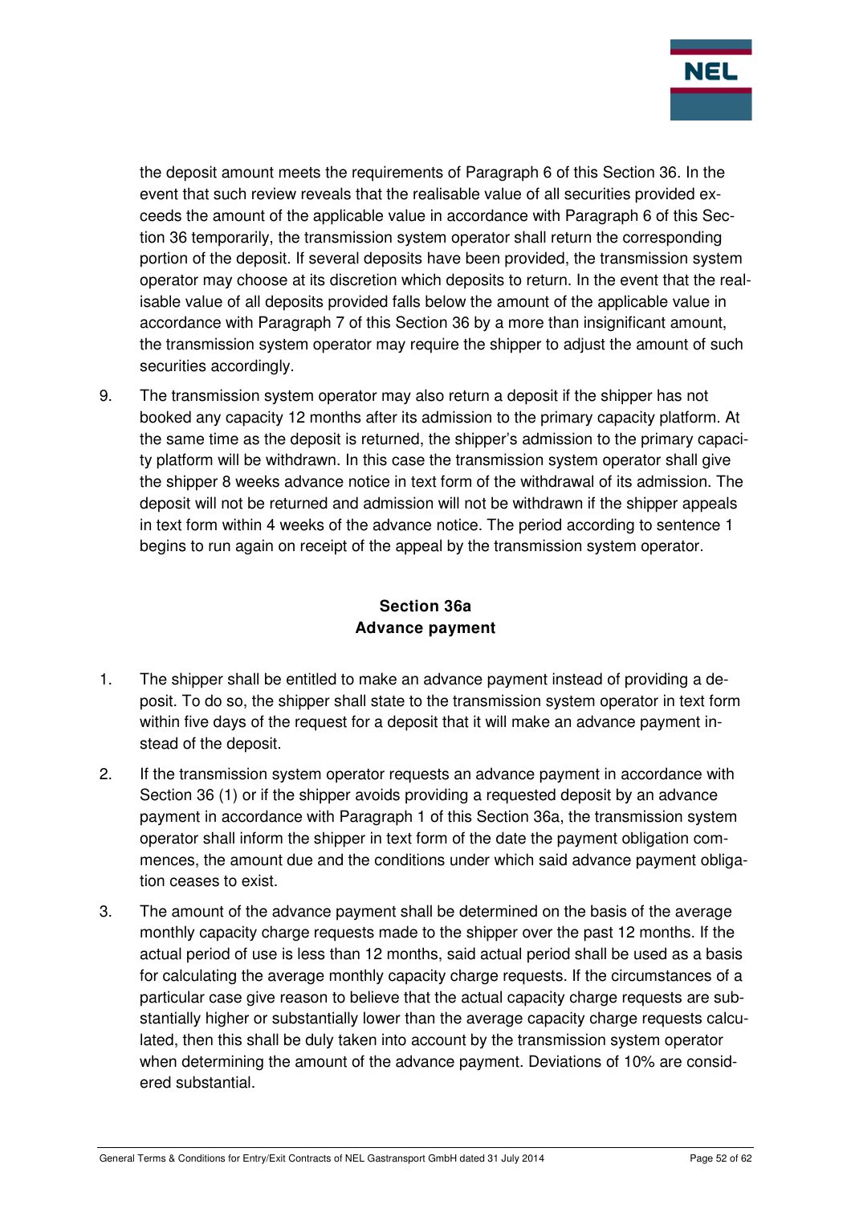the deposit amount meets the requirements of Paragraph 6 of this Section 36. In the event that such review reveals that the realisable value of all securities provided exceeds the amount of the applicable value in accordance with Paragraph 6 of this Section 36 temporarily, the transmission system operator shall return the corresponding portion of the deposit. If several deposits have been provided, the transmission system operator may choose at its discretion which deposits to return. In the event that the realisable value of all deposits provided falls below the amount of the applicable value in accordance with Paragraph 7 of this Section 36 by a more than insignificant amount, the transmission system operator may require the shipper to adjust the amount of such securities accordingly.

9. The transmission system operator may also return a deposit if the shipper has not booked any capacity 12 months after its admission to the primary capacity platform. At the same time as the deposit is returned, the shipper's admission to the primary capacity platform will be withdrawn. In this case the transmission system operator shall give the shipper 8 weeks advance notice in text form of the withdrawal of its admission. The deposit will not be returned and admission will not be withdrawn if the shipper appeals in text form within 4 weeks of the advance notice. The period according to sentence 1 begins to run again on receipt of the appeal by the transmission system operator.

## Section 36a
## Advance payment

1. The shipper shall be entitled to make an advance payment instead of providing a deposit. To do so, the shipper shall state to the transmission system operator in text form within five days of the request for a deposit that it will make an advance payment instead of the deposit.
2. If the transmission system operator requests an advance payment in accordance with Section 36 (1) or if the shipper avoids providing a requested deposit by an advance payment in accordance with Paragraph 1 of this Section 36a, the transmission system operator shall inform the shipper in text form of the date the payment obligation commences, the amount due and the conditions under which said advance payment obligation ceases to exist.
3. The amount of the advance payment shall be determined on the basis of the average monthly capacity charge requests made to the shipper over the past 12 months. If the actual period of use is less than 12 months, said actual period shall be used as a basis for calculating the average monthly capacity charge requests. If the circumstances of a particular case give reason to believe that the actual capacity charge requests are substantially higher or substantially lower than the average capacity charge requests calculated, then this shall be duly taken into account by the transmission system operator when determining the amount of the advance payment. Deviations of 10% are considered substantial.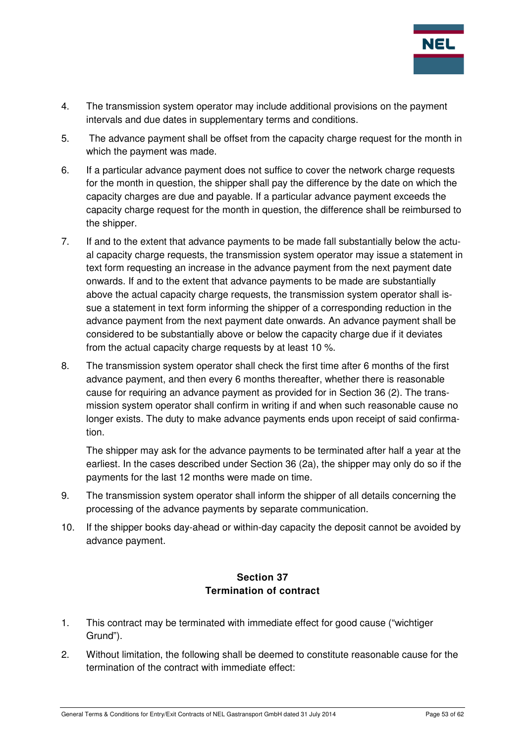4. The transmission system operator may include additional provisions on the payment intervals and due dates in supplementary terms and conditions.

5. The advance payment shall be offset from the capacity charge request for the month in which the payment was made.

6. If a particular advance payment does not suffice to cover the network charge requests for the month in question, the shipper shall pay the difference by the date on which the capacity charges are due and payable. If a particular advance payment exceeds the capacity charge request for the month in question, the difference shall be reimbursed to the shipper.

7. If and to the extent that advance payments to be made fall substantially below the actual capacity charge requests, the transmission system operator may issue a statement in text form requesting an increase in the advance payment from the next payment date onwards. If and to the extent that advance payments to be made are substantially above the actual capacity charge requests, the transmission system operator shall issue a statement in text form informing the shipper of a corresponding reduction in the advance payment from the next payment date onwards. An advance payment shall be considered to be substantially above or below the capacity charge due if it deviates from the actual capacity charge requests by at least 10 %.

8. The transmission system operator shall check the first time after 6 months of the first advance payment, and then every 6 months thereafter, whether there is reasonable cause for requiring an advance payment as provided for in Section 36 (2). The transmission system operator shall confirm in writing if and when such reasonable cause no longer exists. The duty to make advance payments ends upon receipt of said confirmation.

   The shipper may ask for the advance payments to be terminated after half a year at the earliest. In the cases described under Section 36 (2a), the shipper may only do so if the payments for the last 12 months were made on time.

9. The transmission system operator shall inform the shipper of all details concerning the processing of the advance payments by separate communication.

10. If the shipper books day-ahead or within-day capacity the deposit cannot be avoided by advance payment.

## Section 37
## Termination of contract

1. This contract may be terminated with immediate effect for good cause ("wichtiger Grund").

2. Without limitation, the following shall be deemed to constitute reasonable cause for the termination of the contract with immediate effect: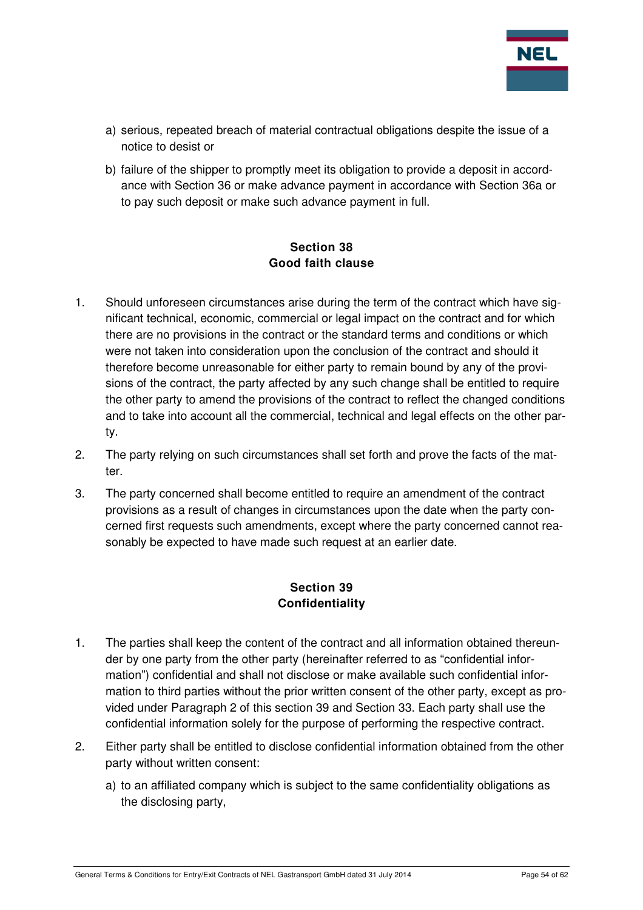a) serious, repeated breach of material contractual obligations despite the issue of a notice to desist or

b) failure of the shipper to promptly meet its obligation to provide a deposit in accordance with Section 36 or make advance payment in accordance with Section 36a or to pay such deposit or make such advance payment in full.

## Section 38
## Good faith clause

1. Should unforeseen circumstances arise during the term of the contract which have significant technical, economic, commercial or legal impact on the contract and for which there are no provisions in the contract or the standard terms and conditions or which were not taken into consideration upon the conclusion of the contract and should it therefore become unreasonable for either party to remain bound by any of the provisions of the contract, the party affected by any such change shall be entitled to require the other party to amend the provisions of the contract to reflect the changed conditions and to take into account all the commercial, technical and legal effects on the other party.

2. The party relying on such circumstances shall set forth and prove the facts of the matter.

3. The party concerned shall become entitled to require an amendment of the contract provisions as a result of changes in circumstances upon the date when the party concerned first requests such amendments, except where the party concerned cannot reasonably be expected to have made such request at an earlier date.

## Section 39
## Confidentiality

1. The parties shall keep the content of the contract and all information obtained thereunder by one party from the other party (hereinafter referred to as "confidential information") confidential and shall not disclose or make available such confidential information to third parties without the prior written consent of the other party, except as provided under Paragraph 2 of this section 39 and Section 33. Each party shall use the confidential information solely for the purpose of performing the respective contract.

2. Either party shall be entitled to disclose confidential information obtained from the other party without written consent:

   a) to an affiliated company which is subject to the same confidentiality obligations as the disclosing party,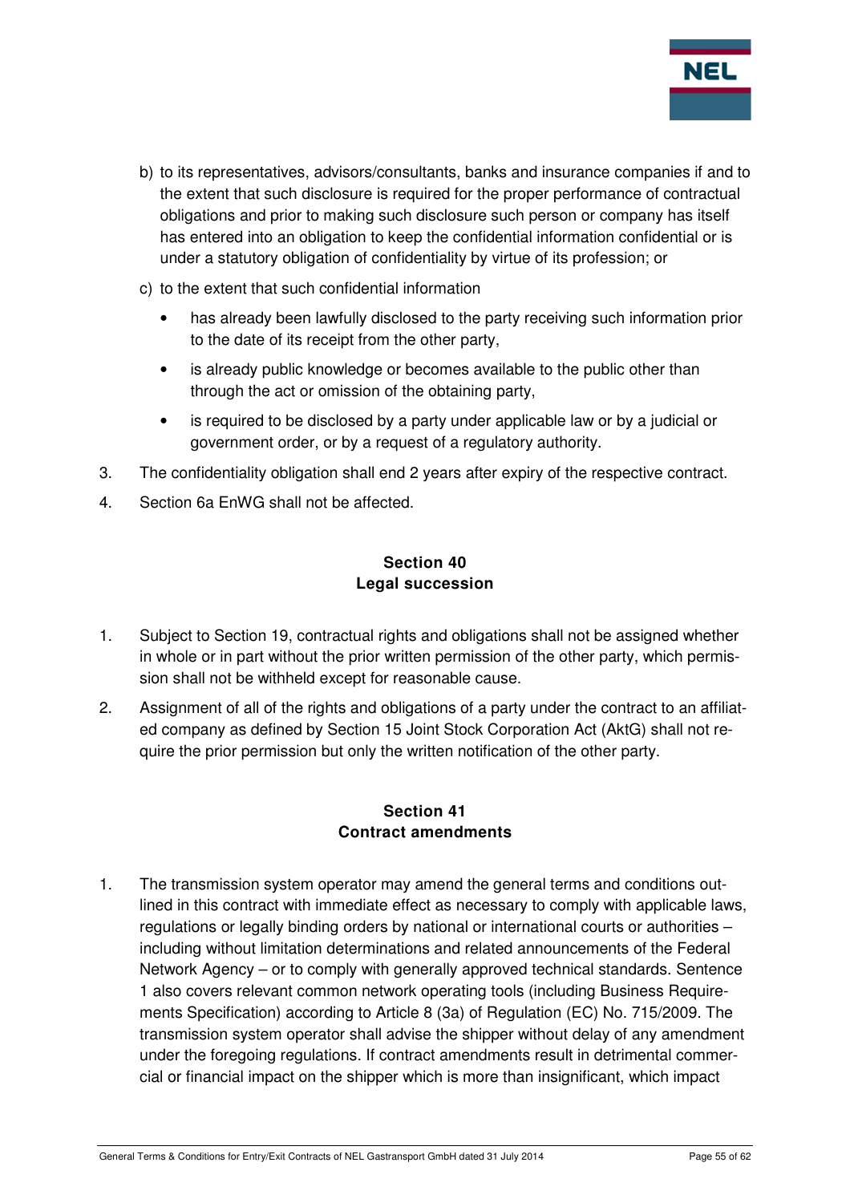b) to its representatives, advisors/consultants, banks and insurance companies if and to the extent that such disclosure is required for the proper performance of contractual obligations and prior to making such disclosure such person or company has itself has entered into an obligation to keep the confidential information confidential or is under a statutory obligation of confidentiality by virtue of its profession; or

c) to the extent that such confidential information

   - has already been lawfully disclosed to the party receiving such information prior to the date of its receipt from the other party,
   - is already public knowledge or becomes available to the public other than through the act or omission of the obtaining party,
   - is required to be disclosed by a party under applicable law or by a judicial or government order, or by a request of a regulatory authority.

3. The confidentiality obligation shall end 2 years after expiry of the respective contract.

4. Section 6a EnWG shall not be affected.

## Section 40
## Legal succession

1. Subject to Section 19, contractual rights and obligations shall not be assigned whether in whole or in part without the prior written permission of the other party, which permission shall not be withheld except for reasonable cause.

2. Assignment of all of the rights and obligations of a party under the contract to an affiliated company as defined by Section 15 Joint Stock Corporation Act (AktG) shall not require the prior permission but only the written notification of the other party.

## Section 41
## Contract amendments

1. The transmission system operator may amend the general terms and conditions outlined in this contract with immediate effect as necessary to comply with applicable laws, regulations or legally binding orders by national or international courts or authorities – including without limitation determinations and related announcements of the Federal Network Agency – or to comply with generally approved technical standards. Sentence 1 also covers relevant common network operating tools (including Business Requirements Specification) according to Article 8 (3a) of Regulation (EC) No. 715/2009. The transmission system operator shall advise the shipper without delay of any amendment under the foregoing regulations. If contract amendments result in detrimental commercial or financial impact on the shipper which is more than insignificant, which impact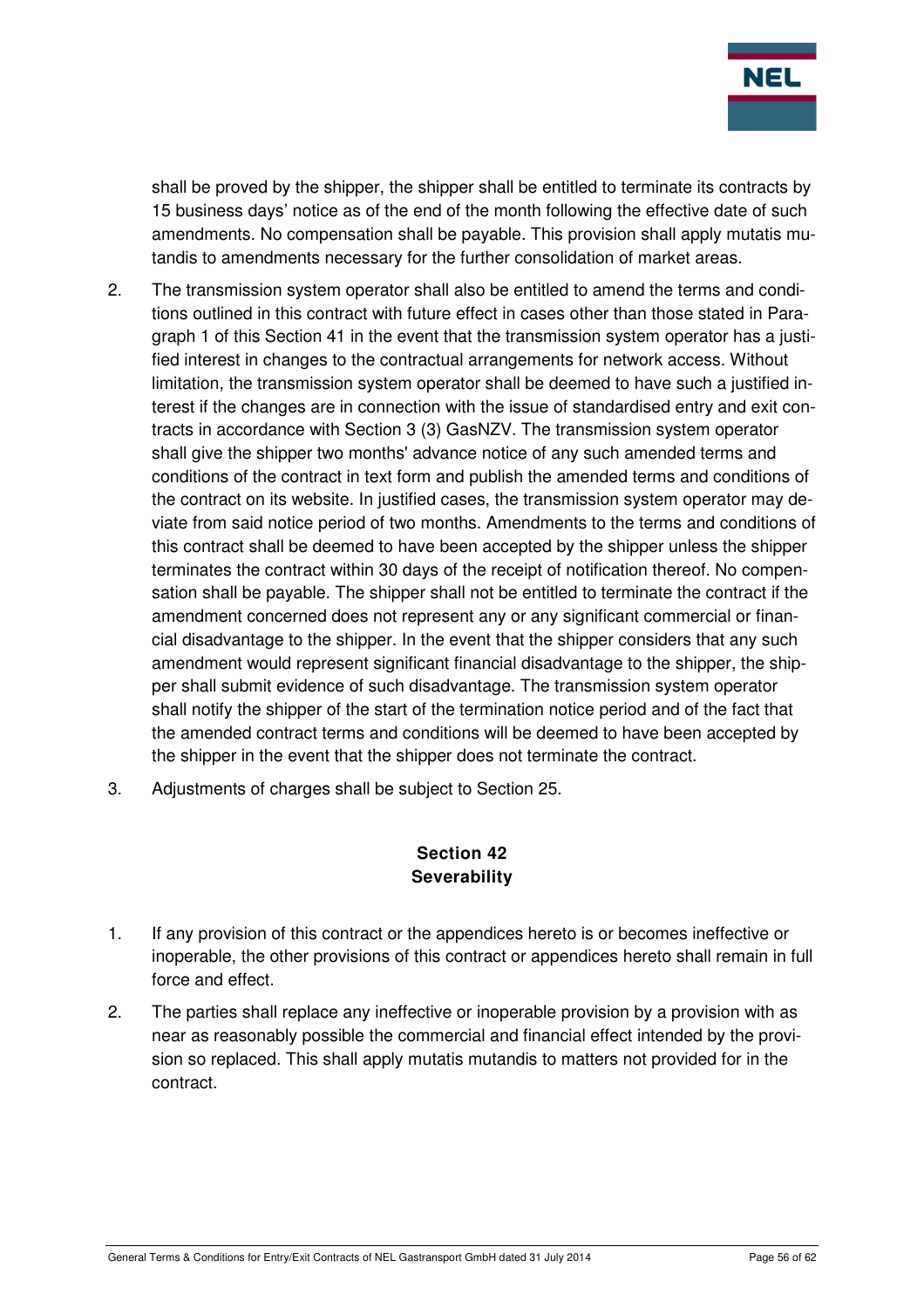shall be proved by the shipper, the shipper shall be entitled to terminate its contracts by 15 business days' notice as of the end of the month following the effective date of such amendments. No compensation shall be payable. This provision shall apply mutatis mutandis to amendments necessary for the further consolidation of market areas.

2. The transmission system operator shall also be entitled to amend the terms and conditions outlined in this contract with future effect in cases other than those stated in Paragraph 1 of this Section 41 in the event that the transmission system operator has a justified interest in changes to the contractual arrangements for network access. Without limitation, the transmission system operator shall be deemed to have such a justified interest if the changes are in connection with the issue of standardised entry and exit contracts in accordance with Section 3 (3) GasNZV. The transmission system operator shall give the shipper two months' advance notice of any such amended terms and conditions of the contract in text form and publish the amended terms and conditions of the contract on its website. In justified cases, the transmission system operator may deviate from said notice period of two months. Amendments to the terms and conditions of this contract shall be deemed to have been accepted by the shipper unless the shipper terminates the contract within 30 days of the receipt of notification thereof. No compensation shall be payable. The shipper shall not be entitled to terminate the contract if the amendment concerned does not represent any or any significant commercial or financial disadvantage to the shipper. In the event that the shipper considers that any such amendment would represent significant financial disadvantage to the shipper, the shipper shall submit evidence of such disadvantage. The transmission system operator shall notify the shipper of the start of the termination notice period and of the fact that the amended contract terms and conditions will be deemed to have been accepted by the shipper in the event that the shipper does not terminate the contract.

3. Adjustments of charges shall be subject to Section 25.

## Section 42
## Severability

1. If any provision of this contract or the appendices hereto is or becomes ineffective or inoperable, the other provisions of this contract or appendices hereto shall remain in full force and effect.

2. The parties shall replace any ineffective or inoperable provision by a provision with as near as reasonably possible the commercial and financial effect intended by the provision so replaced. This shall apply mutatis mutandis to matters not provided for in the contract.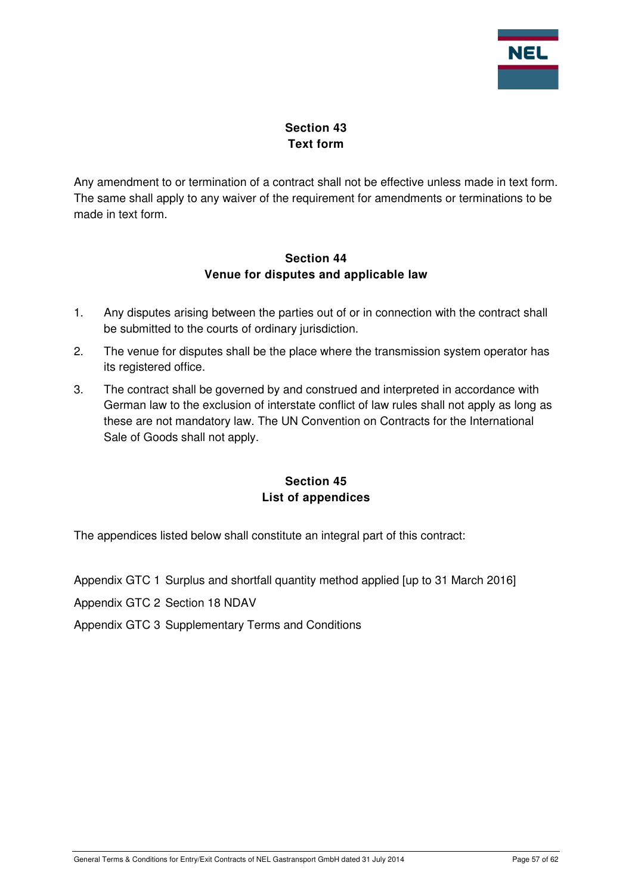## Section 43
## Text form

Any amendment to or termination of a contract shall not be effective unless made in text form. The same shall apply to any waiver of the requirement for amendments or terminations to be made in text form.

## Section 44
## Venue for disputes and applicable law

1. Any disputes arising between the parties out of or in connection with the contract shall be submitted to the courts of ordinary jurisdiction.
2. The venue for disputes shall be the place where the transmission system operator has its registered office.
3. The contract shall be governed by and construed and interpreted in accordance with German law to the exclusion of interstate conflict of law rules shall not apply as long as these are not mandatory law. The UN Convention on Contracts for the International Sale of Goods shall not apply.

## Section 45
## List of appendices

The appendices listed below shall constitute an integral part of this contract:

Appendix GTC 1 Surplus and shortfall quantity method applied [up to 31 March 2016]

Appendix GTC 2 Section 18 NDAV

Appendix GTC 3 Supplementary Terms and Conditions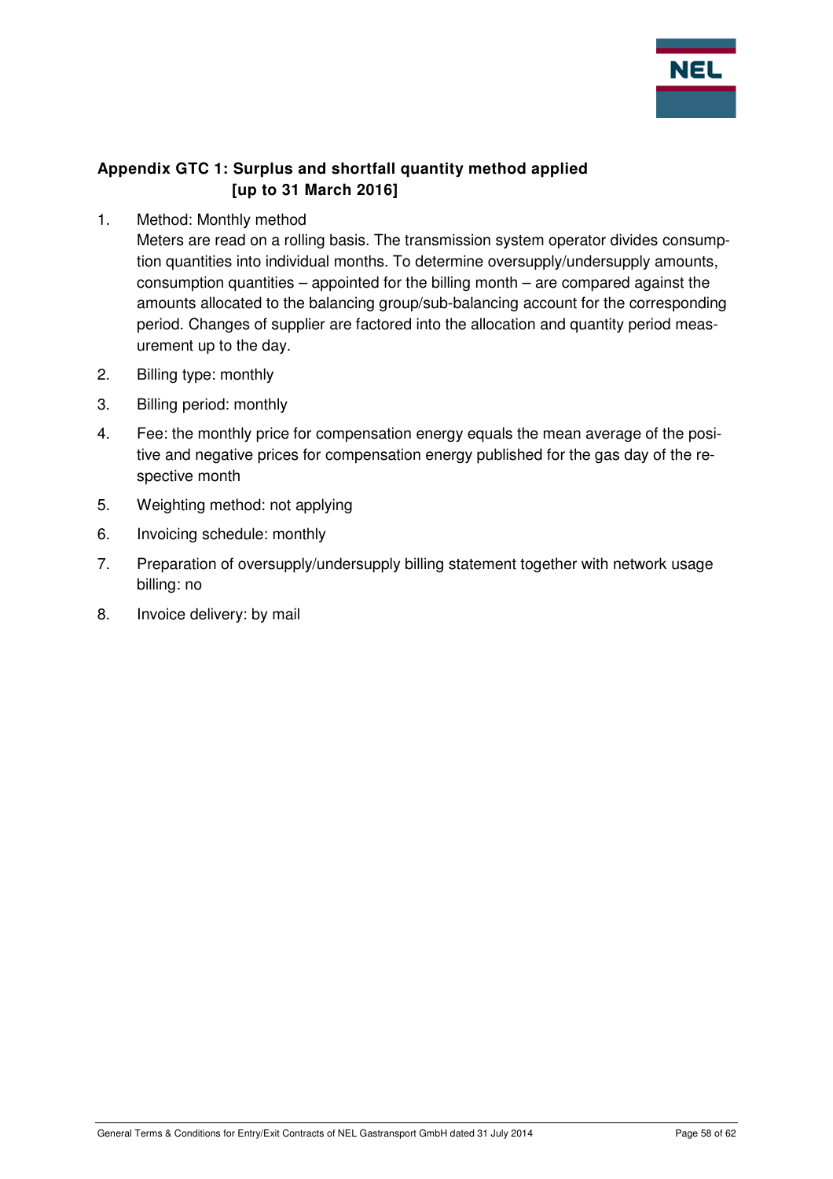## Appendix GTC 1: Surplus and shortfall quantity method applied [up to 31 March 2016]

1. Method: Monthly method
   Meters are read on a rolling basis. The transmission system operator divides consumption quantities into individual months. To determine oversupply/undersupply amounts, consumption quantities – appointed for the billing month – are compared against the amounts allocated to the balancing group/sub-balancing account for the corresponding period. Changes of supplier are factored into the allocation and quantity period measurement up to the day.

2. Billing type: monthly

3. Billing period: monthly

4. Fee: the monthly price for compensation energy equals the mean average of the positive and negative prices for compensation energy published for the gas day of the respective month

5. Weighting method: not applying

6. Invoicing schedule: monthly

7. Preparation of oversupply/undersupply billing statement together with network usage billing: no

8. Invoice delivery: by mail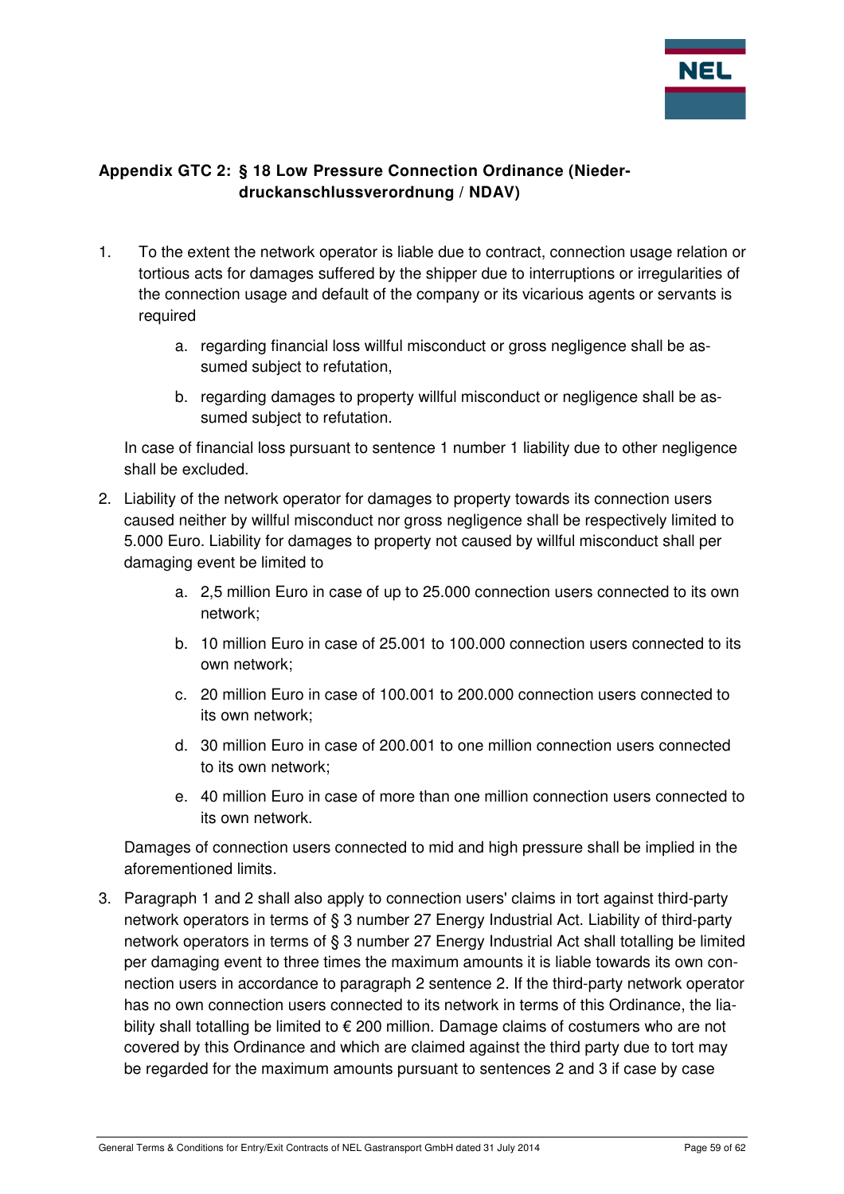## Appendix GTC 2: § 18 Low Pressure Connection Ordinance (Nieder-druckanschlussverordnung / NDAV)

1. To the extent the network operator is liable due to contract, connection usage relation or tortious acts for damages suffered by the shipper due to interruptions or irregularities of the connection usage and default of the company or its vicarious agents or servants is required

   a. regarding financial loss willful misconduct or gross negligence shall be assumed subject to refutation,

   b. regarding damages to property willful misconduct or negligence shall be assumed subject to refutation.

   In case of financial loss pursuant to sentence 1 number 1 liability due to other negligence shall be excluded.

2. Liability of the network operator for damages to property towards its connection users caused neither by willful misconduct nor gross negligence shall be respectively limited to 5.000 Euro. Liability for damages to property not caused by willful misconduct shall per damaging event be limited to

   a. 2,5 million Euro in case of up to 25.000 connection users connected to its own network;

   b. 10 million Euro in case of 25.001 to 100.000 connection users connected to its own network;

   c. 20 million Euro in case of 100.001 to 200.000 connection users connected to its own network;

   d. 30 million Euro in case of 200.001 to one million connection users connected to its own network;

   e. 40 million Euro in case of more than one million connection users connected to its own network.

   Damages of connection users connected to mid and high pressure shall be implied in the aforementioned limits.

3. Paragraph 1 and 2 shall also apply to connection users' claims in tort against third-party network operators in terms of § 3 number 27 Energy Industrial Act. Liability of third-party network operators in terms of § 3 number 27 Energy Industrial Act shall totalling be limited per damaging event to three times the maximum amounts it is liable towards its own connection users in accordance to paragraph 2 sentence 2. If the third-party network operator has no own connection users connected to its network in terms of this Ordinance, the liability shall totalling be limited to € 200 million. Damage claims of costumers who are not covered by this Ordinance and which are claimed against the third party due to tort may be regarded for the maximum amounts pursuant to sentences 2 and 3 if case by case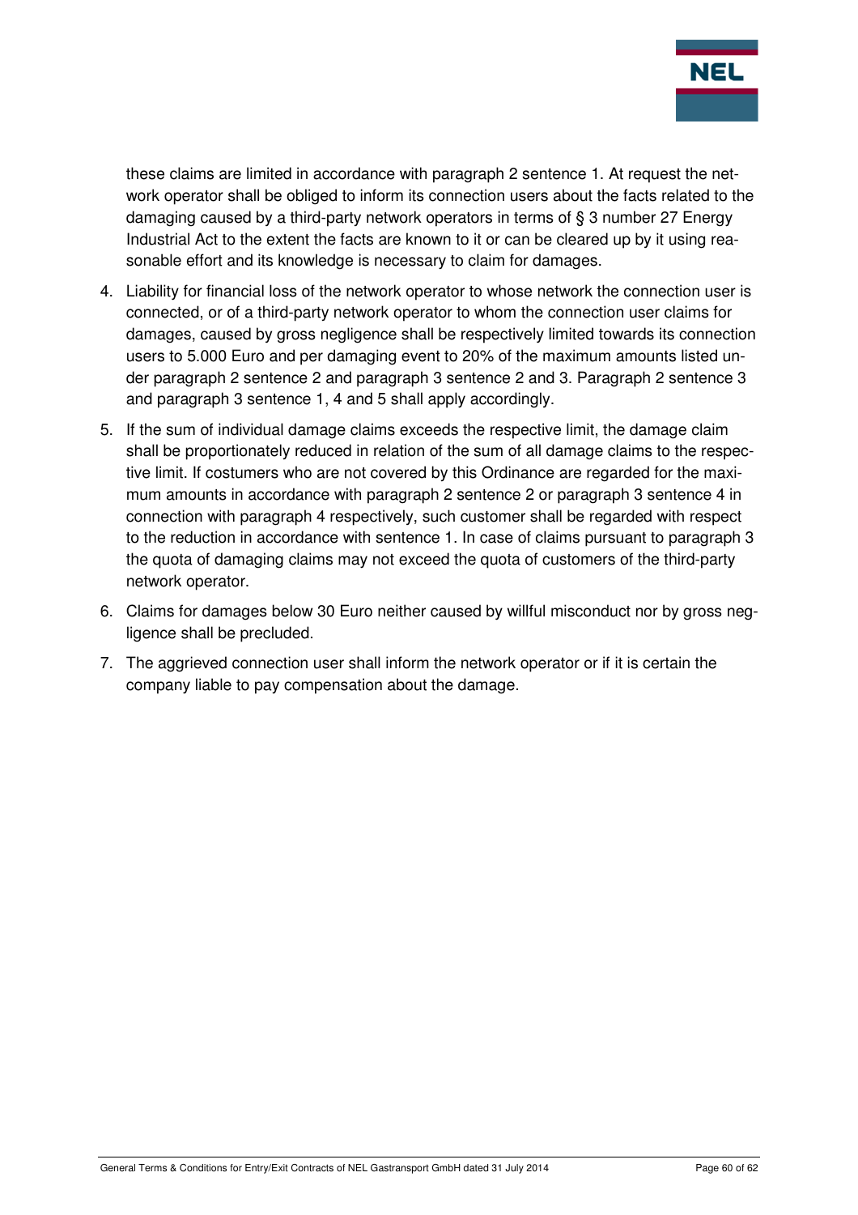these claims are limited in accordance with paragraph 2 sentence 1. At request the network operator shall be obliged to inform its connection users about the facts related to the damaging caused by a third-party network operators in terms of § 3 number 27 Energy Industrial Act to the extent the facts are known to it or can be cleared up by it using reasonable effort and its knowledge is necessary to claim for damages.

4. Liability for financial loss of the network operator to whose network the connection user is connected, or of a third-party network operator to whom the connection user claims for damages, caused by gross negligence shall be respectively limited towards its connection users to 5.000 Euro and per damaging event to 20% of the maximum amounts listed under paragraph 2 sentence 2 and paragraph 3 sentence 2 and 3. Paragraph 2 sentence 3 and paragraph 3 sentence 1, 4 and 5 shall apply accordingly.
5. If the sum of individual damage claims exceeds the respective limit, the damage claim shall be proportionately reduced in relation of the sum of all damage claims to the respective limit. If costumers who are not covered by this Ordinance are regarded for the maximum amounts in accordance with paragraph 2 sentence 2 or paragraph 3 sentence 4 in connection with paragraph 4 respectively, such customer shall be regarded with respect to the reduction in accordance with sentence 1. In case of claims pursuant to paragraph 3 the quota of damaging claims may not exceed the quota of customers of the third-party network operator.
6. Claims for damages below 30 Euro neither caused by willful misconduct nor by gross negligence shall be precluded.
7. The aggrieved connection user shall inform the network operator or if it is certain the company liable to pay compensation about the damage.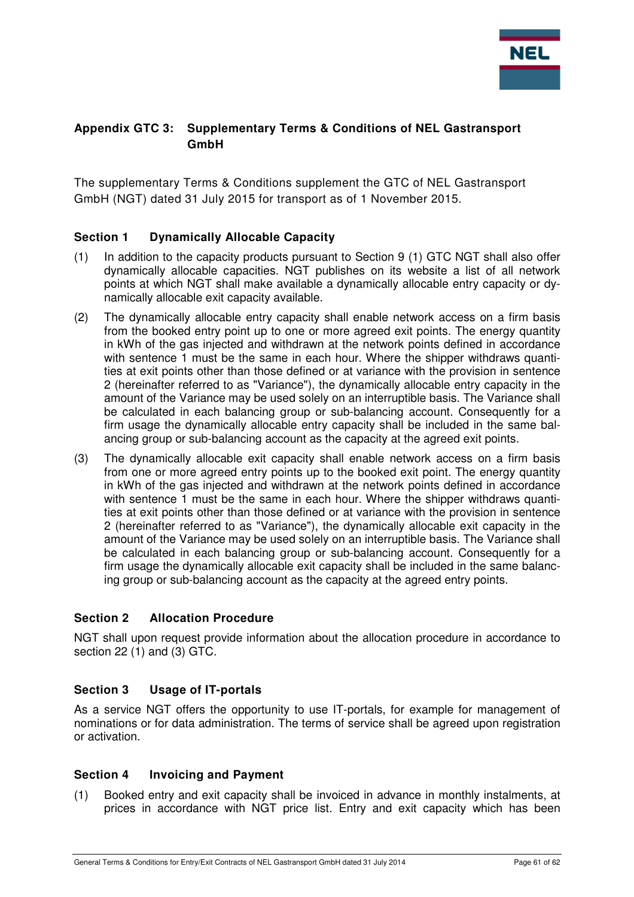## Appendix GTC 3: Supplementary Terms & Conditions of NEL Gastransport GmbH

The supplementary Terms & Conditions supplement the GTC of NEL Gastransport GmbH (NGT) dated 31 July 2015 for transport as of 1 November 2015.

### Section 1 Dynamically Allocable Capacity

(1) In addition to the capacity products pursuant to Section 9 (1) GTC NGT shall also offer dynamically allocable capacities. NGT publishes on its website a list of all network points at which NGT shall make available a dynamically allocable entry capacity or dynamically allocable exit capacity available.

(2) The dynamically allocable entry capacity shall enable network access on a firm basis from the booked entry point up to one or more agreed exit points. The energy quantity in kWh of the gas injected and withdrawn at the network points defined in accordance with sentence 1 must be the same in each hour. Where the shipper withdraws quantities at exit points other than those defined or at variance with the provision in sentence 2 (hereinafter referred to as "Variance"), the dynamically allocable entry capacity in the amount of the Variance may be used solely on an interruptible basis. The Variance shall be calculated in each balancing group or sub-balancing account. Consequently for a firm usage the dynamically allocable entry capacity shall be included in the same balancing group or sub-balancing account as the capacity at the agreed exit points.

(3) The dynamically allocable exit capacity shall enable network access on a firm basis from one or more agreed entry points up to the booked exit point. The energy quantity in kWh of the gas injected and withdrawn at the network points defined in accordance with sentence 1 must be the same in each hour. Where the shipper withdraws quantities at exit points other than those defined or at variance with the provision in sentence 2 (hereinafter referred to as "Variance"), the dynamically allocable exit capacity in the amount of the Variance may be used solely on an interruptible basis. The Variance shall be calculated in each balancing group or sub-balancing account. Consequently for a firm usage the dynamically allocable exit capacity shall be included in the same balancing group or sub-balancing account as the capacity at the agreed entry points.

### Section 2 Allocation Procedure

NGT shall upon request provide information about the allocation procedure in accordance to section 22 (1) and (3) GTC.

### Section 3 Usage of IT-portals

As a service NGT offers the opportunity to use IT-portals, for example for management of nominations or for data administration. The terms of service shall be agreed upon registration or activation.

### Section 4 Invoicing and Payment

(1) Booked entry and exit capacity shall be invoiced in advance in monthly instalments, at prices in accordance with NGT price list. Entry and exit capacity which has been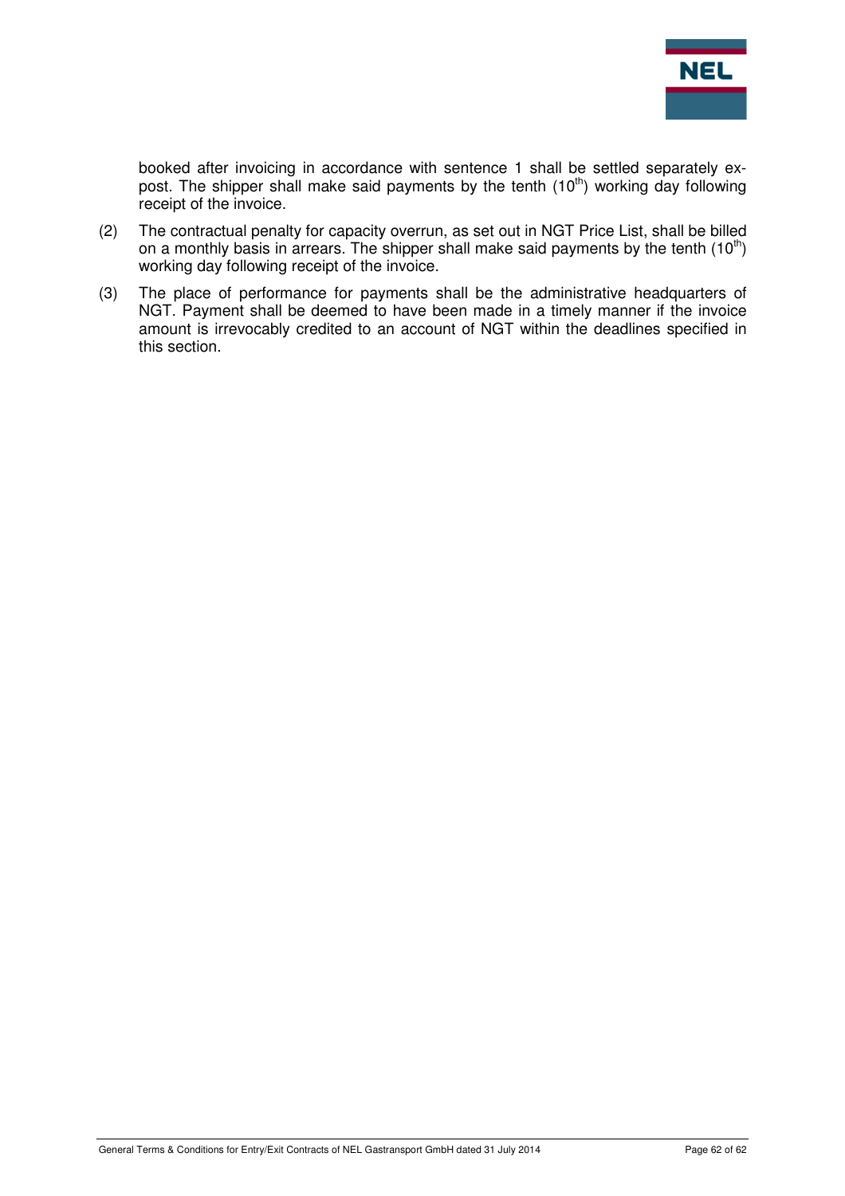booked after invoicing in accordance with sentence 1 shall be settled separately ex-post. The shipper shall make said payments by the tenth (10th) working day following receipt of the invoice.

(2) The contractual penalty for capacity overrun, as set out in NGT Price List, shall be billed on a monthly basis in arrears. The shipper shall make said payments by the tenth (10th) working day following receipt of the invoice.

(3) The place of performance for payments shall be the administrative headquarters of NGT. Payment shall be deemed to have been made in a timely manner if the invoice amount is irrevocably credited to an account of NGT within the deadlines specified in this section.